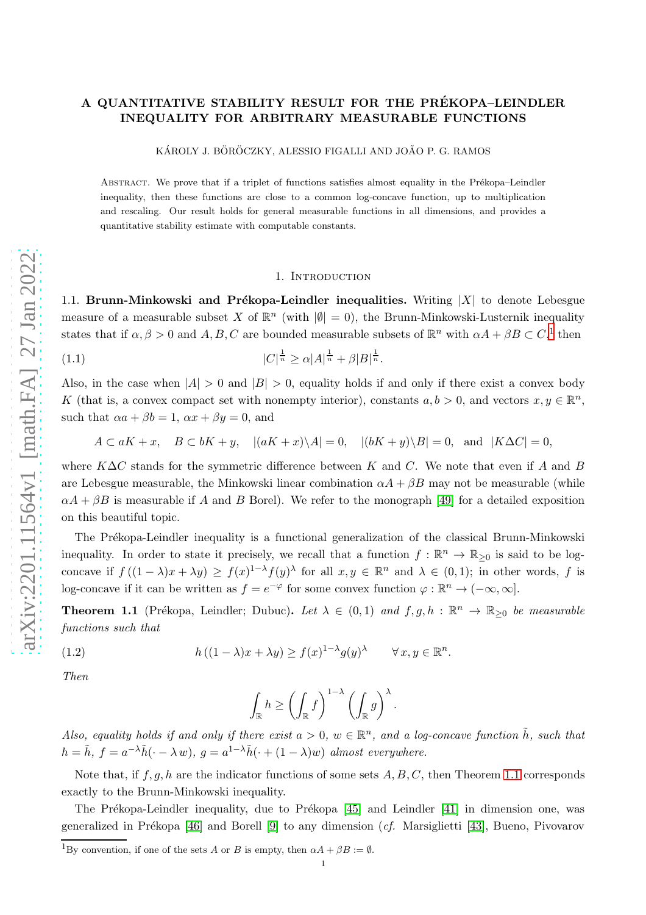# A QUANTITATIVE STABILITY RESULT FOR THE PRÉKOPA–LEINDLER INEQUALITY FOR ARBITRARY MEASURABLE FUNCTIONS

KÁROLY J. BÖRÖCZKY, ALESSIO FIGALLI AND JOÃO P. G. RAMOS

Abstract. We prove that if a triplet of functions satisfies almost equality in the Prékopa–Leindler inequality, then these functions are close to a common log-concave function, up to multiplication and rescaling. Our result holds for general measurable functions in all dimensions, and provides a quantitative stability estimate with computable constants.

## 1. Introduction

1.1. **Brunn-Minkowski and Prékopa-Leindler inequalities.** Writing $|X|$ to denote Lebesgue measure of a measurable subset $X$ of $\mathbb{R}^n$ (with $|\emptyset| = 0$), the Brunn-Minkowski-Lusternik inequality states that if $\alpha, \beta > 0$ and $A, B, C$ are bounded measurable subsets of $\mathbb{R}^n$ with $\alpha A + \beta B \subset C$,[1] then

$$|C|^{\frac{1}{n}} \geq \alpha |A|^{\frac{1}{n}} + \beta |B|^{\frac{1}{n}}. \tag{1.1}$$

Also, in the case when $|A| > 0$ and $|B| > 0$, equality holds if and only if there exist a convex body $K$ (that is, a convex compact set with nonempty interior), constants $a, b > 0$, and vectors $x, y \in \mathbb{R}^n$, such that $\alpha a + \beta b = 1$, $\alpha x + \beta y = 0$, and

$$A \subset aK + x, \quad B \subset bK + y, \quad |(aK + x)\backslash A| = 0, \quad |(bK + y)\backslash B| = 0, \quad \text{and} \quad |K \Delta C| = 0,$$

where $K \Delta C$ stands for the symmetric difference between $K$ and $C$. We note that even if $A$ and $B$ are Lebesgue measurable, the Minkowski linear combination $\alpha A + \beta B$ may not be measurable (while $\alpha A + \beta B$ is measurable if $A$ and $B$ Borel). We refer to the monograph [49] for a detailed exposition on this beautiful topic.

The Prékopa-Leindler inequality is a functional generalization of the classical Brunn-Minkowski inequality. In order to state it precisely, we recall that a function $f : \mathbb{R}^n \to \mathbb{R}_{\geq 0}$ is said to be log-concave if $f((1-\lambda)x + \lambda y) \geq f(x)^{1-\lambda} f(y)^{\lambda}$ for all $x, y \in \mathbb{R}^n$ and $\lambda \in (0, 1)$; in other words, $f$ is log-concave if it can be written as $f = e^{-\varphi}$ for some convex function $\varphi : \mathbb{R}^n \to (-\infty, \infty]$.

**Theorem 1.1** (Prékopa, Leindler; Dubuc). *Let $\lambda \in (0, 1)$ and $f, g, h : \mathbb{R}^n \to \mathbb{R}_{\geq 0}$ be measurable functions such that*

$$h((1-\lambda)x + \lambda y) \geq f(x)^{1-\lambda} g(y)^{\lambda} \qquad \forall x, y \in \mathbb{R}^n. \tag{1.2}$$

*Then*

$$\int_{\mathbb{R}} h \geq \left( \int_{\mathbb{R}} f \right)^{1-\lambda} \left( \int_{\mathbb{R}} g \right)^{\lambda}.$$

*Also, equality holds if and only if there exist $a > 0$, $w \in \mathbb{R}^n$, and a log-concave function $\tilde{h}$, such that $h = \tilde{h}$, $f = a^{-\lambda} \tilde{h}(\cdot - \lambda w)$, $g = a^{1-\lambda} \tilde{h}(\cdot + (1-\lambda) w)$ almost everywhere.*

Note that, if $f, g, h$ are the indicator functions of some sets $A, B, C$, then Theorem 1.1 corresponds exactly to the Brunn-Minkowski inequality.

The Prékopa-Leindler inequality, due to Prékopa [45] and Leindler [41] in dimension one, was generalized in Prékopa [46] and Borell [9] to any dimension (*cf.* Marsiglietti [43], Bueno, Pivovarov

[1] By convention, if one of the sets $A$ or $B$ is empty, then $\alpha A + \beta B := \emptyset$.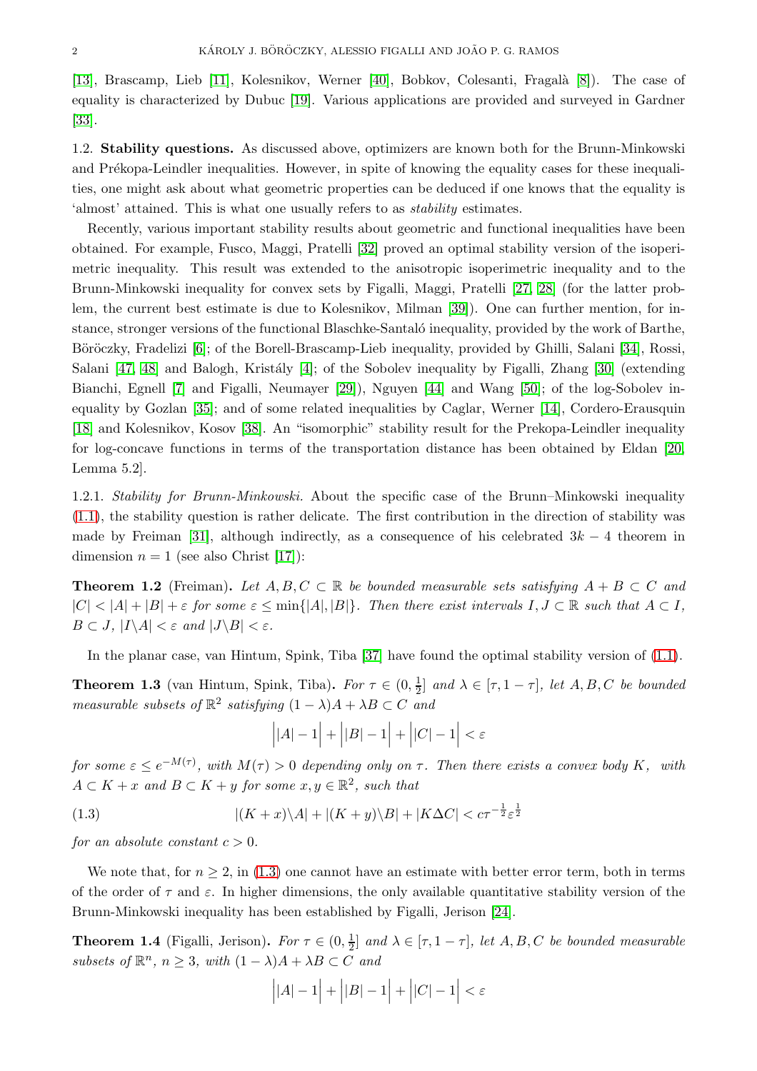[13], Brascamp, Lieb [11], Kolesnikov, Werner [40], Bobkov, Colesanti, Fragalà [8]). The case of equality is characterized by Dubuc [19]. Various applications are provided and surveyed in Gardner [33].

1.2. **Stability questions.** As discussed above, optimizers are known both for the Brunn-Minkowski and Prékopa-Leindler inequalities. However, in spite of knowing the equality cases for these inequalities, one might ask about what geometric properties can be deduced if one knows that the equality is 'almost' attained. This is what one usually refers to as *stability* estimates.

Recently, various important stability results about geometric and functional inequalities have been obtained. For example, Fusco, Maggi, Pratelli [32] proved an optimal stability version of the isoperimetric inequality. This result was extended to the anisotropic isoperimetric inequality and to the Brunn-Minkowski inequality for convex sets by Figalli, Maggi, Pratelli [27, 28] (for the latter problem, the current best estimate is due to Kolesnikov, Milman [39]). One can further mention, for instance, stronger versions of the functional Blaschke-Santaló inequality, provided by the work of Barthe, Böröczky, Fradelizi [6]; of the Borell-Brascamp-Lieb inequality, provided by Ghilli, Salani [34], Rossi, Salani [47, 48] and Balogh, Kristály [4]; of the Sobolev inequality by Figalli, Zhang [30] (extending Bianchi, Egnell [7] and Figalli, Neumayer [29]), Nguyen [44] and Wang [50]; of the log-Sobolev inequality by Gozlan [35]; and of some related inequalities by Caglar, Werner [14], Cordero-Erausquin [18] and Kolesnikov, Kosov [38]. An "isomorphic" stability result for the Prekopa-Leindler inequality for log-concave functions in terms of the transportation distance has been obtained by Eldan [20, Lemma 5.2].

1.2.1. *Stability for Brunn-Minkowski.* About the specific case of the Brunn–Minkowski inequality (1.1), the stability question is rather delicate. The first contribution in the direction of stability was made by Freiman [31], although indirectly, as a consequence of his celebrated $3k-4$ theorem in dimension $n = 1$ (see also Christ [17]):

**Theorem 1.2** (Freiman). *Let $A, B, C \subset \mathbb{R}$ be bounded measurable sets satisfying $A + B \subset C$ and $|C| < |A| + |B| + \varepsilon$ for some $\varepsilon \le \min\{|A|, |B|\}$. Then there exist intervals $I, J \subset \mathbb{R}$ such that $A \subset I$, $B \subset J$, $|I\backslash A| < \varepsilon$ and $|J\backslash B| < \varepsilon$.*

In the planar case, van Hintum, Spink, Tiba [37] have found the optimal stability version of (1.1).

**Theorem 1.3** (van Hintum, Spink, Tiba). *For $\tau \in (0, \frac{1}{2}]$ and $\lambda \in [\tau, 1-\tau]$, let $A, B, C$ be bounded measurable subsets of $\mathbb{R}^2$ satisfying $(1-\lambda)A + \lambda B \subset C$ and*

$$\Big||A| - 1\Big| + \Big||B| - 1\Big| + \Big||C| - 1\Big| < \varepsilon$$

*for some $\varepsilon \le e^{-M(\tau)}$, with $M(\tau) > 0$ depending only on $\tau$. Then there exists a convex body $K$, with $A \subset K + x$ and $B \subset K + y$ for some $x, y \in \mathbb{R}^2$, such that*

$$|(K + x)\backslash A| + |(K + y)\backslash B| + |K\Delta C| < c\tau^{-\frac{1}{2}}\varepsilon^{\frac{1}{2}} \tag{1.3}$$

*for an absolute constant $c > 0$.*

We note that, for $n \ge 2$, in (1.3) one cannot have an estimate with better error term, both in terms of the order of $\tau$ and $\varepsilon$. In higher dimensions, the only available quantitative stability version of the Brunn-Minkowski inequality has been established by Figalli, Jerison [24].

**Theorem 1.4** (Figalli, Jerison). *For $\tau \in (0, \frac{1}{2}]$ and $\lambda \in [\tau, 1-\tau]$, let $A, B, C$ be bounded measurable subsets of $\mathbb{R}^n$, $n \ge 3$, with $(1-\lambda)A + \lambda B \subset C$ and*

$$\Big||A| - 1\Big| + \Big||B| - 1\Big| + \Big||C| - 1\Big| < \varepsilon$$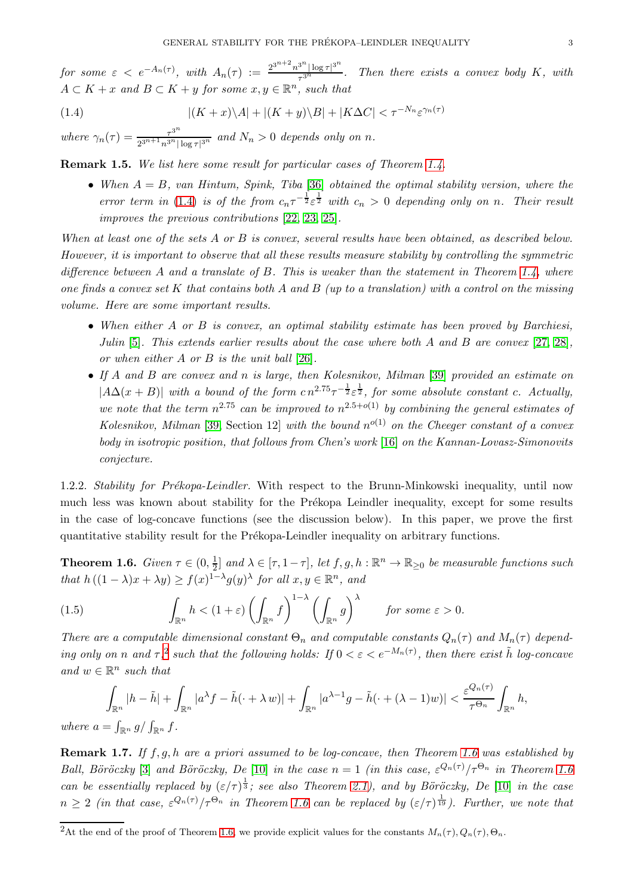*for some $\varepsilon < e^{-A_n(\tau)}$, with $A_n(\tau) := \frac{2^{3^{n+2}} n^{3^n} |\log \tau|^{3^n}}{\tau^{3^n}}$. Then there exists a convex body $K$, with $A \subset K + x$ and $B \subset K + y$ for some $x, y \in \mathbb{R}^n$, such that*

$$|(K+x)\backslash A| + |(K+y)\backslash B| + |K \Delta C| < \tau^{-N_n} \varepsilon^{\gamma_n(\tau)} \tag{1.4}$$

*where $\gamma_n(\tau) = \frac{\tau^{3^n}}{2^{3^{n+1}} n^{3^n} |\log \tau|^{3^n}}$ and $N_n > 0$ depends only on $n$.*

**Remark 1.5.** *We list here some result for particular cases of Theorem 1.4.*

- *When $A = B$, van Hintum, Spink, Tiba [36] obtained the optimal stability version, where the error term in (1.4) is of the from $c_n \tau^{-\frac{1}{2}} \varepsilon^{\frac{1}{2}}$ with $c_n > 0$ depending only on $n$. Their result improves the previous contributions [22, 23, 25].*

*When at least one of the sets $A$ or $B$ is convex, several results have been obtained, as described below. However, it is important to observe that all these results measure stability by controlling the symmetric difference between $A$ and a translate of $B$. This is weaker than the statement in Theorem 1.4, where one finds a convex set $K$ that contains both $A$ and $B$ (up to a translation) with a control on the missing volume. Here are some important results.*

- *When either $A$ or $B$ is convex, an optimal stability estimate has been proved by Barchiesi, Julin [5]. This extends earlier results about the case where both $A$ and $B$ are convex [27, 28], or when either $A$ or $B$ is the unit ball [26].*
- *If $A$ and $B$ are convex and $n$ is large, then Kolesnikov, Milman [39] provided an estimate on $|A\Delta(x+B)|$ with a bound of the form $c\, n^{2.75} \tau^{-\frac{1}{2}} \varepsilon^{\frac{1}{2}}$, for some absolute constant $c$. Actually, we note that the term $n^{2.75}$ can be improved to $n^{2.5+o(1)}$ by combining the general estimates of Kolesnikov, Milman [39, Section 12] with the bound $n^{o(1)}$ on the Cheeger constant of a convex body in isotropic position, that follows from Chen's work [16] on the Kannan-Lovasz-Simonovits conjecture.*

1.2.2. *Stability for Prékopa-Leindler.* With respect to the Brunn-Minkowski inequality, until now much less was known about stability for the Prékopa Leindler inequality, except for some results in the case of log-concave functions (see the discussion below). In this paper, we prove the first quantitative stability result for the Prékopa-Leindler inequality on arbitrary functions.

**Theorem 1.6.** *Given $\tau \in (0, \frac{1}{2}]$ and $\lambda \in [\tau, 1-\tau]$, let $f, g, h : \mathbb{R}^n \to \mathbb{R}_{\geq 0}$ be measurable functions such that $h((1-\lambda)x + \lambda y) \geq f(x)^{1-\lambda} g(y)^\lambda$ for all $x, y \in \mathbb{R}^n$, and*

$$\int_{\mathbb{R}^n} h < (1+\varepsilon) \left( \int_{\mathbb{R}^n} f \right)^{1-\lambda} \left( \int_{\mathbb{R}^n} g \right)^{\lambda} \qquad \text{for some } \varepsilon > 0. \tag{1.5}$$

*There are a computable dimensional constant $\Theta_n$ and computable constants $Q_n(\tau)$ and $M_n(\tau)$ depending only on $n$ and $\tau$,[2] such that the following holds: If $0 < \varepsilon < e^{-M_n(\tau)}$, then there exist $\tilde{h}$ log-concave and $w \in \mathbb{R}^n$ such that*

$$\int_{\mathbb{R}^n} |h - \tilde{h}| + \int_{\mathbb{R}^n} |a^\lambda f - \tilde{h}(\cdot + \lambda w)| + \int_{\mathbb{R}^n} |a^{\lambda-1} g - \tilde{h}(\cdot + (\lambda-1)w)| < \frac{\varepsilon^{Q_n(\tau)}}{\tau^{\Theta_n}} \int_{\mathbb{R}^n} h,$$

*where $a = \int_{\mathbb{R}^n} g / \int_{\mathbb{R}^n} f$.*

**Remark 1.7.** *If $f, g, h$ are a priori assumed to be log-concave, then Theorem 1.6 was established by Ball, Böröczky [3] and Böröczky, De [10] in the case $n = 1$ (in this case, $\varepsilon^{Q_n(\tau)}/\tau^{\Theta_n}$ in Theorem 1.6 can be essentially replaced by $(\varepsilon/\tau)^{\frac{1}{3}}$; see also Theorem 2.1), and by Böröczky, De [10] in the case $n \geq 2$ (in that case, $\varepsilon^{Q_n(\tau)}/\tau^{\Theta_n}$ in Theorem 1.6 can be replaced by $(\varepsilon/\tau)^{\frac{1}{19}}$). Further, we note that*

[2] At the end of the proof of Theorem 1.6, we provide explicit values for the constants $M_n(\tau), Q_n(\tau), \Theta_n$.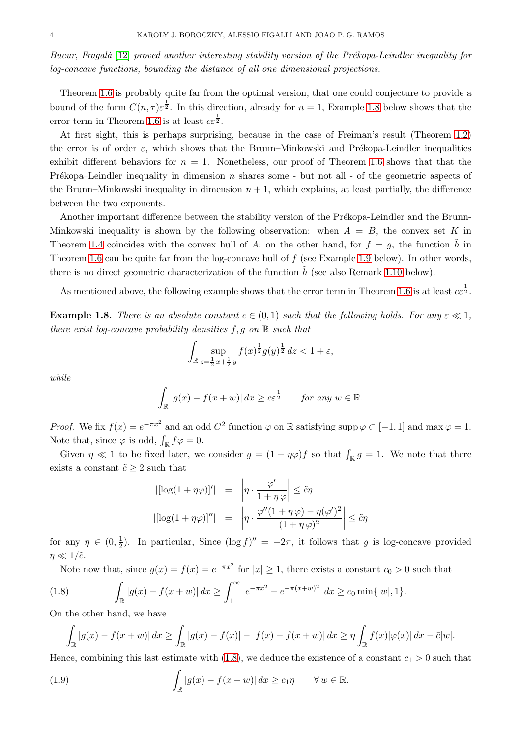*Bucur, Fragalà [12] proved another interesting stability version of the Prékopa-Leindler inequality for log-concave functions, bounding the distance of all one dimensional projections.*

Theorem 1.6 is probably quite far from the optimal version, that one could conjecture to provide a bound of the form $C(n,\tau)\varepsilon^{\frac{1}{2}}$. In this direction, already for $n=1$, Example 1.8 below shows that the error term in Theorem 1.6 is at least $c\varepsilon^{\frac{1}{2}}$.

At first sight, this is perhaps surprising, because in the case of Freiman's result (Theorem 1.2) the error is of order $\varepsilon$, which shows that the Brunn–Minkowski and Prékopa-Leindler inequalities exhibit different behaviors for $n=1$. Nonetheless, our proof of Theorem 1.6 shows that that the Prékopa–Leindler inequality in dimension $n$ shares some - but not all - of the geometric aspects of the Brunn–Minkowski inequality in dimension $n+1$, which explains, at least partially, the difference between the two exponents.

Another important difference between the stability version of the Prékopa-Leindler and the Brunn-Minkowski inequality is shown by the following observation: when $A=B$, the convex set $K$ in Theorem 1.4 coincides with the convex hull of $A$; on the other hand, for $f=g$, the function $\tilde{h}$ in Theorem 1.6 can be quite far from the log-concave hull of $f$ (see Example 1.9 below). In other words, there is no direct geometric characterization of the function $\tilde{h}$ (see also Remark 1.10 below).

As mentioned above, the following example shows that the error term in Theorem 1.6 is at least $c\varepsilon^{\frac{1}{2}}$.

**Example 1.8.** *There is an absolute constant $c\in(0,1)$ such that the following holds. For any $\varepsilon\ll 1$, there exist log-concave probability densities $f,g$ on $\mathbb{R}$ such that*

$$\int_{\mathbb{R}} \sup_{z=\frac{1}{2}x+\frac{1}{2}y} f(x)^{\frac{1}{2}}g(y)^{\frac{1}{2}}\,dz < 1+\varepsilon,$$

*while*

$$\int_{\mathbb{R}} |g(x)-f(x+w)|\,dx \geq c\varepsilon^{\frac{1}{2}} \qquad \text{for any } w\in\mathbb{R}.$$

*Proof.* We fix $f(x)=e^{-\pi x^2}$ and an odd $C^2$ function $\varphi$ on $\mathbb{R}$ satisfying $\operatorname{supp}\varphi\subset[-1,1]$ and $\max\varphi=1$. Note that, since $\varphi$ is odd, $\int_{\mathbb{R}} f\varphi=0$.

Given $\eta\ll 1$ to be fixed later, we consider $g=(1+\eta\varphi)f$ so that $\int_{\mathbb{R}} g=1$. We note that there exists a constant $\tilde{c}\geq 2$ such that

$$\begin{aligned}
|[\log(1+\eta\varphi)]'| &= \left|\eta\cdot\frac{\varphi'}{1+\eta\,\varphi}\right| \leq \tilde{c}\eta \\
|[\log(1+\eta\varphi)]''| &= \left|\eta\cdot\frac{\varphi''(1+\eta\,\varphi)-\eta(\varphi')^2}{(1+\eta\,\varphi)^2}\right| \leq \tilde{c}\eta
\end{aligned}$$

for any $\eta\in(0,\frac{1}{2})$. In particular, Since $(\log f)''=-2\pi$, it follows that $g$ is log-concave provided $\eta\ll 1/\tilde{c}$.

Note now that, since $g(x)=f(x)=e^{-\pi x^2}$ for $|x|\geq 1$, there exists a constant $c_0>0$ such that

$$\int_{\mathbb{R}} |g(x)-f(x+w)|\,dx \geq \int_1^\infty |e^{-\pi x^2}-e^{-\pi(x+w)^2}|\,dx \geq c_0\min\{|w|,1\}. \tag{1.8}$$

On the other hand, we have

$$\int_{\mathbb{R}} |g(x)-f(x+w)|\,dx \geq \int_{\mathbb{R}} |g(x)-f(x)|-|f(x)-f(x+w)|\,dx \geq \eta\int_{\mathbb{R}} f(x)|\varphi(x)|\,dx-\bar{c}|w|.$$

Hence, combining this last estimate with (1.8), we deduce the existence of a constant $c_1>0$ such that

$$\int_{\mathbb{R}} |g(x)-f(x+w)|\,dx \geq c_1\eta \qquad \forall\, w\in\mathbb{R}. \tag{1.9}$$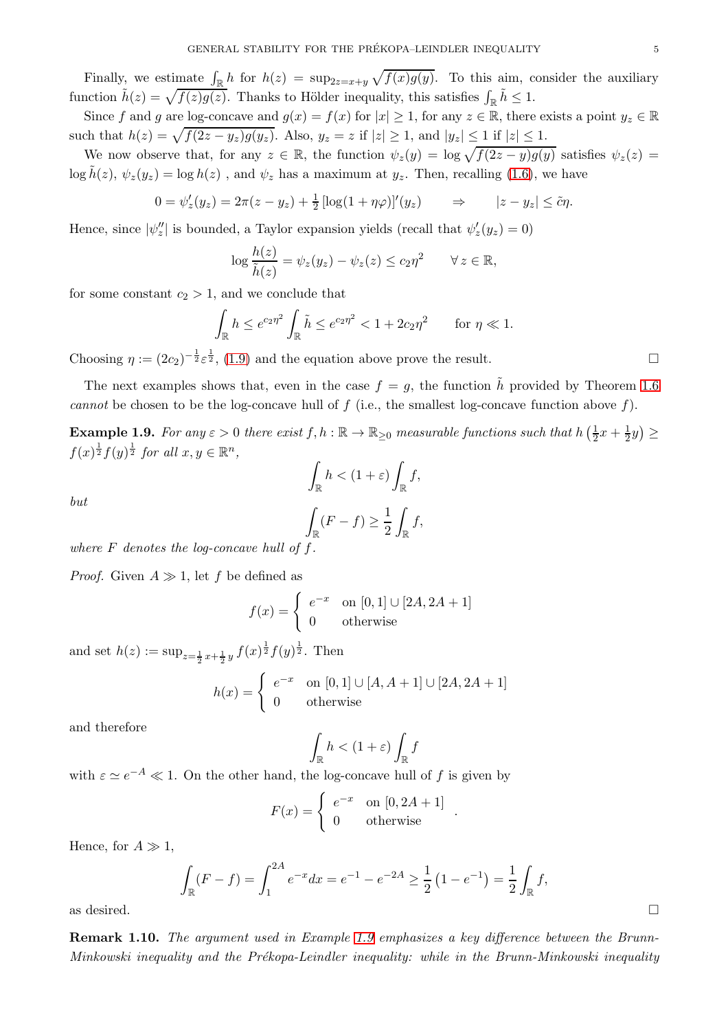Finally, we estimate $\int_{\mathbb{R}} h$ for $h(z) = \sup_{2z=x+y} \sqrt{f(x)g(y)}$. To this aim, consider the auxiliary function $\tilde{h}(z) = \sqrt{f(z)g(z)}$. Thanks to Hölder inequality, this satisfies $\int_{\mathbb{R}} \tilde{h} \le 1$.

Since $f$ and $g$ are log-concave and $g(x) = f(x)$ for $|x| \ge 1$, for any $z \in \mathbb{R}$, there exists a point $y_z \in \mathbb{R}$ such that $h(z) = \sqrt{f(2z - y_z)g(y_z)}$. Also, $y_z = z$ if $|z| \ge 1$, and $|y_z| \le 1$ if $|z| \le 1$.

We now observe that, for any $z \in \mathbb{R}$, the function $\psi_z(y) = \log \sqrt{f(2z-y)g(y)}$ satisfies $\psi_z(z) = \log \tilde{h}(z)$, $\psi_z(y_z) = \log h(z)$ , and $\psi_z$ has a maximum at $y_z$. Then, recalling (1.6), we have

$$0 = \psi_z'(y_z) = 2\pi(z - y_z) + \tfrac{1}{2}\left[\log(1 + \eta\varphi)\right]'(y_z) \qquad \Rightarrow \qquad |z - y_z| \le \tilde{c}\eta.$$

Hence, since $|\psi_z''|$ is bounded, a Taylor expansion yields (recall that $\psi_z'(y_z) = 0$)

$$\log \frac{h(z)}{\tilde{h}(z)} = \psi_z(y_z) - \psi_z(z) \le c_2\eta^2 \qquad \forall\, z \in \mathbb{R},$$

for some constant $c_2 > 1$, and we conclude that

$$\int_{\mathbb{R}} h \le e^{c_2\eta^2} \int_{\mathbb{R}} \tilde{h} \le e^{c_2\eta^2} < 1 + 2c_2\eta^2 \qquad \text{for } \eta \ll 1.$$

Choosing $\eta := (2c_2)^{-\frac{1}{2}}\varepsilon^{\frac{1}{2}}$, (1.9) and the equation above prove the result. $\square$

The next examples shows that, even in the case $f = g$, the function $\tilde{h}$ provided by Theorem 1.6 *cannot* be chosen to be the log-concave hull of $f$ (i.e., the smallest log-concave function above $f$).

**Example 1.9.** *For any $\varepsilon > 0$ there exist $f, h : \mathbb{R} \to \mathbb{R}_{\ge 0}$ measurable functions such that $h\left(\frac{1}{2}x + \frac{1}{2}y\right) \ge f(x)^{\frac{1}{2}} f(y)^{\frac{1}{2}}$ for all $x, y \in \mathbb{R}^n$,*

$$\int_{\mathbb{R}} h < (1+\varepsilon)\int_{\mathbb{R}} f,$$

*but*

$$\int_{\mathbb{R}} (F - f) \ge \frac{1}{2}\int_{\mathbb{R}} f,$$

*where $F$ denotes the log-concave hull of $f$.*

*Proof.* Given $A \gg 1$, let $f$ be defined as

$$f(x) = \begin{cases} e^{-x} & \text{on } [0,1] \cup [2A, 2A+1] \\ 0 & \text{otherwise} \end{cases}$$

and set $h(z) := \sup_{z = \frac{1}{2}x + \frac{1}{2}y} f(x)^{\frac{1}{2}} f(y)^{\frac{1}{2}}$. Then

$$h(x) = \begin{cases} e^{-x} & \text{on } [0,1] \cup [A, A+1] \cup [2A, 2A+1] \\ 0 & \text{otherwise} \end{cases}$$

and therefore

$$\int_{\mathbb{R}} h < (1+\varepsilon)\int_{\mathbb{R}} f$$

with $\varepsilon \simeq e^{-A} \ll 1$. On the other hand, the log-concave hull of $f$ is given by

$$F(x) = \begin{cases} e^{-x} & \text{on } [0, 2A+1] \\ 0 & \text{otherwise} \end{cases}.$$

Hence, for $A \gg 1$,

$$\int_{\mathbb{R}} (F - f) = \int_1^{2A} e^{-x}dx = e^{-1} - e^{-2A} \ge \frac{1}{2}\left(1 - e^{-1}\right) = \frac{1}{2}\int_{\mathbb{R}} f,$$

as desired. $\square$

**Remark 1.10.** *The argument used in Example 1.9 emphasizes a key difference between the Brunn-Minkowski inequality and the Prékopa-Leindler inequality: while in the Brunn-Minkowski inequality*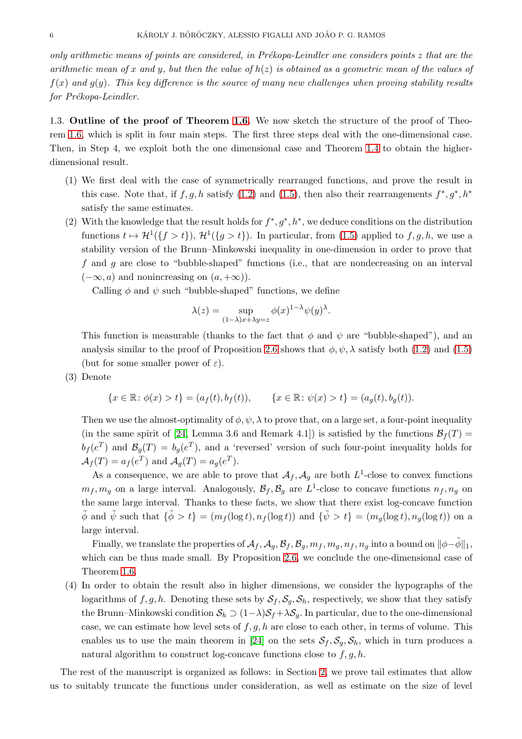*only arithmetic means of points are considered, in Prékopa-Leindler one considers points $z$ that are the arithmetic mean of $x$ and $y$, but then the value of $h(z)$ is obtained as a geometric mean of the values of $f(x)$ and $g(y)$. This key difference is the source of many new challenges when proving stability results for Prékopa-Leindler.*

1.3. **Outline of the proof of Theorem 1.6.** We now sketch the structure of the proof of Theorem 1.6, which is split in four main steps. The first three steps deal with the one-dimensional case. Then, in Step 4, we exploit both the one dimensional case and Theorem 1.4 to obtain the higher-dimensional result.

1. We first deal with the case of symmetrically rearranged functions, and prove the result in this case. Note that, if $f, g, h$ satisfy (1.2) and (1.5), then also their rearrangements $f^*, g^*, h^*$ satisfy the same estimates.
2. With the knowledge that the result holds for $f^*, g^*, h^*$, we deduce conditions on the distribution functions $t \mapsto \mathcal{H}^1(\{f > t\})$, $\mathcal{H}^1(\{g > t\})$. In particular, from (1.5) applied to $f, g, h$, we use a stability version of the Brunn–Minkowski inequality in one-dimension in order to prove that $f$ and $g$ are close to "bubble-shaped" functions (i.e., that are nondecreasing on an interval $(-\infty, a)$ and nonincreasing on $(a, +\infty)$).

   Calling $\phi$ and $\psi$ such "bubble-shaped" functions, we define
   $$\lambda(z) = \sup_{(1-\lambda)x+\lambda y = z} \phi(x)^{1-\lambda}\psi(y)^{\lambda}.$$
   This function is measurable (thanks to the fact that $\phi$ and $\psi$ are "bubble-shaped"), and an analysis similar to the proof of Proposition 2.6 shows that $\phi, \psi, \lambda$ satisfy both (1.2) and (1.5) (but for some smaller power of $\varepsilon$).
3. Denote
   $$\{x \in \mathbb{R} \colon \phi(x) > t\} = (a_f(t), b_f(t)), \qquad \{x \in \mathbb{R} \colon \psi(x) > t\} = (a_g(t), b_g(t)).$$
   Then we use the almost-optimality of $\phi, \psi, \lambda$ to prove that, on a large set, a four-point inequality (in the same spirit of [24, Lemma 3.6 and Remark 4.1]) is satisfied by the functions $\mathcal{B}_f(T) = b_f(e^T)$ and $\mathcal{B}_g(T) = b_g(e^T)$, and a 'reversed' version of such four-point inequality holds for $\mathcal{A}_f(T) = a_f(e^T)$ and $\mathcal{A}_g(T) = a_g(e^T)$.

   As a consequence, we are able to prove that $\mathcal{A}_f, \mathcal{A}_g$ are both $L^1$-close to convex functions $m_f, m_g$ on a large interval. Analogously, $\mathcal{B}_f, \mathcal{B}_g$ are $L^1$-close to concave functions $n_f, n_g$ on the same large interval. Thanks to these facts, we show that there exist log-concave function $\tilde{\phi}$ and $\tilde{\psi}$ such that $\{\tilde{\phi} > t\} = (m_f(\log t), n_f(\log t))$ and $\{\tilde{\psi} > t\} = (m_g(\log t), n_g(\log t))$ on a large interval.

   Finally, we translate the properties of $\mathcal{A}_f, \mathcal{A}_g, \mathcal{B}_f, \mathcal{B}_g, m_f, m_g, n_f, n_g$ into a bound on $\|\phi - \tilde{\phi}\|_1$, which can be thus made small. By Proposition 2.6, we conclude the one-dimensional case of Theorem 1.6.
4. In order to obtain the result also in higher dimensions, we consider the hypographs of the logarithms of $f, g, h$. Denoting these sets by $\mathcal{S}_f, \mathcal{S}_g, \mathcal{S}_h$, respectively, we show that they satisfy the Brunn-Minkowski condition $\mathcal{S}_h \supset (1-\lambda)\mathcal{S}_f + \lambda\mathcal{S}_g$. In particular, due to the one-dimensional case, we can estimate how level sets of $f, g, h$ are close to each other, in terms of volume. This enables us to use the main theorem in [24] on the sets $\mathcal{S}_f, \mathcal{S}_g, \mathcal{S}_h$, which in turn produces a natural algorithm to construct log-concave functions close to $f, g, h$.

The rest of the manuscript is organized as follows: in Section 2, we prove tail estimates that allow us to suitably truncate the functions under consideration, as well as estimate on the size of level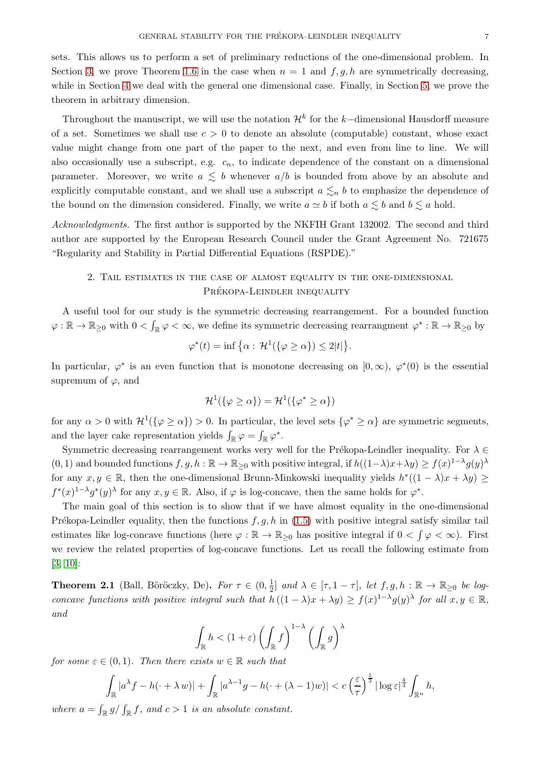sets. This allows us to perform a set of preliminary reductions of the one-dimensional problem. In Section 3, we prove Theorem 1.6 in the case when $n = 1$ and $f, g, h$ are symmetrically decreasing, while in Section 4 we deal with the general one dimensional case. Finally, in Section 5, we prove the theorem in arbitrary dimension.

Throughout the manuscript, we will use the notation $\mathcal{H}^k$ for the $k$−dimensional Hausdorff measure of a set. Sometimes we shall use $c > 0$ to denote an absolute (computable) constant, whose exact value might change from one part of the paper to the next, and even from line to line. We will also occasionally use a subscript, e.g. $c_n$, to indicate dependence of the constant on a dimensional parameter. Moreover, we write $a \lesssim b$ whenever $a/b$ is bounded from above by an absolute and explicitly computable constant, and we shall use a subscript $a \lesssim_n b$ to emphasize the dependence of the bound on the dimension considered. Finally, we write $a \simeq b$ if both $a \lesssim b$ and $b \lesssim a$ hold.

*Acknowledgments.* The first author is supported by the NKFIH Grant 132002. The second and third author are supported by the European Research Council under the Grant Agreement No. 721675 "Regularity and Stability in Partial Differential Equations (RSPDE)."

## 2. Tail estimates in the case of almost equality in the one-dimensional Prékopa-Leindler inequality

A useful tool for our study is the symmetric decreasing rearrangement. For a bounded function $\varphi : \mathbb{R} \to \mathbb{R}_{\geq 0}$ with $0 < \int_{\mathbb{R}} \varphi < \infty$, we define its symmetric decreasing rearrangment $\varphi^* : \mathbb{R} \to \mathbb{R}_{\geq 0}$ by

$$\varphi^*(t) = \inf \left\{\alpha : \mathcal{H}^1(\{\varphi \geq \alpha\}) \leq 2|t|\right\}.$$

In particular, $\varphi^*$ is an even function that is monotone decreasing on $[0, \infty)$, $\varphi^*(0)$ is the essential supremum of $\varphi$, and

$$\mathcal{H}^1(\{\varphi \geq \alpha\}) = \mathcal{H}^1(\{\varphi^* \geq \alpha\})$$

for any $\alpha > 0$ with $\mathcal{H}^1(\{\varphi \geq \alpha\}) > 0$. In particular, the level sets $\{\varphi^* \geq \alpha\}$ are symmetric segments, and the layer cake representation yields $\int_{\mathbb{R}} \varphi = \int_{\mathbb{R}} \varphi^*$.

Symmetric decreasing rearrangement works very well for the Prékopa-Leindler inequality. For $\lambda \in (0, 1)$ and bounded functions $f, g, h : \mathbb{R} \to \mathbb{R}_{\geq 0}$ with positive integral, if $h((1-\lambda)x+\lambda y) \geq f(x)^{1-\lambda} g(y)^\lambda$ for any $x, y \in \mathbb{R}$, then the one-dimensional Brunn-Minkowski inequality yields $h^*((1 - \lambda)x + \lambda y) \geq f^*(x)^{1-\lambda} g^*(y)^\lambda$ for any $x, y \in \mathbb{R}$. Also, if $\varphi$ is log-concave, then the same holds for $\varphi^*$.

The main goal of this section is to show that if we have almost equality in the one-dimensional Prékopa-Leindler equality, then the functions $f, g, h$ in (1.5) with positive integral satisfy similar tail estimates like log-concave functions (here $\varphi : \mathbb{R} \to \mathbb{R}_{\geq 0}$ has positive integral if $0 < \int \varphi < \infty$). First we review the related properties of log-concave functions. Let us recall the following estimate from [3, 10]:

**Theorem 2.1** (Ball, Böröczky, De). *For $\tau \in (0, \frac{1}{2}]$ and $\lambda \in [\tau, 1 - \tau]$, let $f, g, h : \mathbb{R} \to \mathbb{R}_{\geq 0}$ be log-concave functions with positive integral such that $h((1 - \lambda)x + \lambda y) \geq f(x)^{1-\lambda} g(y)^\lambda$ for all $x, y \in \mathbb{R}$, and*

$$\int_{\mathbb{R}} h < (1 + \varepsilon) \left(\int_{\mathbb{R}} f\right)^{1-\lambda} \left(\int_{\mathbb{R}} g\right)^\lambda$$

*for some $\varepsilon \in (0, 1)$. Then there exists $w \in \mathbb{R}$ such that*

$$\int_{\mathbb{R}} |a^\lambda f - h(\cdot + \lambda\, w)| + \int_{\mathbb{R}} |a^{\lambda-1} g - h(\cdot + (\lambda - 1)w)| < c \left(\frac{\varepsilon}{\tau}\right)^{\frac{1}{3}} |\log \varepsilon|^{\frac{4}{3}} \int_{\mathbb{R}^n} h,$$

*where $a = \int_{\mathbb{R}} g / \int_{\mathbb{R}} f$, and $c > 1$ is an absolute constant.*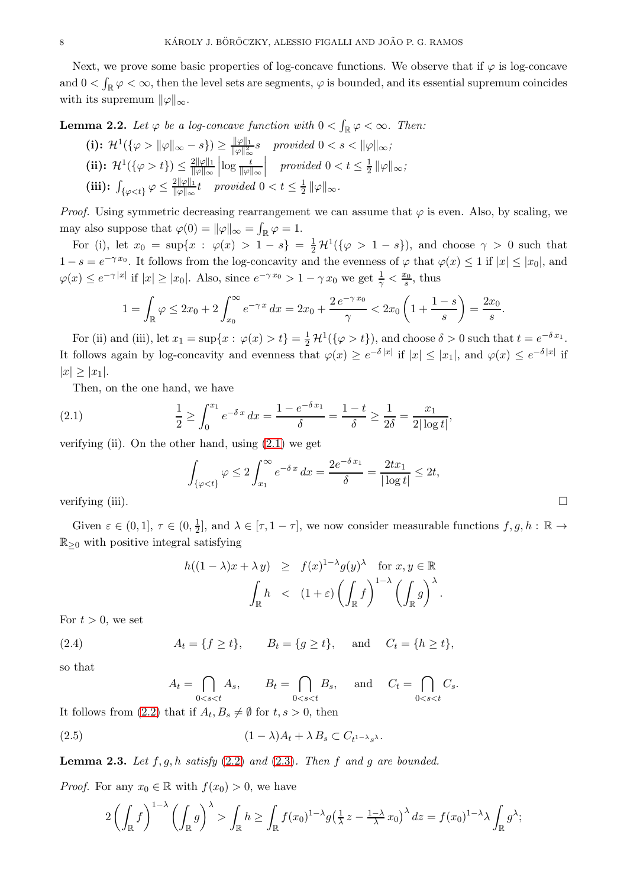Next, we prove some basic properties of log-concave functions. We observe that if $\varphi$ is log-concave and $0 < \int_{\mathbb{R}} \varphi < \infty$, then the level sets are segments, $\varphi$ is bounded, and its essential supremum coincides with its supremum $\|\varphi\|_\infty$.

**Lemma 2.2.** *Let $\varphi$ be a log-concave function with $0 < \int_{\mathbb{R}} \varphi < \infty$. Then:*

**(i):** $\mathcal{H}^1(\{\varphi > \|\varphi\|_\infty - s\}) \geq \frac{\|\varphi\|_1}{\|\varphi\|_\infty^2} s$ *provided $0 < s < \|\varphi\|_\infty$;*

**(ii):** $\mathcal{H}^1(\{\varphi > t\}) \leq \frac{2\|\varphi\|_1}{\|\varphi\|_\infty} \left|\log \frac{t}{\|\varphi\|_\infty}\right|$ *provided $0 < t \leq \frac{1}{2}\|\varphi\|_\infty$;*

**(iii):** $\int_{\{\varphi < t\}} \varphi \leq \frac{2\|\varphi\|_1}{\|\varphi\|_\infty} t$ *provided $0 < t \leq \frac{1}{2}\|\varphi\|_\infty$.*

*Proof.* Using symmetric decreasing rearrangement we can assume that $\varphi$ is even. Also, by scaling, we may also suppose that $\varphi(0) = \|\varphi\|_\infty = \int_{\mathbb{R}} \varphi = 1$.

For (i), let $x_0 = \sup\{x : \varphi(x) > 1 - s\} = \frac{1}{2}\mathcal{H}^1(\{\varphi > 1 - s\})$, and choose $\gamma > 0$ such that $1 - s = e^{-\gamma x_0}$. It follows from the log-concavity and the evenness of $\varphi$ that $\varphi(x) \leq 1$ if $|x| \leq |x_0|$, and $\varphi(x) \leq e^{-\gamma |x|}$ if $|x| \geq |x_0|$. Also, since $e^{-\gamma x_0} > 1 - \gamma x_0$ we get $\frac{1}{\gamma} < \frac{x_0}{s}$, thus

$$1 = \int_{\mathbb{R}} \varphi \leq 2x_0 + 2\int_{x_0}^{\infty} e^{-\gamma x}\, dx = 2x_0 + \frac{2\, e^{-\gamma x_0}}{\gamma} < 2x_0 \left(1 + \frac{1-s}{s}\right) = \frac{2x_0}{s}.$$

For (ii) and (iii), let $x_1 = \sup\{x : \varphi(x) > t\} = \frac{1}{2}\mathcal{H}^1(\{\varphi > t\})$, and choose $\delta > 0$ such that $t = e^{-\delta x_1}$. It follows again by log-concavity and evenness that $\varphi(x) \geq e^{-\delta |x|}$ if $|x| \leq |x_1|$, and $\varphi(x) \leq e^{-\delta |x|}$ if $|x| \geq |x_1|$.

Then, on the one hand, we have

$$\frac{1}{2} \geq \int_0^{x_1} e^{-\delta x}\, dx = \frac{1 - e^{-\delta x_1}}{\delta} = \frac{1-t}{\delta} \geq \frac{1}{2\delta} = \frac{x_1}{2|\log t|}, \tag{2.1}$$

verifying (ii). On the other hand, using (2.1) we get

$$\int_{\{\varphi < t\}} \varphi \leq 2\int_{x_1}^{\infty} e^{-\delta x}\, dx = \frac{2e^{-\delta x_1}}{\delta} = \frac{2tx_1}{|\log t|} \leq 2t,$$

verifying (iii). $\square$

Given $\varepsilon \in (0, 1]$, $\tau \in (0, \frac{1}{2}]$, and $\lambda \in [\tau, 1 - \tau]$, we now consider measurable functions $f, g, h : \mathbb{R} \to \mathbb{R}_{\geq 0}$ with positive integral satisfying

$$\begin{aligned} h((1-\lambda)x + \lambda y) &\geq f(x)^{1-\lambda} g(y)^\lambda \quad \text{for } x, y \in \mathbb{R} \\ \int_{\mathbb{R}} h &< (1+\varepsilon)\left(\int_{\mathbb{R}} f\right)^{1-\lambda}\left(\int_{\mathbb{R}} g\right)^\lambda. \end{aligned}$$

For $t > 0$, we set

$$A_t = \{f \geq t\}, \qquad B_t = \{g \geq t\}, \quad \text{and} \quad C_t = \{h \geq t\}, \tag{2.4}$$

so that

$$A_t = \bigcap_{0<s<t} A_s, \qquad B_t = \bigcap_{0<s<t} B_s, \quad \text{and} \quad C_t = \bigcap_{0<s<t} C_s.$$

It follows from (2.2) that if $A_t, B_s \neq \emptyset$ for $t, s > 0$, then

$$(1-\lambda)A_t + \lambda\, B_s \subset C_{t^{1-\lambda}s^\lambda}. \tag{2.5}$$

**Lemma 2.3.** *Let $f, g, h$ satisfy (2.2) and (2.3). Then $f$ and $g$ are bounded.*

*Proof.* For any $x_0 \in \mathbb{R}$ with $f(x_0) > 0$, we have

$$2\left(\int_{\mathbb{R}} f\right)^{1-\lambda}\left(\int_{\mathbb{R}} g\right)^\lambda > \int_{\mathbb{R}} h \geq \int_{\mathbb{R}} f(x_0)^{1-\lambda} g\big(\tfrac{1}{\lambda}z - \tfrac{1-\lambda}{\lambda}x_0\big)^\lambda\, dz = f(x_0)^{1-\lambda}\lambda \int_{\mathbb{R}} g^\lambda;$$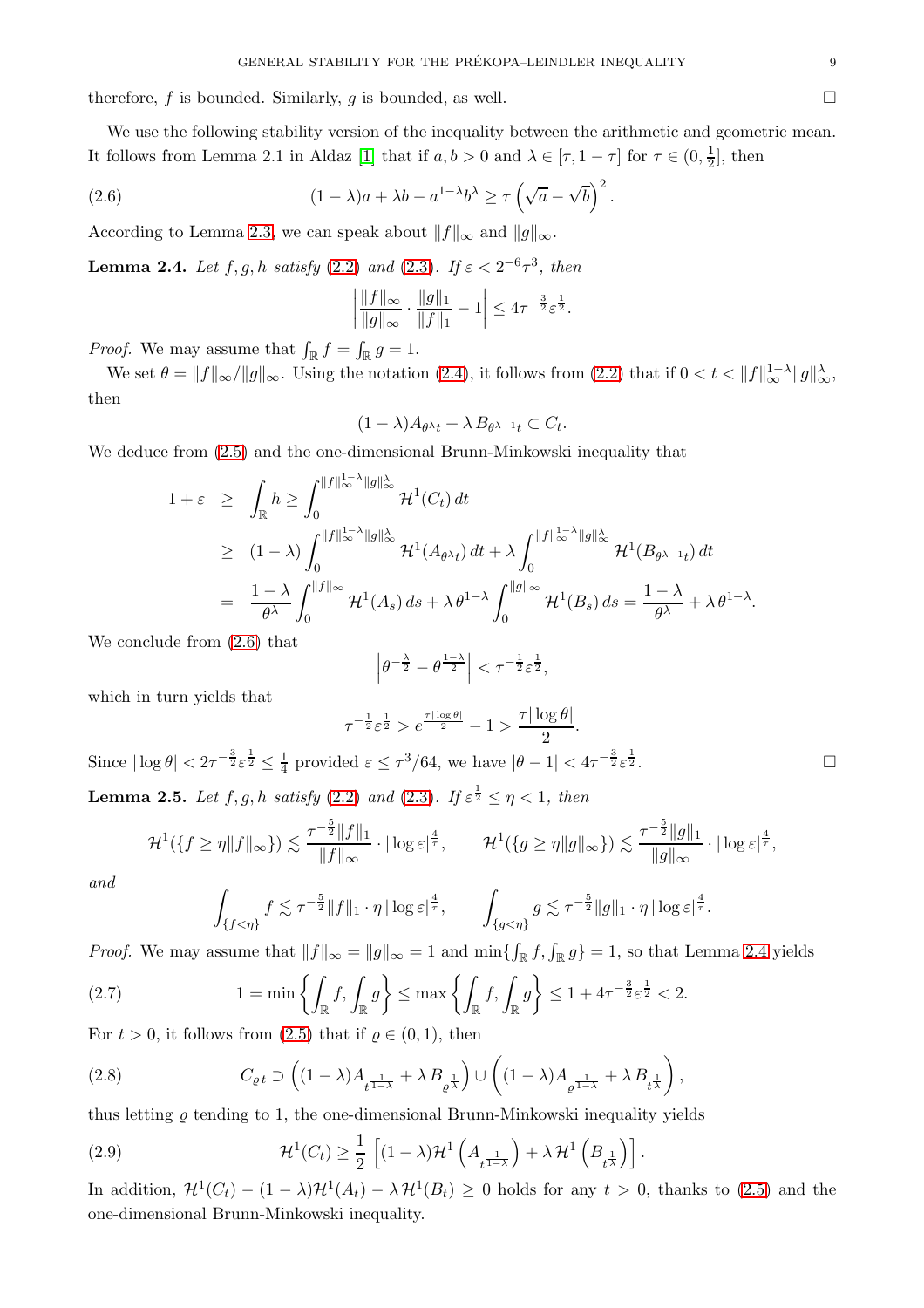therefore, $f$ is bounded. Similarly, $g$ is bounded, as well. $\square$

We use the following stability version of the inequality between the arithmetic and geometric mean. It follows from Lemma 2.1 in Aldaz [1] that if $a,b>0$ and $\lambda\in[\tau,1-\tau]$ for $\tau\in(0,\frac{1}{2}]$, then

$$(1-\lambda)a+\lambda b-a^{1-\lambda}b^{\lambda}\geq \tau\left(\sqrt{a}-\sqrt{b}\right)^2. \tag{2.6}$$

According to Lemma 2.3, we can speak about $\|f\|_\infty$ and $\|g\|_\infty$.

**Lemma 2.4.** *Let $f,g,h$ satisfy* (2.2) *and* (2.3). *If $\varepsilon<2^{-6}\tau^3$, then*

$$\left|\frac{\|f\|_\infty}{\|g\|_\infty}\cdot\frac{\|g\|_1}{\|f\|_1}-1\right|\leq 4\tau^{-\frac{3}{2}}\varepsilon^{\frac{1}{2}}.$$

*Proof.* We may assume that $\int_{\mathbb{R}}f=\int_{\mathbb{R}}g=1$.

We set $\theta=\|f\|_\infty/\|g\|_\infty$. Using the notation (2.4), it follows from (2.2) that if $0<t<\|f\|_\infty^{1-\lambda}\|g\|_\infty^{\lambda}$, then

$$(1-\lambda)A_{\theta^\lambda t}+\lambda\, B_{\theta^{\lambda-1}t}\subset C_t.$$

We deduce from (2.5) and the one-dimensional Brunn-Minkowski inequality that

$$\begin{aligned}
1+\varepsilon &\geq \int_{\mathbb{R}}h\geq\int_0^{\|f\|_\infty^{1-\lambda}\|g\|_\infty^{\lambda}}\mathcal{H}^1(C_t)\,dt\\
&\geq (1-\lambda)\int_0^{\|f\|_\infty^{1-\lambda}\|g\|_\infty^{\lambda}}\mathcal{H}^1(A_{\theta^\lambda t})\,dt+\lambda\int_0^{\|f\|_\infty^{1-\lambda}\|g\|_\infty^{\lambda}}\mathcal{H}^1(B_{\theta^{\lambda-1}t})\,dt\\
&= \frac{1-\lambda}{\theta^\lambda}\int_0^{\|f\|_\infty}\mathcal{H}^1(A_s)\,ds+\lambda\,\theta^{1-\lambda}\int_0^{\|g\|_\infty}\mathcal{H}^1(B_s)\,ds=\frac{1-\lambda}{\theta^\lambda}+\lambda\,\theta^{1-\lambda}.
\end{aligned}$$

We conclude from (2.6) that

$$\left|\theta^{-\frac{\lambda}{2}}-\theta^{\frac{1-\lambda}{2}}\right|<\tau^{-\frac{1}{2}}\varepsilon^{\frac{1}{2}},$$

which in turn yields that

$$\tau^{-\frac{1}{2}}\varepsilon^{\frac{1}{2}}>e^{\frac{\tau|\log\theta|}{2}}-1>\frac{\tau|\log\theta|}{2}.$$

Since $|\log\theta|<2\tau^{-\frac{3}{2}}\varepsilon^{\frac{1}{2}}\leq\frac{1}{4}$ provided $\varepsilon\leq\tau^3/64$, we have $|\theta-1|<4\tau^{-\frac{3}{2}}\varepsilon^{\frac{1}{2}}$. $\square$

**Lemma 2.5.** *Let $f,g,h$ satisfy* (2.2) *and* (2.3). *If $\varepsilon^{\frac{1}{2}}\leq\eta<1$, then*

$$\mathcal{H}^1(\{f\geq\eta\|f\|_\infty\})\lesssim\frac{\tau^{-\frac{5}{2}}\|f\|_1}{\|f\|_\infty}\cdot|\log\varepsilon|^{\frac{4}{\tau}},\qquad \mathcal{H}^1(\{g\geq\eta\|g\|_\infty\})\lesssim\frac{\tau^{-\frac{5}{2}}\|g\|_1}{\|g\|_\infty}\cdot|\log\varepsilon|^{\frac{4}{\tau}},$$

*and*

$$\int_{\{f<\eta\}}f\lesssim\tau^{-\frac{5}{2}}\|f\|_1\cdot\eta\,|\log\varepsilon|^{\frac{4}{\tau}},\qquad\int_{\{g<\eta\}}g\lesssim\tau^{-\frac{5}{2}}\|g\|_1\cdot\eta\,|\log\varepsilon|^{\frac{4}{\tau}}.$$

*Proof.* We may assume that $\|f\|_\infty=\|g\|_\infty=1$ and $\min\{\int_{\mathbb{R}}f,\int_{\mathbb{R}}g\}=1$, so that Lemma 2.4 yields

$$1=\min\left\{\int_{\mathbb{R}}f,\int_{\mathbb{R}}g\right\}\leq\max\left\{\int_{\mathbb{R}}f,\int_{\mathbb{R}}g\right\}\leq 1+4\tau^{-\frac{3}{2}}\varepsilon^{\frac{1}{2}}<2. \tag{2.7}$$

For $t>0$, it follows from (2.5) that if $\varrho\in(0,1)$, then

$$C_{\varrho t}\supset\left((1-\lambda)A_{t^{\frac{1}{1-\lambda}}}+\lambda\,B_{\varrho^{\frac{1}{\lambda}}}\right)\cup\left((1-\lambda)A_{\varrho^{\frac{1}{1-\lambda}}}+\lambda\,B_{t^{\frac{1}{\lambda}}}\right), \tag{2.8}$$

thus letting $\varrho$ tending to 1, the one-dimensional Brunn-Minkowski inequality yields

$$\mathcal{H}^1(C_t)\geq\frac{1}{2}\left[(1-\lambda)\mathcal{H}^1\left(A_{t^{\frac{1}{1-\lambda}}}\right)+\lambda\,\mathcal{H}^1\left(B_{t^{\frac{1}{\lambda}}}\right)\right]. \tag{2.9}$$

In addition, $\mathcal{H}^1(C_t)-(1-\lambda)\mathcal{H}^1(A_t)-\lambda\,\mathcal{H}^1(B_t)\geq 0$ holds for any $t>0$, thanks to (2.5) and the one-dimensional Brunn-Minkowski inequality.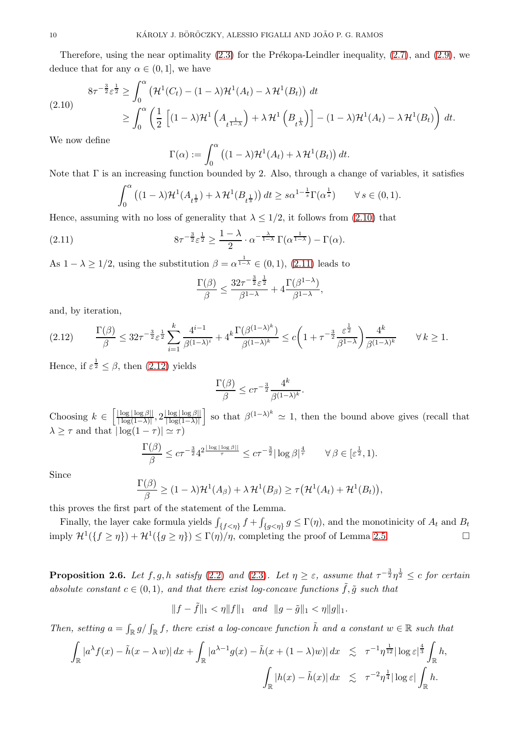Therefore, using the near optimality (2.3) for the Prékopa-Leindler inequality, (2.7), and (2.9), we deduce that for any $\alpha \in (0,1]$, we have

$$
\begin{aligned}
8\tau^{-\frac{3}{2}}\varepsilon^{\frac{1}{2}} &\geq \int_0^\alpha \left(\mathcal{H}^1(C_t) - (1-\lambda)\mathcal{H}^1(A_t) - \lambda\,\mathcal{H}^1(B_t)\right) dt \\
&\geq \int_0^\alpha \left(\frac{1}{2}\left[(1-\lambda)\mathcal{H}^1\left(A_{t^{\frac{1}{1-\lambda}}}\right) + \lambda\,\mathcal{H}^1\left(B_{t^{\frac{1}{\lambda}}}\right)\right] - (1-\lambda)\mathcal{H}^1(A_t) - \lambda\,\mathcal{H}^1(B_t)\right) dt.
\end{aligned}
\tag{2.10}
$$

We now define

$$
\Gamma(\alpha) := \int_0^\alpha \left((1-\lambda)\mathcal{H}^1(A_t) + \lambda\,\mathcal{H}^1(B_t)\right) dt.
$$

Note that $\Gamma$ is an increasing function bounded by 2. Also, through a change of variables, it satisfies

$$
\int_0^\alpha \left((1-\lambda)\mathcal{H}^1(A_{t^{\frac{1}{s}}}) + \lambda\,\mathcal{H}^1(B_{t^{\frac{1}{s}}})\right) dt \geq s\alpha^{1-\frac{1}{s}}\Gamma(\alpha^{\frac{1}{s}}) \qquad \forall\, s \in (0,1).
$$

Hence, assuming with no loss of generality that $\lambda \leq 1/2$, it follows from (2.10) that

$$
8\tau^{-\frac{3}{2}}\varepsilon^{\frac{1}{2}} \geq \frac{1-\lambda}{2}\cdot \alpha^{-\frac{\lambda}{1-\lambda}}\,\Gamma(\alpha^{\frac{1}{1-\lambda}}) - \Gamma(\alpha). \tag{2.11}
$$

As $1-\lambda \geq 1/2$, using the substitution $\beta = \alpha^{\frac{1}{1-\lambda}} \in (0,1)$, (2.11) leads to

$$
\frac{\Gamma(\beta)}{\beta} \leq \frac{32\tau^{-\frac{3}{2}}\varepsilon^{\frac{1}{2}}}{\beta^{1-\lambda}} + 4\frac{\Gamma(\beta^{1-\lambda})}{\beta^{1-\lambda}},
$$

and, by iteration,

$$
\frac{\Gamma(\beta)}{\beta} \leq 32\tau^{-\frac{3}{2}}\varepsilon^{\frac{1}{2}}\sum_{i=1}^{k}\frac{4^{i-1}}{\beta^{(1-\lambda)^i}} + 4^k\frac{\Gamma(\beta^{(1-\lambda)^k})}{\beta^{(1-\lambda)^k}} \leq c\left(1 + \tau^{-\frac{3}{2}}\frac{\varepsilon^{\frac{1}{2}}}{\beta^{1-\lambda}}\right)\frac{4^k}{\beta^{(1-\lambda)^k}} \qquad \forall\, k \geq 1. \tag{2.12}
$$

Hence, if $\varepsilon^{\frac{1}{2}} \leq \beta$, then (2.12) yields

$$
\frac{\Gamma(\beta)}{\beta} \leq c\tau^{-\frac{3}{2}}\frac{4^k}{\beta^{(1-\lambda)^k}}.
$$

Choosing $k \in \left[\frac{|\log|\log\beta||}{|\log(1-\lambda)|}, 2\frac{|\log|\log\beta||}{|\log(1-\lambda)|}\right]$ so that $\beta^{(1-\lambda)^k} \simeq 1$, then the bound above gives (recall that $\lambda \geq \tau$ and that $|\log(1-\tau)| \simeq \tau$)

$$
\frac{\Gamma(\beta)}{\beta} \leq c\tau^{-\frac{3}{2}}4^{2\frac{|\log|\log\beta||}{\tau}} \leq c\tau^{-\frac{3}{2}}|\log\beta|^{\frac{4}{\tau}} \qquad \forall\, \beta \in [\varepsilon^{\frac{1}{2}}, 1).
$$

Since

$$
\frac{\Gamma(\beta)}{\beta} \geq (1-\lambda)\mathcal{H}^1(A_\beta) + \lambda\,\mathcal{H}^1(B_\beta) \geq \tau\big(\mathcal{H}^1(A_t) + \mathcal{H}^1(B_t)\big),
$$

this proves the first part of the statement of the Lemma.

Finally, the layer cake formula yields $\int_{\{f<\eta\}} f + \int_{\{g<\eta\}} g \leq \Gamma(\eta)$, and the monotinicity of $A_t$ and $B_t$ imply $\mathcal{H}^1(\{f \geq \eta\}) + \mathcal{H}^1(\{g \geq \eta\}) \leq \Gamma(\eta)/\eta$, completing the proof of Lemma 2.5. $\square$

**Proposition 2.6.** *Let $f, g, h$ satisfy (2.2) and (2.3). Let $\eta \geq \varepsilon$, assume that $\tau^{-\frac{3}{2}}\eta^{\frac{1}{2}} \leq c$ for certain absolute constant $c \in (0,1)$, and that there exist log-concave functions $\tilde{f}, \tilde{g}$ such that*

$$
\|f - \tilde{f}\|_1 < \eta\|f\|_1 \quad \text{and} \quad \|g - \tilde{g}\|_1 < \eta\|g\|_1.
$$

*Then, setting $a = \int_{\mathbb{R}} g / \int_{\mathbb{R}} f$, there exist a log-concave function $\tilde{h}$ and a constant $w \in \mathbb{R}$ such that*

$$
\begin{aligned}
\int_{\mathbb{R}} |a^\lambda f(x) - \tilde{h}(x - \lambda\, w)|\, dx + \int_{\mathbb{R}} |a^{\lambda-1} g(x) - \tilde{h}(x + (1-\lambda)w)|\, dx &\lesssim \tau^{-1}\eta^{\frac{1}{12}}|\log\varepsilon|^{\frac{4}{3}}\int_{\mathbb{R}} h, \\
\int_{\mathbb{R}} |h(x) - \tilde{h}(x)|\, dx &\lesssim \tau^{-2}\eta^{\frac{1}{4}}|\log\varepsilon|\int_{\mathbb{R}} h.
\end{aligned}
$$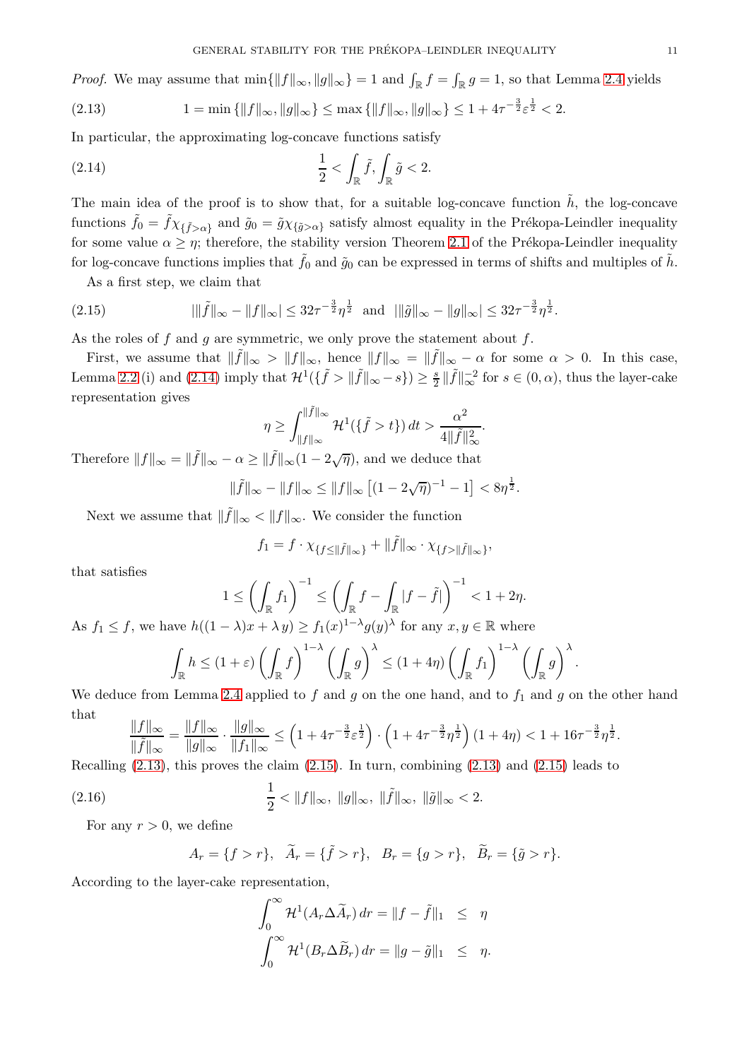*Proof.* We may assume that $\min\{\|f\|_\infty, \|g\|_\infty\} = 1$ and $\int_{\mathbb{R}} f = \int_{\mathbb{R}} g = 1$, so that Lemma 2.4 yields

$$1 = \min\{\|f\|_\infty, \|g\|_\infty\} \leq \max\{\|f\|_\infty, \|g\|_\infty\} \leq 1 + 4\tau^{-\frac{3}{2}}\varepsilon^{\frac{1}{2}} < 2. \tag{2.13}$$

In particular, the approximating log-concave functions satisfy

$$\frac{1}{2} < \int_{\mathbb{R}} \tilde{f}, \int_{\mathbb{R}} \tilde{g} < 2. \tag{2.14}$$

The main idea of the proof is to show that, for a suitable log-concave function $\tilde{h}$, the log-concave functions $\tilde{f}_0 = \tilde{f}\chi_{\{\tilde{f}>\alpha\}}$ and $\tilde{g}_0 = \tilde{g}\chi_{\{\tilde{g}>\alpha\}}$ satisfy almost equality in the Prékopa-Leindler inequality for some value $\alpha \geq \eta$; therefore, the stability version Theorem 2.1 of the Prékopa-Leindler inequality for log-concave functions implies that $\tilde{f}_0$ and $\tilde{g}_0$ can be expressed in terms of shifts and multiples of $\tilde{h}$.

As a first step, we claim that

$$|\|\tilde{f}\|_\infty - \|f\|_\infty| \leq 32\tau^{-\frac{3}{2}}\eta^{\frac{1}{2}} \text{ and } |\|\tilde{g}\|_\infty - \|g\|_\infty| \leq 32\tau^{-\frac{3}{2}}\eta^{\frac{1}{2}}. \tag{2.15}$$

As the roles of $f$ and $g$ are symmetric, we only prove the statement about $f$.

First, we assume that $\|\tilde{f}\|_\infty > \|f\|_\infty$, hence $\|f\|_\infty = \|\tilde{f}\|_\infty - \alpha$ for some $\alpha > 0$. In this case, Lemma 2.2 (i) and (2.14) imply that $\mathcal{H}^1(\{\tilde{f} > \|\tilde{f}\|_\infty - s\}) \geq \frac{s}{2}\|\tilde{f}\|_\infty^{-2}$ for $s \in (0,\alpha)$, thus the layer-cake representation gives

$$\eta \geq \int_{\|f\|_\infty}^{\|\tilde{f}\|_\infty} \mathcal{H}^1(\{\tilde{f} > t\})\,dt > \frac{\alpha^2}{4\|\tilde{f}\|_\infty^2}.$$

Therefore $\|f\|_\infty = \|\tilde{f}\|_\infty - \alpha \geq \|\tilde{f}\|_\infty(1 - 2\sqrt{\eta})$, and we deduce that

$$\|\tilde{f}\|_\infty - \|f\|_\infty \leq \|f\|_\infty\left[(1-2\sqrt{\eta})^{-1} - 1\right] < 8\eta^{\frac{1}{2}}.$$

Next we assume that $\|\tilde{f}\|_\infty < \|f\|_\infty$. We consider the function

$$f_1 = f \cdot \chi_{\{f \leq \|\tilde{f}\|_\infty\}} + \|\tilde{f}\|_\infty \cdot \chi_{\{f > \|\tilde{f}\|_\infty\}},$$

that satisfies

$$1 \leq \left(\int_{\mathbb{R}} f_1\right)^{-1} \leq \left(\int_{\mathbb{R}} f - \int_{\mathbb{R}} |f - \tilde{f}|\right)^{-1} < 1 + 2\eta.$$

As $f_1 \leq f$, we have $h((1-\lambda)x + \lambda y) \geq f_1(x)^{1-\lambda}g(y)^\lambda$ for any $x, y \in \mathbb{R}$ where

$$\int_{\mathbb{R}} h \leq (1+\varepsilon)\left(\int_{\mathbb{R}} f\right)^{1-\lambda}\left(\int_{\mathbb{R}} g\right)^\lambda \leq (1+4\eta)\left(\int_{\mathbb{R}} f_1\right)^{1-\lambda}\left(\int_{\mathbb{R}} g\right)^\lambda.$$

We deduce from Lemma 2.4 applied to $f$ and $g$ on the one hand, and to $f_1$ and $g$ on the other hand that

$$\frac{\|f\|_\infty}{\|\tilde{f}\|_\infty} = \frac{\|f\|_\infty}{\|g\|_\infty} \cdot \frac{\|g\|_\infty}{\|f_1\|_\infty} \leq \left(1 + 4\tau^{-\frac{3}{2}}\varepsilon^{\frac{1}{2}}\right) \cdot \left(1 + 4\tau^{-\frac{3}{2}}\eta^{\frac{1}{2}}\right)(1+4\eta) < 1 + 16\tau^{-\frac{3}{2}}\eta^{\frac{1}{2}}.$$

Recalling (2.13), this proves the claim (2.15). In turn, combining (2.13) and (2.15) leads to

$$\frac{1}{2} < \|f\|_\infty,\ \|g\|_\infty,\ \|\tilde{f}\|_\infty,\ \|\tilde{g}\|_\infty < 2. \tag{2.16}$$

For any $r > 0$, we define

$$A_r = \{f > r\},\ \ \widetilde{A}_r = \{\tilde{f} > r\},\ \ B_r = \{g > r\},\ \ \widetilde{B}_r = \{\tilde{g} > r\}.$$

According to the layer-cake representation,

$$\int_0^\infty \mathcal{H}^1(A_r \Delta \widetilde{A}_r)\,dr = \|f - \tilde{f}\|_1 \leq \eta$$
$$\int_0^\infty \mathcal{H}^1(B_r \Delta \widetilde{B}_r)\,dr = \|g - \tilde{g}\|_1 \leq \eta.$$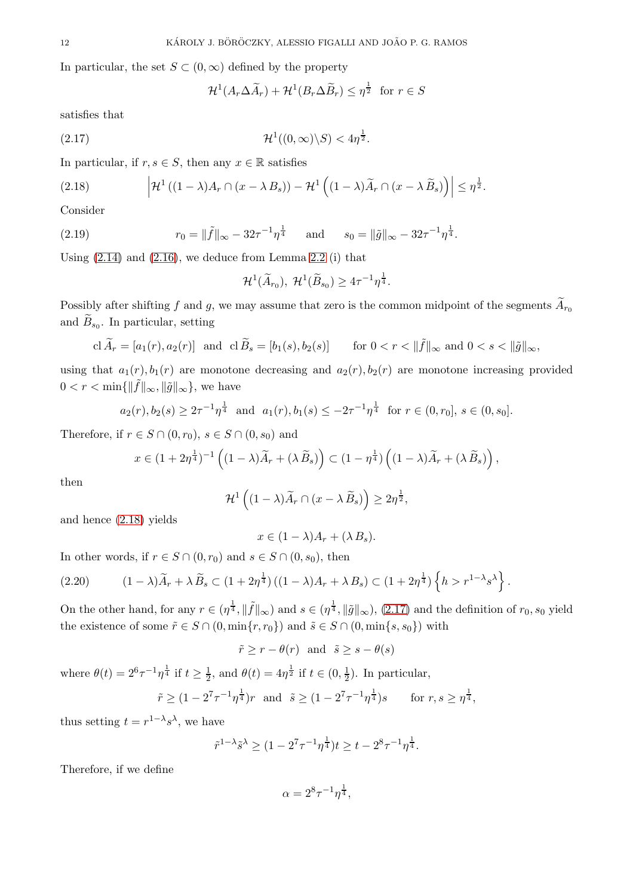In particular, the set $S \subset (0,\infty)$ defined by the property

$$\mathcal{H}^1(A_r \Delta \widetilde{A}_r) + \mathcal{H}^1(B_r \Delta \widetilde{B}_r) \le \eta^{\frac{1}{2}} \ \text{ for } r \in S$$

satisfies that

$$\mathcal{H}^1((0,\infty)\backslash S) < 4\eta^{\frac{1}{2}}. \tag{2.17}$$

In particular, if $r,s \in S$, then any $x \in \mathbb{R}$ satisfies

$$\left| \mathcal{H}^1\left((1-\lambda)A_r \cap (x - \lambda\, B_s)\right) - \mathcal{H}^1\left((1-\lambda)\widetilde{A}_r \cap (x - \lambda\, \widetilde{B}_s)\right) \right| \le \eta^{\frac{1}{2}}. \tag{2.18}$$

Consider

$$r_0 = \|\tilde{f}\|_\infty - 32\tau^{-1}\eta^{\frac{1}{4}} \qquad \text{and} \qquad s_0 = \|\tilde{g}\|_\infty - 32\tau^{-1}\eta^{\frac{1}{4}}. \tag{2.19}$$

Using (2.14) and (2.16), we deduce from Lemma 2.2 (i) that

$$\mathcal{H}^1(\widetilde{A}_{r_0}),\ \mathcal{H}^1(\widetilde{B}_{s_0}) \ge 4\tau^{-1}\eta^{\frac{1}{4}}.$$

Possibly after shifting $f$ and $g$, we may assume that zero is the common midpoint of the segments $\widetilde{A}_{r_0}$ and $\widetilde{B}_{s_0}$. In particular, setting

$$\text{cl}\, \widetilde{A}_r = [a_1(r), a_2(r)] \ \text{ and } \ \text{cl}\, \widetilde{B}_s = [b_1(s), b_2(s)] \qquad \text{for } 0 < r < \|\tilde{f}\|_\infty \text{ and } 0 < s < \|\tilde{g}\|_\infty,$$

using that $a_1(r), b_1(r)$ are monotone decreasing and $a_2(r), b_2(r)$ are monotone increasing provided $0 < r < \min\{\|\tilde{f}\|_\infty, \|\tilde{g}\|_\infty\}$, we have

$$a_2(r), b_2(s) \ge 2\tau^{-1}\eta^{\frac{1}{4}} \ \text{ and } \ a_1(r), b_1(s) \le -2\tau^{-1}\eta^{\frac{1}{4}} \ \text{ for } r \in (0,r_0],\ s \in (0, s_0].$$

Therefore, if $r \in S \cap (0,r_0)$, $s \in S \cap (0, s_0)$ and

$$x \in (1+2\eta^{\frac{1}{4}})^{-1}\left((1-\lambda)\widetilde{A}_r + (\lambda\, \widetilde{B}_s)\right) \subset (1-\eta^{\frac{1}{4}})\left((1-\lambda)\widetilde{A}_r + (\lambda\, \widetilde{B}_s)\right),$$

then

$$\mathcal{H}^1\left((1-\lambda)\widetilde{A}_r \cap (x - \lambda\, \widetilde{B}_s)\right) \ge 2\eta^{\frac{1}{2}},$$

and hence (2.18) yields

$$x \in (1-\lambda)A_r + (\lambda\, B_s).$$

In other words, if $r \in S \cap (0,r_0)$ and $s \in S \cap (0, s_0)$, then

$$(1-\lambda)\widetilde{A}_r + \lambda\, \widetilde{B}_s \subset (1+2\eta^{\frac{1}{4}})\left((1-\lambda)A_r + \lambda\, B_s\right) \subset (1+2\eta^{\frac{1}{4}})\left\{h > r^{1-\lambda}s^{\lambda}\right\}. \tag{2.20}$$

On the other hand, for any $r \in (\eta^{\frac{1}{4}}, \|\tilde{f}\|_\infty)$ and $s \in (\eta^{\frac{1}{4}}, \|\tilde{g}\|_\infty)$, (2.17) and the definition of $r_0, s_0$ yield the existence of some $\tilde{r} \in S \cap (0, \min\{r, r_0\})$ and $\tilde{s} \in S \cap (0, \min\{s, s_0\})$ with

$$\tilde{r} \ge r - \theta(r) \ \text{ and } \ \tilde{s} \ge s - \theta(s)$$

where $\theta(t) = 2^6\tau^{-1}\eta^{\frac{1}{4}}$ if $t \ge \frac{1}{2}$, and $\theta(t) = 4\eta^{\frac{1}{2}}$ if $t \in (0, \frac{1}{2})$. In particular,

$$\tilde{r} \ge (1 - 2^7\tau^{-1}\eta^{\frac{1}{4}})r \ \text{ and } \ \tilde{s} \ge (1 - 2^7\tau^{-1}\eta^{\frac{1}{4}})s \qquad \text{for } r, s \ge \eta^{\frac{1}{4}},$$

thus setting $t = r^{1-\lambda}s^{\lambda}$, we have

$$\tilde{r}^{1-\lambda}\tilde{s}^{\lambda} \ge (1 - 2^7\tau^{-1}\eta^{\frac{1}{4}})t \ge t - 2^8\tau^{-1}\eta^{\frac{1}{4}}.$$

Therefore, if we define

$$\alpha = 2^8\tau^{-1}\eta^{\frac{1}{4}},$$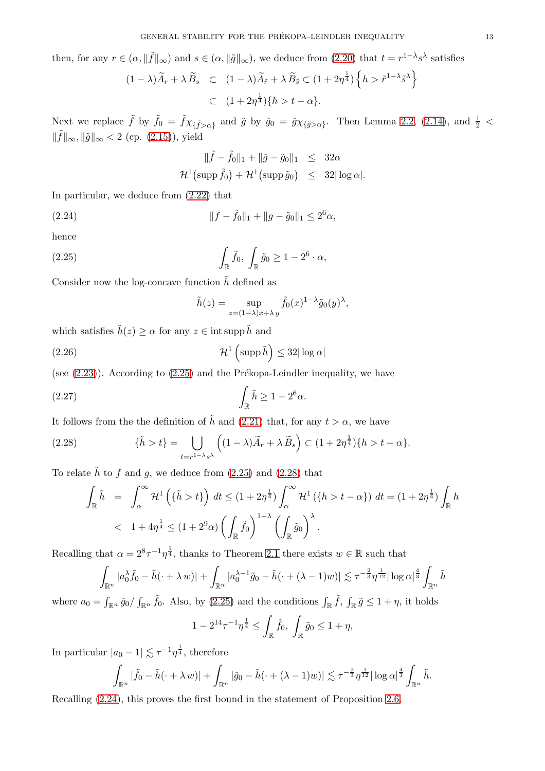then, for any $r \in (\alpha, \|\tilde{f}\|_\infty)$ and $s \in (\alpha, \|\tilde{g}\|_\infty)$, we deduce from (2.20) that $t = r^{1-\lambda} s^\lambda$ satisfies

$$
\begin{aligned}
(1-\lambda)\widetilde{A}_r + \lambda\, \widetilde{B}_s \quad &\subset \quad (1-\lambda)\widetilde{A}_{\tilde{r}} + \lambda\, \widetilde{B}_{\tilde{s}} \subset (1+2\eta^{\frac{1}{4}}) \left\{ h > \tilde{r}^{1-\lambda} \tilde{s}^\lambda \right\} \\
&\subset \quad (1+2\eta^{\frac{1}{4}}) \{ h > t - \alpha \}.
\end{aligned}
$$

Next we replace $\tilde{f}$ by $\tilde{f}_0 = \tilde{f}\chi_{\{\tilde{f}>\alpha\}}$ and $\tilde{g}$ by $\tilde{g}_0 = \tilde{g}\chi_{\{\tilde{g}>\alpha\}}$. Then Lemma 2.2, (2.14), and $\frac{1}{2} < \|\tilde{f}\|_\infty, \|\tilde{g}\|_\infty < 2$ (cp. (2.15)), yield

$$
\begin{aligned}
\|\tilde{f} - \tilde{f}_0\|_1 + \|\tilde{g} - \tilde{g}_0\|_1 \quad &\leq \quad 32\alpha \\
\mathcal{H}^1\big(\operatorname{supp} \tilde{f}_0\big) + \mathcal{H}^1\big(\operatorname{supp} \tilde{g}_0\big) \quad &\leq \quad 32 |\log \alpha|.
\end{aligned}
$$

In particular, we deduce from (2.22) that

$$
\|f - \tilde{f}_0\|_1 + \|g - \tilde{g}_0\|_1 \leq 2^6 \alpha, \tag{2.24}
$$

hence

$$
\int_{\mathbb{R}} \tilde{f}_0,\ \int_{\mathbb{R}} \tilde{g}_0 \geq 1 - 2^6 \cdot \alpha, \tag{2.25}
$$

Consider now the log-concave function $\tilde{h}$ defined as

$$
\tilde{h}(z) = \sup_{z=(1-\lambda)x+\lambda\, y} \tilde{f}_0(x)^{1-\lambda} \tilde{g}_0(y)^\lambda,
$$

which satisfies $\tilde{h}(z) \geq \alpha$ for any $z \in \operatorname{int} \operatorname{supp} \tilde{h}$ and

$$
\mathcal{H}^1\left(\operatorname{supp} \tilde{h}\right) \leq 32 |\log \alpha| \tag{2.26}
$$

(see (2.23)). According to (2.25) and the Prékopa-Leindler inequality, we have

$$
\int_{\mathbb{R}} \tilde{h} \geq 1 - 2^6 \alpha. \tag{2.27}
$$

It follows from the the definition of $\tilde{h}$ and (2.21) that, for any $t > \alpha$, we have

$$
\{\tilde{h} > t\} = \bigcup_{t = r^{1-\lambda} s^\lambda} \left( (1-\lambda)\widetilde{A}_r + \lambda\, \widetilde{B}_s \right) \subset (1+2\eta^{\frac{1}{4}}) \{ h > t - \alpha \}. \tag{2.28}
$$

To relate $\tilde{h}$ to $f$ and $g$, we deduce from (2.25) and (2.28) that

$$
\begin{aligned}
\int_{\mathbb{R}} \tilde{h} \quad &= \quad \int_\alpha^\infty \mathcal{H}^1\left(\{\tilde{h} > t\}\right) dt \leq (1+2\eta^{\frac{1}{4}}) \int_\alpha^\infty \mathcal{H}^1\left(\{h > t - \alpha\}\right) dt = (1+2\eta^{\frac{1}{4}}) \int_{\mathbb{R}} h \\
&< \quad 1 + 4\eta^{\frac{1}{4}} \leq (1 + 2^9 \alpha) \left( \int_{\mathbb{R}} \tilde{f}_0 \right)^{1-\lambda} \left( \int_{\mathbb{R}} \tilde{g}_0 \right)^\lambda.
\end{aligned}
$$

Recalling that $\alpha = 2^8 \tau^{-1} \eta^{\frac{1}{4}}$, thanks to Theorem 2.1 there exists $w \in \mathbb{R}$ such that

$$
\int_{\mathbb{R}^n} |a_0^\lambda \tilde{f}_0 - \tilde{h}(\cdot + \lambda\, w)| + \int_{\mathbb{R}^n} |a_0^{\lambda-1} \tilde{g}_0 - \tilde{h}(\cdot + (\lambda-1)w)| \lesssim \tau^{-\frac{2}{3}} \eta^{\frac{1}{12}} |\log \alpha|^{\frac{4}{3}} \int_{\mathbb{R}^n} \tilde{h}
$$

where $a_0 = \int_{\mathbb{R}^n} \tilde{g}_0 / \int_{\mathbb{R}^n} \tilde{f}_0$. Also, by (2.25) and the conditions $\int_{\mathbb{R}} \tilde{f}, \int_{\mathbb{R}} \tilde{g} \leq 1 + \eta$, it holds

$$
1 - 2^{14} \tau^{-1} \eta^{\frac{1}{4}} \leq \int_{\mathbb{R}} \tilde{f}_0,\ \int_{\mathbb{R}} \tilde{g}_0 \leq 1 + \eta,
$$

In particular $|a_0 - 1| \lesssim \tau^{-1} \eta^{\frac{1}{4}}$, therefore

$$
\int_{\mathbb{R}^n} |\tilde{f}_0 - \tilde{h}(\cdot + \lambda\, w)| + \int_{\mathbb{R}^n} |\tilde{g}_0 - \tilde{h}(\cdot + (\lambda-1)w)| \lesssim \tau^{-\frac{2}{3}} \eta^{\frac{1}{12}} |\log \alpha|^{\frac{4}{3}} \int_{\mathbb{R}^n} \tilde{h}.
$$

Recalling (2.24), this proves the first bound in the statement of Proposition 2.6.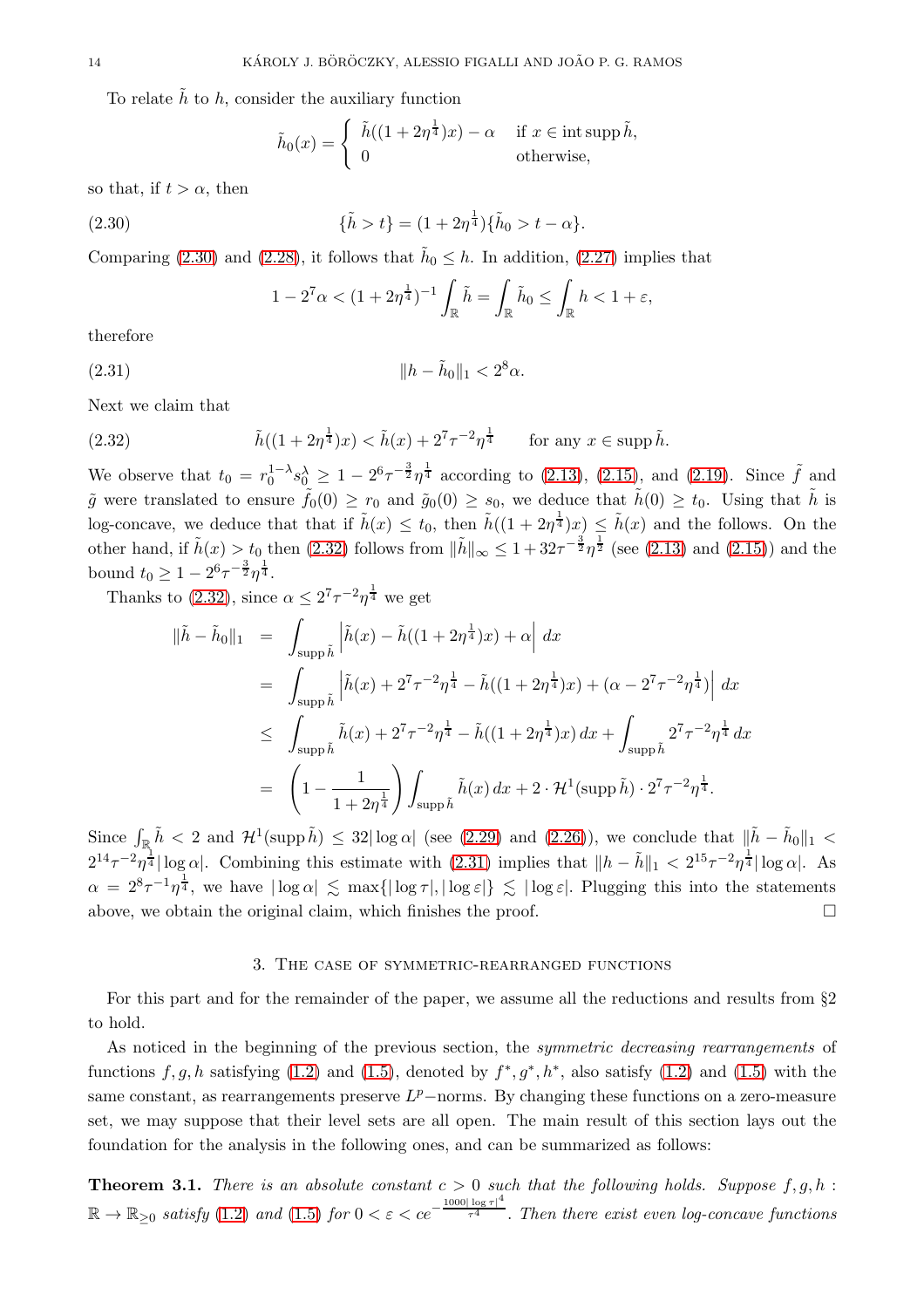To relate $\tilde{h}$ to $h$, consider the auxiliary function

$$\tilde{h}_0(x) = \begin{cases} \tilde{h}((1+2\eta^{\frac{1}{4}})x) - \alpha & \text{if } x \in \operatorname{int}\operatorname{supp}\tilde{h}, \\ 0 & \text{otherwise,} \end{cases}$$

so that, if $t > \alpha$, then

$$\{\tilde{h} > t\} = (1+2\eta^{\frac{1}{4}})\{\tilde{h}_0 > t - \alpha\}. \tag{2.30}$$

Comparing (2.30) and (2.28), it follows that $\tilde{h}_0 \leq h$. In addition, (2.27) implies that

$$1 - 2^7\alpha < (1+2\eta^{\frac{1}{4}})^{-1}\int_{\mathbb{R}} \tilde{h} = \int_{\mathbb{R}} \tilde{h}_0 \leq \int_{\mathbb{R}} h < 1 + \varepsilon,$$

therefore

$$\|h - \tilde{h}_0\|_1 < 2^8\alpha. \tag{2.31}$$

Next we claim that

$$\tilde{h}((1+2\eta^{\frac{1}{4}})x) < \tilde{h}(x) + 2^7\tau^{-2}\eta^{\frac{1}{4}} \qquad \text{for any } x \in \operatorname{supp}\tilde{h}. \tag{2.32}$$

We observe that $t_0 = r_0^{1-\lambda}s_0^{\lambda} \geq 1 - 2^6\tau^{-\frac{3}{2}}\eta^{\frac{1}{4}}$ according to (2.13), (2.15), and (2.19). Since $\tilde{f}$ and $\tilde{g}$ were translated to ensure $\tilde{f}_0(0) \geq r_0$ and $\tilde{g}_0(0) \geq s_0$, we deduce that $\tilde{h}(0) \geq t_0$. Using that $\tilde{h}$ is log-concave, we deduce that that if $\tilde{h}(x) \leq t_0$, then $\tilde{h}((1+2\eta^{\frac{1}{4}})x) \leq \tilde{h}(x)$ and the follows. On the other hand, if $\tilde{h}(x) > t_0$ then (2.32) follows from $\|\tilde{h}\|_\infty \leq 1 + 32\tau^{-\frac{3}{2}}\eta^{\frac{1}{2}}$ (see (2.13) and (2.15)) and the bound $t_0 \geq 1 - 2^6\tau^{-\frac{3}{2}}\eta^{\frac{1}{4}}$.

Thanks to (2.32), since $\alpha \leq 2^7\tau^{-2}\eta^{\frac{1}{4}}$ we get

$$\begin{aligned}
\|\tilde{h} - \tilde{h}_0\|_1 &= \int_{\operatorname{supp}\tilde{h}} \left|\tilde{h}(x) - \tilde{h}((1+2\eta^{\frac{1}{4}})x) + \alpha\right| dx \\
&= \int_{\operatorname{supp}\tilde{h}} \left|\tilde{h}(x) + 2^7\tau^{-2}\eta^{\frac{1}{4}} - \tilde{h}((1+2\eta^{\frac{1}{4}})x) + (\alpha - 2^7\tau^{-2}\eta^{\frac{1}{4}})\right| dx \\
&\leq \int_{\operatorname{supp}\tilde{h}} \tilde{h}(x) + 2^7\tau^{-2}\eta^{\frac{1}{4}} - \tilde{h}((1+2\eta^{\frac{1}{4}})x)\, dx + \int_{\operatorname{supp}\tilde{h}} 2^7\tau^{-2}\eta^{\frac{1}{4}}\, dx \\
&= \left(1 - \frac{1}{1+2\eta^{\frac{1}{4}}}\right)\int_{\operatorname{supp}\tilde{h}} \tilde{h}(x)\, dx + 2\cdot\mathcal{H}^1(\operatorname{supp}\tilde{h})\cdot 2^7\tau^{-2}\eta^{\frac{1}{4}}.
\end{aligned}$$

Since $\int_{\mathbb{R}} \tilde{h} < 2$ and $\mathcal{H}^1(\operatorname{supp}\tilde{h}) \leq 32|\log\alpha|$ (see (2.29) and (2.26)), we conclude that $\|\tilde{h} - \tilde{h}_0\|_1 < 2^{14}\tau^{-2}\eta^{\frac{1}{4}}|\log\alpha|$. Combining this estimate with (2.31) implies that $\|h - \tilde{h}\|_1 < 2^{15}\tau^{-2}\eta^{\frac{1}{4}}|\log\alpha|$. As $\alpha = 2^8\tau^{-1}\eta^{\frac{1}{4}}$, we have $|\log\alpha| \lesssim \max\{|\log\tau|, |\log\varepsilon|\} \lesssim |\log\varepsilon|$. Plugging this into the statements above, we obtain the original claim, which finishes the proof. $\square$

## 3. The case of symmetric-rearranged functions

For this part and for the remainder of the paper, we assume all the reductions and results from §2 to hold.

As noticed in the beginning of the previous section, the *symmetric decreasing rearrangements* of functions $f, g, h$ satisfying (1.2) and (1.5), denoted by $f^*, g^*, h^*$, also satisfy (1.2) and (1.5) with the same constant, as rearrangements preserve $L^p$−norms. By changing these functions on a zero-measure set, we may suppose that their level sets are all open. The main result of this section lays out the foundation for the analysis in the following ones, and can be summarized as follows:

**Theorem 3.1.** *There is an absolute constant $c > 0$ such that the following holds. Suppose $f, g, h : \mathbb{R} \to \mathbb{R}_{\geq 0}$ satisfy (1.2) and (1.5) for $0 < \varepsilon < ce^{-\frac{1000|\log\tau|^4}{\tau^4}}$. Then there exist even log-concave functions*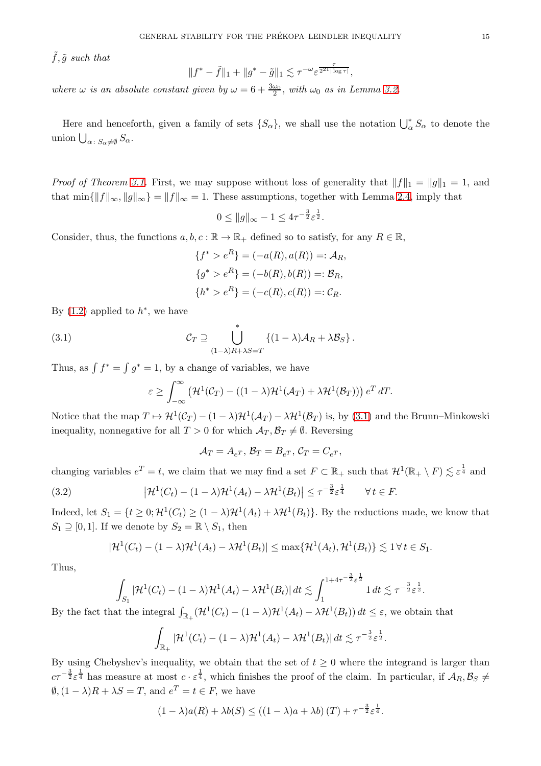$\tilde{f}, \tilde{g}$ *such that*

$$\|f^* - \tilde{f}\|_1 + \|g^* - \tilde{g}\|_1 \lesssim \tau^{-\omega} \varepsilon^{\frac{\tau}{2^{21}|\log \tau|}},$$

*where* $\omega$ *is an absolute constant given by* $\omega = 6 + \frac{3\omega_0}{2}$, *with* $\omega_0$ *as in Lemma 3.2.*

Here and henceforth, given a family of sets $\{S_\alpha\}$, we shall use the notation $\bigcup_\alpha^* S_\alpha$ to denote the union $\bigcup_{\alpha:\, S_\alpha \neq \emptyset} S_\alpha$.

*Proof of Theorem 3.1.* First, we may suppose without loss of generality that $\|f\|_1 = \|g\|_1 = 1$, and that $\min\{\|f\|_\infty, \|g\|_\infty\} = \|f\|_\infty = 1$. These assumptions, together with Lemma 2.4, imply that

$$0 \leq \|g\|_\infty - 1 \leq 4\tau^{-\frac{3}{2}} \varepsilon^{\frac{1}{2}}.$$

Consider, thus, the functions $a, b, c : \mathbb{R} \to \mathbb{R}_+$ defined so to satisfy, for any $R \in \mathbb{R}$,

$$\{f^* > e^R\} = (-a(R), a(R)) =: \mathcal{A}_R,$$
$$\{g^* > e^R\} = (-b(R), b(R)) =: \mathcal{B}_R,$$
$$\{h^* > e^R\} = (-c(R), c(R)) =: \mathcal{C}_R.$$

By (1.2) applied to $h^*$, we have

$$\mathcal{C}_T \supseteq \bigcup^*_{(1-\lambda)R + \lambda S = T} \{(1-\lambda)\mathcal{A}_R + \lambda \mathcal{B}_S\}. \tag{3.1}$$

Thus, as $\int f^* = \int g^* = 1$, by a change of variables, we have

$$\varepsilon \geq \int_{-\infty}^{\infty} \left(\mathcal{H}^1(\mathcal{C}_T) - ((1-\lambda)\mathcal{H}^1(\mathcal{A}_T) + \lambda \mathcal{H}^1(\mathcal{B}_T))\right) e^T \, dT.$$

Notice that the map $T \mapsto \mathcal{H}^1(\mathcal{C}_T) - (1-\lambda)\mathcal{H}^1(\mathcal{A}_T) - \lambda\mathcal{H}^1(\mathcal{B}_T)$ is, by (3.1) and the Brunn–Minkowski inequality, nonnegative for all $T > 0$ for which $\mathcal{A}_T, \mathcal{B}_T \neq \emptyset$. Reversing

$$\mathcal{A}_T = A_{e^T},\ \mathcal{B}_T = B_{e^T},\ \mathcal{C}_T = C_{e^T},$$

changing variables $e^T = t$, we claim that we may find a set $F \subset \mathbb{R}_+$ such that $\mathcal{H}^1(\mathbb{R}_+ \setminus F) \lesssim \varepsilon^{\frac{1}{4}}$ and

$$\left|\mathcal{H}^1(C_t) - (1-\lambda)\mathcal{H}^1(A_t) - \lambda\mathcal{H}^1(B_t)\right| \leq \tau^{-\frac{3}{2}} \varepsilon^{\frac{1}{4}} \qquad \forall\, t \in F. \tag{3.2}$$

Indeed, let $S_1 = \{t \geq 0; \mathcal{H}^1(C_t) \geq (1-\lambda)\mathcal{H}^1(A_t) + \lambda\mathcal{H}^1(B_t)\}$. By the reductions made, we know that $S_1 \supseteq [0, 1]$. If we denote by $S_2 = \mathbb{R} \setminus S_1$, then

$$|\mathcal{H}^1(C_t) - (1-\lambda)\mathcal{H}^1(A_t) - \lambda\mathcal{H}^1(B_t)| \leq \max\{\mathcal{H}^1(A_t), \mathcal{H}^1(B_t)\} \lesssim 1 \,\forall\, t \in S_1.$$

Thus,

$$\int_{S_1} |\mathcal{H}^1(C_t) - (1-\lambda)\mathcal{H}^1(A_t) - \lambda\mathcal{H}^1(B_t)| \, dt \lesssim \int_1^{1+4\tau^{-\frac{3}{2}}\varepsilon^{\frac{1}{2}}} 1 \, dt \lesssim \tau^{-\frac{3}{2}} \varepsilon^{\frac{1}{2}}.$$

By the fact that the integral $\int_{\mathbb{R}_+} (\mathcal{H}^1(C_t) - (1-\lambda)\mathcal{H}^1(A_t) - \lambda\mathcal{H}^1(B_t)) \, dt \leq \varepsilon$, we obtain that

$$\int_{\mathbb{R}_+} |\mathcal{H}^1(C_t) - (1-\lambda)\mathcal{H}^1(A_t) - \lambda\mathcal{H}^1(B_t)| \, dt \lesssim \tau^{-\frac{3}{2}} \varepsilon^{\frac{1}{2}}.$$

By using Chebyshev's inequality, we obtain that the set of $t \geq 0$ where the integrand is larger than $c\tau^{-\frac{3}{2}}\varepsilon^{\frac{1}{4}}$ has measure at most $c \cdot \varepsilon^{\frac{1}{4}}$, which finishes the proof of the claim. In particular, if $\mathcal{A}_R, \mathcal{B}_S \neq \emptyset, (1-\lambda)R + \lambda S = T$, and $e^T = t \in F$, we have

$$(1-\lambda)a(R) + \lambda b(S) \leq ((1-\lambda)a + \lambda b)(T) + \tau^{-\frac{3}{2}} \varepsilon^{\frac{1}{4}}.$$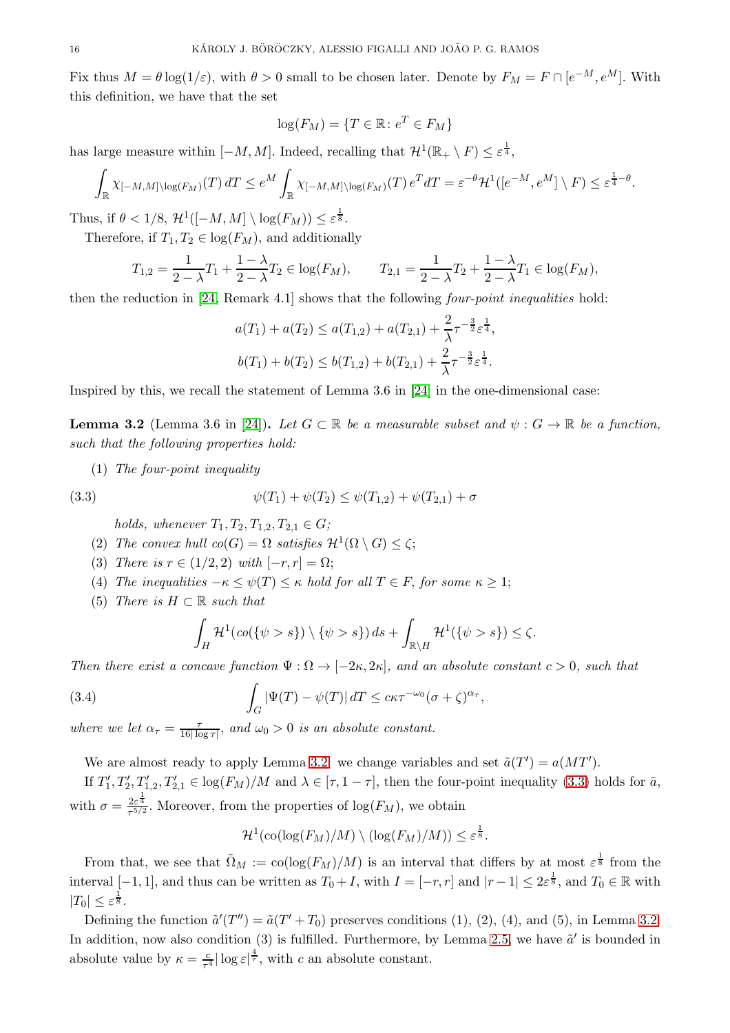Fix thus $M = \theta \log(1/\varepsilon)$, with $\theta > 0$ small to be chosen later. Denote by $F_M = F \cap [e^{-M}, e^M]$. With this definition, we have that the set

$$\log(F_M) = \{T \in \mathbb{R} \colon e^T \in F_M\}$$

has large measure within $[-M, M]$. Indeed, recalling that $\mathcal{H}^1(\mathbb{R}_+ \setminus F) \le \varepsilon^{\frac{1}{4}}$,

$$\int_{\mathbb{R}} \chi_{[-M,M]\setminus \log(F_M)}(T)\, dT \le e^M \int_{\mathbb{R}} \chi_{[-M,M]\setminus \log(F_M)}(T)\, e^T dT = \varepsilon^{-\theta} \mathcal{H}^1([e^{-M}, e^M] \setminus F) \le \varepsilon^{\frac{1}{4}-\theta}.$$

Thus, if $\theta < 1/8$, $\mathcal{H}^1([-M, M] \setminus \log(F_M)) \le \varepsilon^{\frac{1}{8}}$.

Therefore, if $T_1, T_2 \in \log(F_M)$, and additionally

$$T_{1,2} = \frac{1}{2-\lambda} T_1 + \frac{1-\lambda}{2-\lambda} T_2 \in \log(F_M), \qquad T_{2,1} = \frac{1}{2-\lambda} T_2 + \frac{1-\lambda}{2-\lambda} T_1 \in \log(F_M),$$

then the reduction in [24, Remark 4.1] shows that the following *four-point inequalities* hold:

$$a(T_1) + a(T_2) \le a(T_{1,2}) + a(T_{2,1}) + \frac{2}{\lambda} \tau^{-\frac{3}{2}} \varepsilon^{\frac{1}{4}},$$
$$b(T_1) + b(T_2) \le b(T_{1,2}) + b(T_{2,1}) + \frac{2}{\lambda} \tau^{-\frac{3}{2}} \varepsilon^{\frac{1}{4}}.$$

Inspired by this, we recall the statement of Lemma 3.6 in [24] in the one-dimensional case:

**Lemma 3.2** (Lemma 3.6 in [24]). *Let $G \subset \mathbb{R}$ be a measurable subset and $\psi : G \to \mathbb{R}$ be a function, such that the following properties hold:*

(1) *The four-point inequality*

$$\psi(T_1) + \psi(T_2) \le \psi(T_{1,2}) + \psi(T_{2,1}) + \sigma \tag{3.3}$$

*holds, whenever $T_1, T_2, T_{1,2}, T_{2,1} \in G$;*

(2) *The convex hull $co(G) = \Omega$ satisfies $\mathcal{H}^1(\Omega \setminus G) \le \zeta$;*

(3) *There is $r \in (1/2, 2)$ with $[-r, r] = \Omega$;*

(4) *The inequalities $-\kappa \le \psi(T) \le \kappa$ hold for all $T \in F$, for some $\kappa \ge 1$;*

(5) *There is $H \subset \mathbb{R}$ such that*

$$\int_H \mathcal{H}^1(co(\{\psi > s\}) \setminus \{\psi > s\})\, ds + \int_{\mathbb{R}\setminus H} \mathcal{H}^1(\{\psi > s\}) \le \zeta.$$

*Then there exist a concave function $\Psi : \Omega \to [-2\kappa, 2\kappa]$, and an absolute constant $c > 0$, such that*

$$\int_G |\Psi(T) - \psi(T)|\, dT \le c\kappa \tau^{-\omega_0} (\sigma + \zeta)^{\alpha_\tau}, \tag{3.4}$$

*where we let $\alpha_\tau = \frac{\tau}{16|\log \tau|}$, and $\omega_0 > 0$ is an absolute constant.*

We are almost ready to apply Lemma 3.2: we change variables and set $\tilde{a}(T') = a(MT')$.

If $T_1', T_2', T_{1,2}', T_{2,1}' \in \log(F_M)/M$ and $\lambda \in [\tau, 1-\tau]$, then the four-point inequality (3.3) holds for $\tilde{a}$, with $\sigma = \frac{2\varepsilon^{\frac{1}{4}}}{\tau^{5/2}}$. Moreover, from the properties of $\log(F_M)$, we obtain

$$\mathcal{H}^1(\mathrm{co}(\log(F_M)/M) \setminus (\log(F_M)/M)) \le \varepsilon^{\frac{1}{8}}.$$

From that, we see that $\tilde{\Omega}_M := \mathrm{co}(\log(F_M)/M)$ is an interval that differs by at most $\varepsilon^{\frac{1}{8}}$ from the interval $[-1, 1]$, and thus can be written as $T_0 + I$, with $I = [-r, r]$ and $|r - 1| \le 2\varepsilon^{\frac{1}{8}}$, and $T_0 \in \mathbb{R}$ with $|T_0| \le \varepsilon^{\frac{1}{8}}$.

Defining the function $\tilde{a}'(T'') = \tilde{a}(T' + T_0)$ preserves conditions (1), (2), (4), and (5), in Lemma 3.2. In addition, now also condition (3) is fulfilled. Furthermore, by Lemma 2.5, we have $\tilde{a}'$ is bounded in absolute value by $\kappa = \frac{c}{\tau^4} |\log \varepsilon|^{\frac{4}{\tau}}$, with $c$ an absolute constant.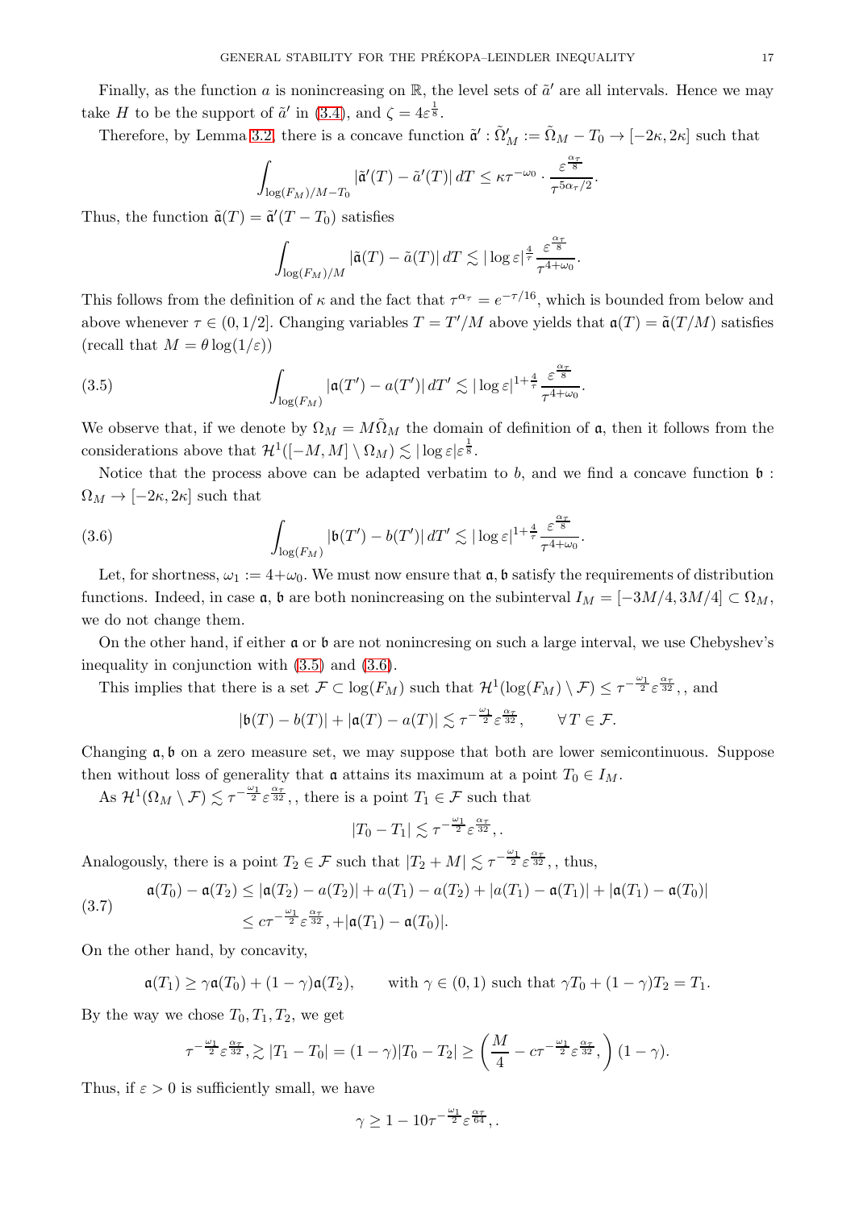Finally, as the function $a$ is nonincreasing on $\mathbb{R}$, the level sets of $\tilde{a}'$ are all intervals. Hence we may take $H$ to be the support of $\tilde{a}'$ in (3.4), and $\zeta = 4\varepsilon^{\frac{1}{8}}$.

Therefore, by Lemma 3.2, there is a concave function $\tilde{\mathfrak{a}}' : \tilde{\Omega}_M' := \tilde{\Omega}_M - T_0 \to [-2\kappa, 2\kappa]$ such that

$$\int_{\log(F_M)/M - T_0} |\tilde{\mathfrak{a}}'(T) - \tilde{a}'(T)|\, dT \le \kappa \tau^{-\omega_0} \cdot \frac{\varepsilon^{\frac{\alpha_\tau}{8}}}{\tau^{5\alpha_\tau/2}}.$$

Thus, the function $\tilde{\mathfrak{a}}(T) = \tilde{\mathfrak{a}}'(T - T_0)$ satisfies

$$\int_{\log(F_M)/M} |\tilde{\mathfrak{a}}(T) - \tilde{a}(T)|\, dT \lesssim |\log \varepsilon|^{\frac{4}{\tau}} \frac{\varepsilon^{\frac{\alpha_\tau}{8}}}{\tau^{4+\omega_0}}.$$

This follows from the definition of $\kappa$ and the fact that $\tau^{\alpha_\tau} = e^{-\tau/16}$, which is bounded from below and above whenever $\tau \in (0, 1/2]$. Changing variables $T = T'/M$ above yields that $\mathfrak{a}(T) = \tilde{\mathfrak{a}}(T/M)$ satisfies (recall that $M = \theta \log(1/\varepsilon)$)

$$\int_{\log(F_M)} |\mathfrak{a}(T') - a(T')|\, dT' \lesssim |\log \varepsilon|^{1+\frac{4}{\tau}} \frac{\varepsilon^{\frac{\alpha_\tau}{8}}}{\tau^{4+\omega_0}}. \tag{3.5}$$

We observe that, if we denote by $\Omega_M = M\tilde{\Omega}_M$ the domain of definition of $\mathfrak{a}$, then it follows from the considerations above that $\mathcal{H}^1([-M, M] \setminus \Omega_M) \lesssim |\log \varepsilon| \varepsilon^{\frac{1}{8}}$.

Notice that the process above can be adapted verbatim to $b$, and we find a concave function $\mathfrak{b} : \Omega_M \to [-2\kappa, 2\kappa]$ such that

$$\int_{\log(F_M)} |\mathfrak{b}(T') - b(T')|\, dT' \lesssim |\log \varepsilon|^{1+\frac{4}{\tau}} \frac{\varepsilon^{\frac{\alpha_\tau}{8}}}{\tau^{4+\omega_0}}. \tag{3.6}$$

Let, for shortness, $\omega_1 := 4 + \omega_0$. We must now ensure that $\mathfrak{a}, \mathfrak{b}$ satisfy the requirements of distribution functions. Indeed, in case $\mathfrak{a}, \mathfrak{b}$ are both nonincreasing on the subinterval $I_M = [-3M/4, 3M/4] \subset \Omega_M$, we do not change them.

On the other hand, if either $\mathfrak{a}$ or $\mathfrak{b}$ are not nonincresing on such a large interval, we use Chebyshev's inequality in conjunction with (3.5) and (3.6).

This implies that there is a set $\mathcal{F} \subset \log(F_M)$ such that $\mathcal{H}^1(\log(F_M) \setminus \mathcal{F}) \le \tau^{-\frac{\omega_1}{2}} \varepsilon^{\frac{\alpha_\tau}{32}},$, and

$$|\mathfrak{b}(T) - b(T)| + |\mathfrak{a}(T) - a(T)| \lesssim \tau^{-\frac{\omega_1}{2}} \varepsilon^{\frac{\alpha_\tau}{32}}, \qquad \forall\, T \in \mathcal{F}.$$

Changing $\mathfrak{a}, \mathfrak{b}$ on a zero measure set, we may suppose that both are lower semicontinuous. Suppose then without loss of generality that $\mathfrak{a}$ attains its maximum at a point $T_0 \in I_M$.

As $\mathcal{H}^1(\Omega_M \setminus \mathcal{F}) \lesssim \tau^{-\frac{\omega_1}{2}} \varepsilon^{\frac{\alpha_\tau}{32}},$, there is a point $T_1 \in \mathcal{F}$ such that

$$|T_0 - T_1| \lesssim \tau^{-\frac{\omega_1}{2}} \varepsilon^{\frac{\alpha_\tau}{32}},.$$

Analogously, there is a point $T_2 \in \mathcal{F}$ such that $|T_2 + M| \lesssim \tau^{-\frac{\omega_1}{2}} \varepsilon^{\frac{\alpha_\tau}{32}},$, thus,

$$\begin{aligned} \mathfrak{a}(T_0) - \mathfrak{a}(T_2) &\le |\mathfrak{a}(T_2) - a(T_2)| + a(T_1) - a(T_2) + |a(T_1) - \mathfrak{a}(T_1)| + |\mathfrak{a}(T_1) - \mathfrak{a}(T_0)| \\ &\le c\tau^{-\frac{\omega_1}{2}} \varepsilon^{\frac{\alpha_\tau}{32}}, + |\mathfrak{a}(T_1) - \mathfrak{a}(T_0)|. \end{aligned} \tag{3.7}$$

On the other hand, by concavity,

$$\mathfrak{a}(T_1) \ge \gamma \mathfrak{a}(T_0) + (1 - \gamma)\mathfrak{a}(T_2), \qquad \text{with } \gamma \in (0, 1) \text{ such that } \gamma T_0 + (1 - \gamma) T_2 = T_1.$$

By the way we chose $T_0, T_1, T_2$, we get

$$\tau^{-\frac{\omega_1}{2}} \varepsilon^{\frac{\alpha_\tau}{32}}, \gtrsim |T_1 - T_0| = (1 - \gamma)|T_0 - T_2| \ge \left( \frac{M}{4} - c\tau^{-\frac{\omega_1}{2}} \varepsilon^{\frac{\alpha_\tau}{32}}, \right)(1 - \gamma).$$

Thus, if $\varepsilon > 0$ is sufficiently small, we have

$$\gamma \ge 1 - 10\tau^{-\frac{\omega_1}{2}} \varepsilon^{\frac{\alpha_\tau}{64}},.$$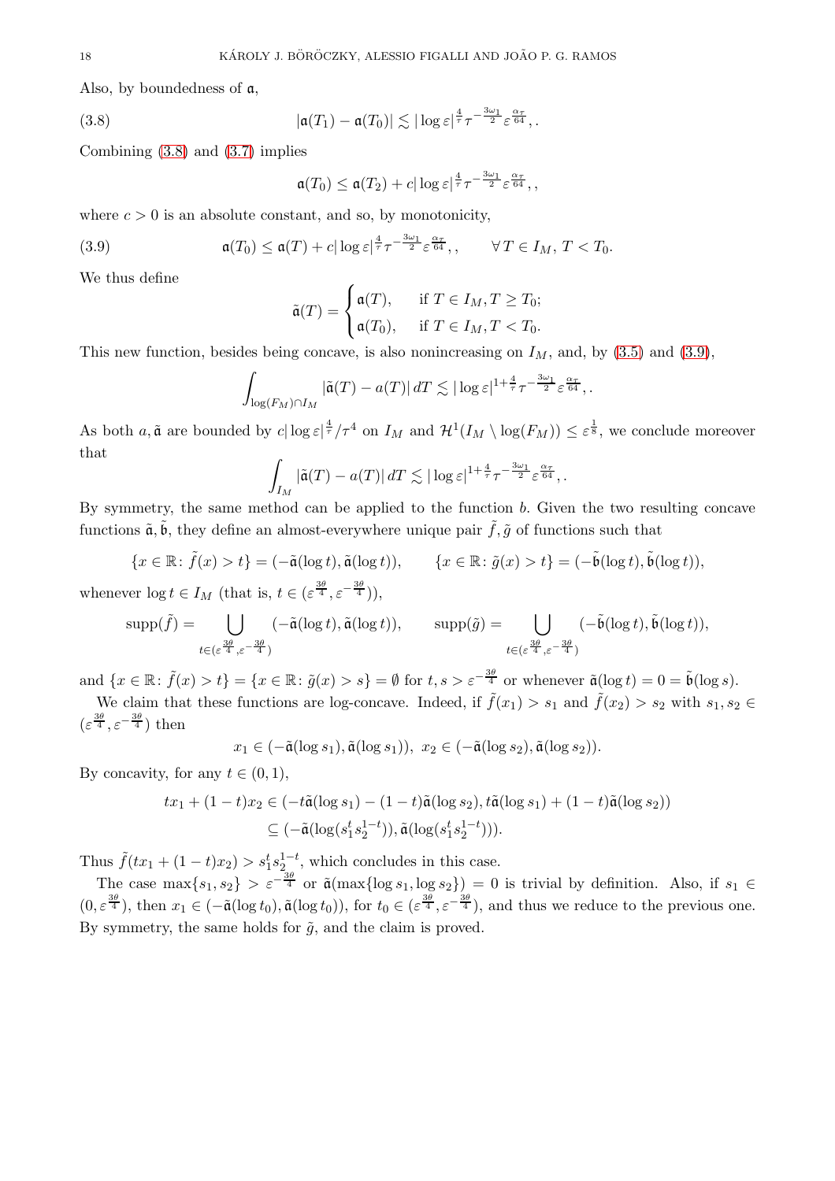Also, by boundedness of $\mathfrak{a}$,

$$|\mathfrak{a}(T_1) - \mathfrak{a}(T_0)| \lesssim |\log \varepsilon|^{\frac{4}{\tau}} \tau^{-\frac{3\omega_1}{2}} \varepsilon^{\frac{\alpha_\tau}{64}}, . \tag{3.8}$$

Combining (3.8) and (3.7) implies

$$\mathfrak{a}(T_0) \leq \mathfrak{a}(T_2) + c|\log \varepsilon|^{\frac{4}{\tau}} \tau^{-\frac{3\omega_1}{2}} \varepsilon^{\frac{\alpha_\tau}{64}}, ,$$

where $c > 0$ is an absolute constant, and so, by monotonicity,

$$\mathfrak{a}(T_0) \leq \mathfrak{a}(T) + c|\log \varepsilon|^{\frac{4}{\tau}} \tau^{-\frac{3\omega_1}{2}} \varepsilon^{\frac{\alpha_\tau}{64}}, , \qquad \forall\, T \in I_M,\, T < T_0. \tag{3.9}$$

We thus define

$$\tilde{\mathfrak{a}}(T) = \begin{cases} \mathfrak{a}(T), & \text{if } T \in I_M, T \geq T_0; \\ \mathfrak{a}(T_0), & \text{if } T \in I_M, T < T_0. \end{cases}$$

This new function, besides being concave, is also nonincreasing on $I_M$, and, by (3.5) and (3.9),

$$\int_{\log(F_M) \cap I_M} |\tilde{\mathfrak{a}}(T) - a(T)|\, dT \lesssim |\log \varepsilon|^{1+\frac{4}{\tau}} \tau^{-\frac{3\omega_1}{2}} \varepsilon^{\frac{\alpha_\tau}{64}}, .$$

As both $a, \tilde{\mathfrak{a}}$ are bounded by $c|\log \varepsilon|^{\frac{4}{\tau}}/\tau^4$ on $I_M$ and $\mathcal{H}^1(I_M \setminus \log(F_M)) \leq \varepsilon^{\frac{1}{8}}$, we conclude moreover that

$$\int_{I_M} |\tilde{\mathfrak{a}}(T) - a(T)|\, dT \lesssim |\log \varepsilon|^{1+\frac{4}{\tau}} \tau^{-\frac{3\omega_1}{2}} \varepsilon^{\frac{\alpha_\tau}{64}}, .$$

By symmetry, the same method can be applied to the function $b$. Given the two resulting concave functions $\tilde{\mathfrak{a}}, \tilde{\mathfrak{b}}$, they define an almost-everywhere unique pair $\tilde{f}, \tilde{g}$ of functions such that

$$\{x \in \mathbb{R} \colon \tilde{f}(x) > t\} = (-\tilde{\mathfrak{a}}(\log t), \tilde{\mathfrak{a}}(\log t)), \qquad \{x \in \mathbb{R} \colon \tilde{g}(x) > t\} = (-\tilde{\mathfrak{b}}(\log t), \tilde{\mathfrak{b}}(\log t)),$$

whenever $\log t \in I_M$ (that is, $t \in (\varepsilon^{\frac{3\theta}{4}}, \varepsilon^{-\frac{3\theta}{4}})$),

$$\operatorname{supp}(\tilde{f}) = \bigcup_{t \in (\varepsilon^{\frac{3\theta}{4}}, \varepsilon^{-\frac{3\theta}{4}})} (-\tilde{\mathfrak{a}}(\log t), \tilde{\mathfrak{a}}(\log t)), \qquad \operatorname{supp}(\tilde{g}) = \bigcup_{t \in (\varepsilon^{\frac{3\theta}{4}}, \varepsilon^{-\frac{3\theta}{4}})} (-\tilde{\mathfrak{b}}(\log t), \tilde{\mathfrak{b}}(\log t)),$$

and $\{x \in \mathbb{R} \colon \tilde{f}(x) > t\} = \{x \in \mathbb{R} \colon \tilde{g}(x) > s\} = \emptyset$ for $t, s > \varepsilon^{-\frac{3\theta}{4}}$ or whenever $\tilde{\mathfrak{a}}(\log t) = 0 = \tilde{\mathfrak{b}}(\log s)$.

We claim that these functions are log-concave. Indeed, if $\tilde{f}(x_1) > s_1$ and $\tilde{f}(x_2) > s_2$ with $s_1, s_2 \in (\varepsilon^{\frac{3\theta}{4}}, \varepsilon^{-\frac{3\theta}{4}})$ then

$$x_1 \in (-\tilde{\mathfrak{a}}(\log s_1), \tilde{\mathfrak{a}}(\log s_1)),\ x_2 \in (-\tilde{\mathfrak{a}}(\log s_2), \tilde{\mathfrak{a}}(\log s_2)).$$

By concavity, for any $t \in (0,1)$,

$$\begin{aligned} tx_1 + (1-t)x_2 &\in (-t\tilde{\mathfrak{a}}(\log s_1) - (1-t)\tilde{\mathfrak{a}}(\log s_2), t\tilde{\mathfrak{a}}(\log s_1) + (1-t)\tilde{\mathfrak{a}}(\log s_2)) \\ &\subseteq (-\tilde{\mathfrak{a}}(\log(s_1^t s_2^{1-t})), \tilde{\mathfrak{a}}(\log(s_1^t s_2^{1-t}))). \end{aligned}$$

Thus $\tilde{f}(tx_1 + (1-t)x_2) > s_1^t s_2^{1-t}$, which concludes in this case.

The case $\max\{s_1, s_2\} > \varepsilon^{-\frac{3\theta}{4}}$ or $\tilde{\mathfrak{a}}(\max\{\log s_1, \log s_2\}) = 0$ is trivial by definition. Also, if $s_1 \in (0, \varepsilon^{\frac{3\theta}{4}})$, then $x_1 \in (-\tilde{\mathfrak{a}}(\log t_0), \tilde{\mathfrak{a}}(\log t_0))$, for $t_0 \in (\varepsilon^{\frac{3\theta}{4}}, \varepsilon^{-\frac{3\theta}{4}})$, and thus we reduce to the previous one. By symmetry, the same holds for $\tilde{g}$, and the claim is proved.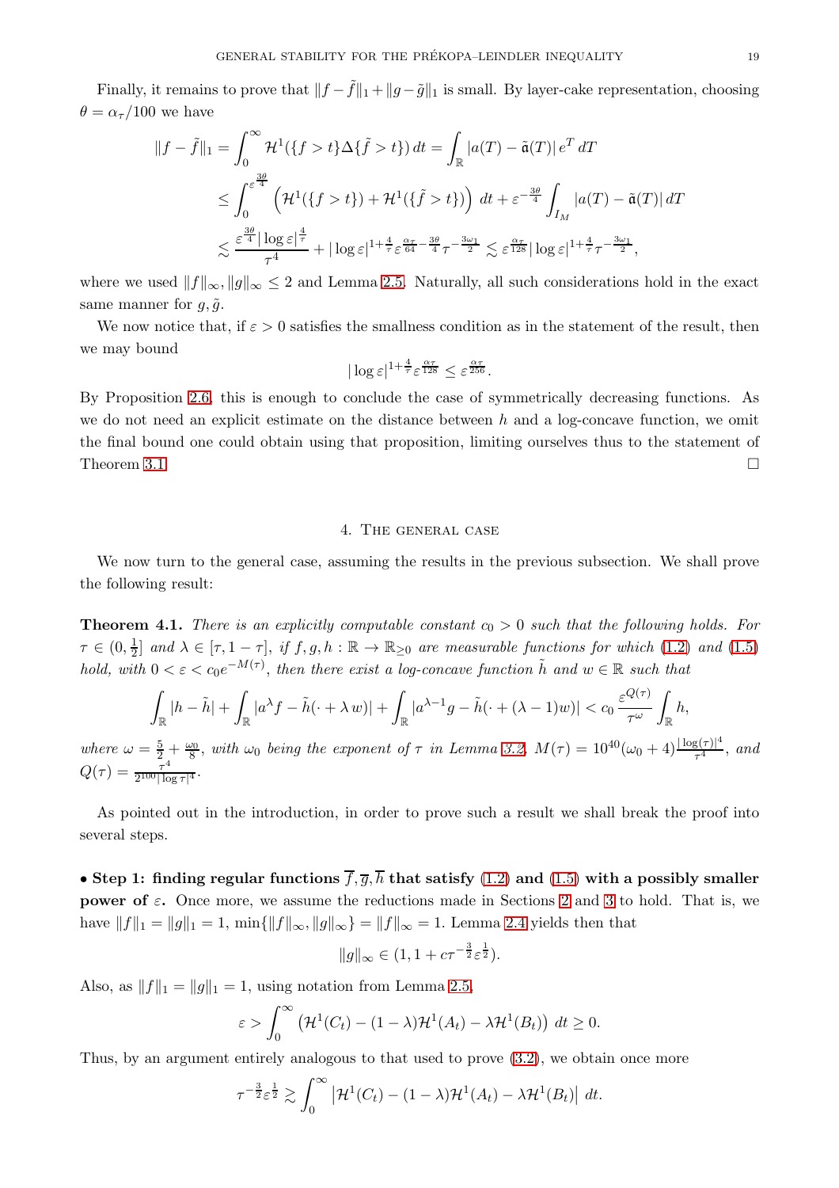Finally, it remains to prove that $\|f-\tilde{f}\|_1+\|g-\tilde{g}\|_1$ is small. By layer-cake representation, choosing $\theta=\alpha_\tau/100$ we have

$$
\begin{aligned}
\|f-\tilde{f}\|_1 &= \int_0^\infty \mathcal{H}^1(\{f>t\}\Delta\{\tilde{f}>t\})\,dt = \int_{\mathbb{R}} |a(T)-\tilde{\mathfrak{a}}(T)|\,e^T\,dT \\
&\le \int_0^{\varepsilon^{\frac{3\theta}{4}}} \left(\mathcal{H}^1(\{f>t\})+\mathcal{H}^1(\{\tilde{f}>t\})\right)\,dt + \varepsilon^{-\frac{3\theta}{4}}\int_{I_M} |a(T)-\tilde{\mathfrak{a}}(T)|\,dT \\
&\lesssim \frac{\varepsilon^{\frac{3\theta}{4}}|\log\varepsilon|^{\frac{4}{\tau}}}{\tau^4} + |\log\varepsilon|^{1+\frac{4}{\tau}}\varepsilon^{\frac{\alpha_\tau}{64}-\frac{3\theta}{4}}\tau^{-\frac{3\omega_1}{2}} \lesssim \varepsilon^{\frac{\alpha_\tau}{128}}|\log\varepsilon|^{1+\frac{4}{\tau}}\tau^{-\frac{3\omega_1}{2}},
\end{aligned}
$$

where we used $\|f\|_\infty,\|g\|_\infty\le 2$ and Lemma 2.5. Naturally, all such considerations hold in the exact same manner for $g,\tilde{g}$.

We now notice that, if $\varepsilon>0$ satisfies the smallness condition as in the statement of the result, then we may bound

$$
|\log\varepsilon|^{1+\frac{4}{\tau}}\varepsilon^{\frac{\alpha_\tau}{128}} \le \varepsilon^{\frac{\alpha_\tau}{256}}.
$$

By Proposition 2.6, this is enough to conclude the case of symmetrically decreasing functions. As we do not need an explicit estimate on the distance between $h$ and a log-concave function, we omit the final bound one could obtain using that proposition, limiting ourselves thus to the statement of Theorem 3.1. $\square$

## 4. The general case

We now turn to the general case, assuming the results in the previous subsection. We shall prove the following result:

**Theorem 4.1.** *There is an explicitly computable constant $c_0>0$ such that the following holds. For $\tau\in(0,\frac{1}{2}]$ and $\lambda\in[\tau,1-\tau]$, if $f,g,h:\mathbb{R}\to\mathbb{R}_{\ge 0}$ are measurable functions for which (1.2) and (1.5) hold, with $0<\varepsilon<c_0e^{-M(\tau)}$, then there exist a log-concave function $\tilde{h}$ and $w\in\mathbb{R}$ such that*

$$
\int_{\mathbb{R}} |h-\tilde{h}| + \int_{\mathbb{R}} |a^\lambda f - \tilde{h}(\cdot+\lambda w)| + \int_{\mathbb{R}} |a^{\lambda-1}g-\tilde{h}(\cdot+(\lambda-1)w)| < c_0\frac{\varepsilon^{Q(\tau)}}{\tau^\omega}\int_{\mathbb{R}} h,
$$

*where $\omega=\frac{5}{2}+\frac{\omega_0}{8}$, with $\omega_0$ being the exponent of $\tau$ in Lemma 3.2, $M(\tau)=10^{40}(\omega_0+4)\frac{|\log(\tau)|^4}{\tau^4}$, and $Q(\tau)=\frac{\tau^4}{2^{100}|\log\tau|^4}$.*

As pointed out in the introduction, in order to prove such a result we shall break the proof into several steps.

• **Step 1: finding regular functions $\overline{f},\overline{g},\overline{h}$ that satisfy (1.2) and (1.5) with a possibly smaller power of $\varepsilon$.** Once more, we assume the reductions made in Sections 2 and 3 to hold. That is, we have $\|f\|_1=\|g\|_1=1$, $\min\{\|f\|_\infty,\|g\|_\infty\}=\|f\|_\infty=1$. Lemma 2.4 yields then that

$$
\|g\|_\infty \in (1, 1+c\tau^{-\frac{3}{2}}\varepsilon^{\frac{1}{2}}).
$$

Also, as $\|f\|_1=\|g\|_1=1$, using notation from Lemma 2.5,

$$
\varepsilon > \int_0^\infty \left(\mathcal{H}^1(C_t)-(1-\lambda)\mathcal{H}^1(A_t)-\lambda\mathcal{H}^1(B_t)\right)\,dt \ge 0.
$$

Thus, by an argument entirely analogous to that used to prove (3.2), we obtain once more

$$
\tau^{-\frac{3}{2}}\varepsilon^{\frac{1}{2}} \gtrsim \int_0^\infty \left|\mathcal{H}^1(C_t)-(1-\lambda)\mathcal{H}^1(A_t)-\lambda\mathcal{H}^1(B_t)\right|\,dt.
$$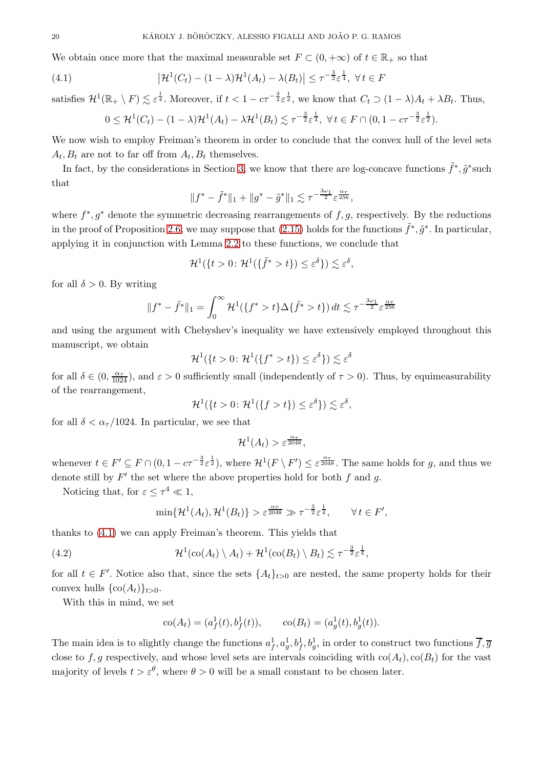We obtain once more that the maximal measurable set $F \subset (0, +\infty)$ of $t \in \mathbb{R}_+$ so that

$$\left|\mathcal{H}^1(C_t) - (1-\lambda)\mathcal{H}^1(A_t) - \lambda(B_t)\right| \le \tau^{-\frac{3}{2}}\varepsilon^{\frac{1}{4}}, \ \forall\, t \in F \tag{4.1}$$

satisfies $\mathcal{H}^1(\mathbb{R}_+ \setminus F) \lesssim \varepsilon^{\frac{1}{4}}$. Moreover, if $t < 1 - c\tau^{-\frac{3}{2}}\varepsilon^{\frac{1}{2}}$, we know that $C_t \supset (1-\lambda)A_t + \lambda B_t$. Thus,

$$0 \le \mathcal{H}^1(C_t) - (1-\lambda)\mathcal{H}^1(A_t) - \lambda\mathcal{H}^1(B_t) \lesssim \tau^{-\frac{3}{2}}\varepsilon^{\frac{1}{4}}, \ \forall\, t \in F \cap (0, 1 - c\tau^{-\frac{3}{2}}\varepsilon^{\frac{1}{2}}).$$

We now wish to employ Freiman's theorem in order to conclude that the convex hull of the level sets $A_t, B_t$ are not to far off from $A_t, B_t$ themselves.

In fact, by the considerations in Section 3, we know that there are log-concave functions $\tilde{f}^*, \tilde{g}^*$ such that

$$\|f^* - \tilde{f}^*\|_1 + \|g^* - \tilde{g}^*\|_1 \lesssim \tau^{-\frac{3\omega_1}{2}}\varepsilon^{\frac{\alpha_\tau}{256}},$$

where $f^*, g^*$ denote the symmetric decreasing rearrangements of $f, g$, respectively. By the reductions in the proof of Proposition 2.6, we may suppose that (2.15) holds for the functions $\tilde{f}^*, \tilde{g}^*$. In particular, applying it in conjunction with Lemma 2.2 to these functions, we conclude that

$$\mathcal{H}^1(\{t > 0 \colon \mathcal{H}^1(\{\tilde{f}^* > t\}) \le \varepsilon^{\delta}\}) \lesssim \varepsilon^{\delta},$$

for all $\delta > 0$. By writing

$$\|f^* - \tilde{f}^*\|_1 = \int_0^\infty \mathcal{H}^1(\{f^* > t\}\Delta\{\tilde{f}^* > t\})\, dt \lesssim \tau^{-\frac{3\omega_1}{2}}\varepsilon^{\frac{\alpha_\tau}{256}}$$

and using the argument with Chebyshev's inequality we have extensively employed throughout this manuscript, we obtain

$$\mathcal{H}^1(\{t > 0 \colon \mathcal{H}^1(\{f^* > t\}) \le \varepsilon^{\delta}\}) \lesssim \varepsilon^{\delta}$$

for all $\delta \in (0, \frac{\alpha_\tau}{1024})$, and $\varepsilon > 0$ sufficiently small (independently of $\tau > 0$). Thus, by equimeasurability of the rearrangement,

$$\mathcal{H}^1(\{t > 0 \colon \mathcal{H}^1(\{f > t\}) \le \varepsilon^{\delta}\}) \lesssim \varepsilon^{\delta},$$

for all $\delta < \alpha_\tau/1024$. In particular, we see that

$$\mathcal{H}^1(A_t) > \varepsilon^{\frac{\alpha_\tau}{2048}},$$

whenever $t \in F' \subseteq F \cap (0, 1 - c\tau^{-\frac{3}{2}}\varepsilon^{\frac{1}{2}})$, where $\mathcal{H}^1(F \setminus F') \le \varepsilon^{\frac{\alpha_\tau}{2048}}$. The same holds for $g$, and thus we denote still by $F'$ the set where the above properties hold for both $f$ and $g$.

Noticing that, for $\varepsilon \le \tau^4 \ll 1$,

$$\min\{\mathcal{H}^1(A_t), \mathcal{H}^1(B_t)\} > \varepsilon^{\frac{\alpha_\tau}{2048}} \gg \tau^{-\frac{3}{2}}\varepsilon^{\frac{1}{4}}, \qquad \forall\, t \in F',$$

thanks to (4.1) we can apply Freiman's theorem. This yields that

$$\mathcal{H}^1(\mathrm{co}(A_t) \setminus A_t) + \mathcal{H}^1(\mathrm{co}(B_t) \setminus B_t) \lesssim \tau^{-\frac{3}{2}}\varepsilon^{\frac{1}{4}}, \tag{4.2}$$

for all $t \in F'$. Notice also that, since the sets $\{A_t\}_{t>0}$ are nested, the same property holds for their convex hulls $\{\mathrm{co}(A_t)\}_{t>0}$.

With this in mind, we set

$$\mathrm{co}(A_t) = (a_f^1(t), b_f^1(t)), \qquad \mathrm{co}(B_t) = (a_g^1(t), b_g^1(t)).$$

The main idea is to slightly change the functions $a_f^1, a_g^1, b_f^1, b_g^1$, in order to construct two functions $\overline{f}, \overline{g}$ close to $f, g$ respectively, and whose level sets are intervals coinciding with $\mathrm{co}(A_t), \mathrm{co}(B_t)$ for the vast majority of levels $t > \varepsilon^{\theta}$, where $\theta > 0$ will be a small constant to be chosen later.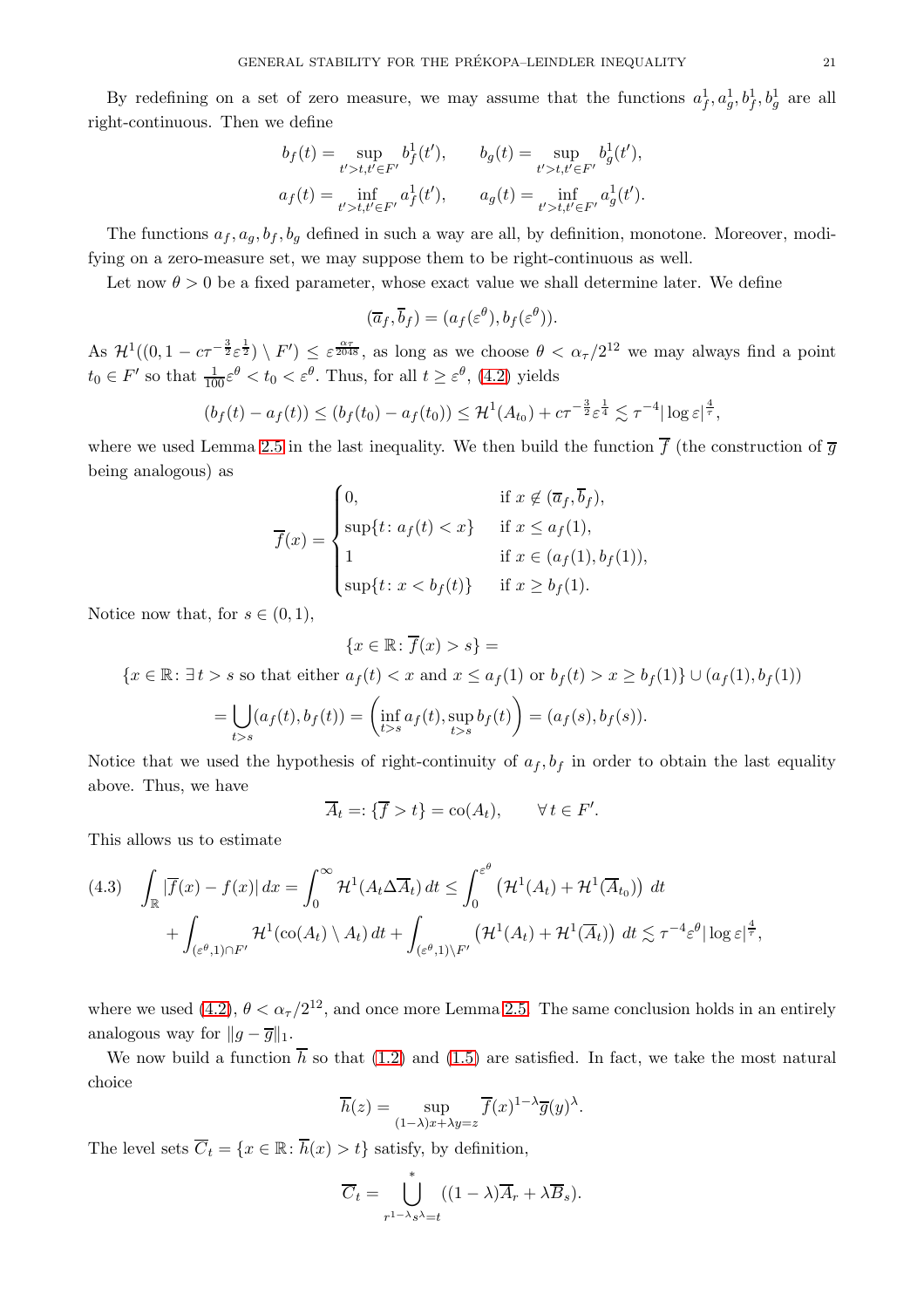By redefining on a set of zero measure, we may assume that the functions $a_f^1, a_g^1, b_f^1, b_g^1$ are all right-continuous. Then we define

$$
b_f(t) = \sup_{t'>t, t' \in F'} b_f^1(t'), \qquad b_g(t) = \sup_{t'>t, t' \in F'} b_g^1(t'),
$$
$$
a_f(t) = \inf_{t'>t, t' \in F'} a_f^1(t'), \qquad a_g(t) = \inf_{t'>t, t' \in F'} a_g^1(t').
$$

The functions $a_f, a_g, b_f, b_g$ defined in such a way are all, by definition, monotone. Moreover, modifying on a zero-measure set, we may suppose them to be right-continuous as well.

Let now $\theta > 0$ be a fixed parameter, whose exact value we shall determine later. We define

$$
(\overline{a}_f, \overline{b}_f) = (a_f(\varepsilon^\theta), b_f(\varepsilon^\theta)).
$$

As $\mathcal{H}^1((0, 1 - c\tau^{-\frac{3}{2}}\varepsilon^{\frac{1}{2}}) \setminus F') \leq \varepsilon^{\frac{\alpha_\tau}{2048}}$, as long as we choose $\theta < \alpha_\tau/2^{12}$ we may always find a point $t_0 \in F'$ so that $\frac{1}{100}\varepsilon^\theta < t_0 < \varepsilon^\theta$. Thus, for all $t \geq \varepsilon^\theta$, (4.2) yields

$$
(b_f(t) - a_f(t)) \leq (b_f(t_0) - a_f(t_0)) \leq \mathcal{H}^1(A_{t_0}) + c\tau^{-\frac{3}{2}}\varepsilon^{\frac{1}{4}} \lesssim \tau^{-4}|\log \varepsilon|^{\frac{4}{\tau}},
$$

where we used Lemma 2.5 in the last inequality. We then build the function $\overline{f}$ (the construction of $\overline{g}$ being analogous) as

$$
\overline{f}(x) = \begin{cases} 0, & \text{if } x \notin (\overline{a}_f, \overline{b}_f), \\ \sup\{t \colon a_f(t) < x\} & \text{if } x \leq a_f(1), \\ 1 & \text{if } x \in (a_f(1), b_f(1)), \\ \sup\{t \colon x < b_f(t)\} & \text{if } x \geq b_f(1). \end{cases}
$$

Notice now that, for $s \in (0,1)$,

$$
\{x \in \mathbb{R} \colon \overline{f}(x) > s\} =
$$
$$
\{x \in \mathbb{R} \colon \exists\, t > s \text{ so that either } a_f(t) < x \text{ and } x \leq a_f(1) \text{ or } b_f(t) > x \geq b_f(1)\} \cup (a_f(1), b_f(1))
$$
$$
= \bigcup_{t>s} (a_f(t), b_f(t)) = \left( \inf_{t>s} a_f(t), \sup_{t>s} b_f(t) \right) = (a_f(s), b_f(s)).
$$

Notice that we used the hypothesis of right-continuity of $a_f, b_f$ in order to obtain the last equality above. Thus, we have

$$
\overline{A}_t =: \{\overline{f} > t\} = \mathrm{co}(A_t), \qquad \forall\, t \in F'.
$$

This allows us to estimate

$$
\begin{aligned}
(4.3) \quad \int_{\mathbb{R}} |\overline{f}(x) - f(x)|\, dx &= \int_0^\infty \mathcal{H}^1(A_t \Delta \overline{A}_t)\, dt \leq \int_0^{\varepsilon^\theta} \left( \mathcal{H}^1(A_t) + \mathcal{H}^1(\overline{A}_{t_0}) \right) dt \\
&+ \int_{(\varepsilon^\theta, 1) \cap F'} \mathcal{H}^1(\mathrm{co}(A_t) \setminus A_t)\, dt + \int_{(\varepsilon^\theta, 1) \setminus F'} \left( \mathcal{H}^1(A_t) + \mathcal{H}^1(\overline{A}_t) \right) dt \lesssim \tau^{-4}\varepsilon^\theta |\log \varepsilon|^{\frac{4}{\tau}},
\end{aligned}
$$

where we used (4.2), $\theta < \alpha_\tau/2^{12}$, and once more Lemma 2.5. The same conclusion holds in an entirely analogous way for $\|g - \overline{g}\|_1$.

We now build a function $\overline{h}$ so that (1.2) and (1.5) are satisfied. In fact, we take the most natural choice

$$
\overline{h}(z) = \sup_{(1-\lambda)x + \lambda y = z} \overline{f}(x)^{1-\lambda} \overline{g}(y)^\lambda.
$$

The level sets $\overline{C}_t = \{x \in \mathbb{R} \colon \overline{h}(x) > t\}$ satisfy, by definition,

$$
\overline{C}_t = \bigcup_{r^{1-\lambda}s^\lambda = t}^{*} ((1-\lambda)\overline{A}_r + \lambda \overline{B}_s).
$$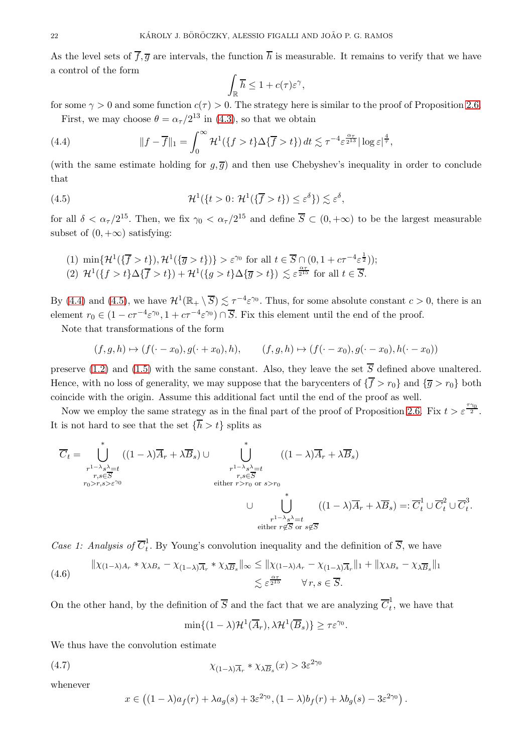As the level sets of $\overline{f}, \overline{g}$ are intervals, the function $\overline{h}$ is measurable. It remains to verify that we have a control of the form

$$\int_{\mathbb{R}} \overline{h} \le 1 + c(\tau)\varepsilon^{\gamma},$$

for some $\gamma > 0$ and some function $c(\tau) > 0$. The strategy here is similar to the proof of Proposition 2.6.

First, we may choose $\theta = \alpha_\tau/2^{13}$ in (4.3), so that we obtain

$$\|f - \overline{f}\|_1 = \int_0^\infty \mathcal{H}^1(\{f > t\}\Delta\{\overline{f} > t\})\, dt \lesssim \tau^{-4}\varepsilon^{\frac{\alpha_\tau}{2^{13}}}|\log\varepsilon|^{\frac{4}{\tau}}, \tag{4.4}$$

(with the same estimate holding for $g, \overline{g}$) and then use Chebyshev's inequality in order to conclude that

$$\mathcal{H}^1(\{t > 0 \colon \mathcal{H}^1(\{\overline{f} > t\}) \le \varepsilon^{\delta}\}) \lesssim \varepsilon^{\delta}, \tag{4.5}$$

for all $\delta < \alpha_\tau/2^{15}$. Then, we fix $\gamma_0 < \alpha_\tau/2^{15}$ and define $\overline{S} \subset (0, +\infty)$ to be the largest measurable subset of $(0, +\infty)$ satisfying:

1. $\min\{\mathcal{H}^1(\{\overline{f} > t\}), \mathcal{H}^1(\{\overline{g} > t\})\} > \varepsilon^{\gamma_0}$ for all $t \in \overline{S} \cap (0, 1 + c\tau^{-4}\varepsilon^{\frac{1}{2}})$;
2. $\mathcal{H}^1(\{f > t\}\Delta\{\overline{f} > t\}) + \mathcal{H}^1(\{g > t\}\Delta\{\overline{g} > t\}) \lesssim \varepsilon^{\frac{\alpha_\tau}{2^{15}}}$ for all $t \in \overline{S}$.

By (4.4) and (4.5), we have $\mathcal{H}^1(\mathbb{R}_+ \setminus \overline{S}) \lesssim \tau^{-4}\varepsilon^{\gamma_0}$. Thus, for some absolute constant $c > 0$, there is an element $r_0 \in (1 - c\tau^{-4}\varepsilon^{\gamma_0}, 1 + c\tau^{-4}\varepsilon^{\gamma_0}) \cap \overline{S}$. Fix this element until the end of the proof.

Note that transformations of the form

$$(f, g, h) \mapsto (f(\cdot - x_0), g(\cdot + x_0), h), \qquad (f, g, h) \mapsto (f(\cdot - x_0), g(\cdot - x_0), h(\cdot - x_0))$$

preserve (1.2) and (1.5) with the same constant. Also, they leave the set $\overline{S}$ defined above unaltered. Hence, with no loss of generality, we may suppose that the barycenters of $\{\overline{f} > r_0\}$ and $\{\overline{g} > r_0\}$ both coincide with the origin. Assume this additional fact until the end of the proof as well.

Now we employ the same strategy as in the final part of the proof of Proposition 2.6. Fix $t > \varepsilon^{\frac{\tau\gamma_0}{2}}$. It is not hard to see that the set $\{\overline{h} > t\}$ splits as

$$\overline{C}_t = \bigcup^{*}_{\substack{r^{1-\lambda}s^{\lambda}=t \\ r,s\in\overline{S} \\ r_0 > r,s > \varepsilon^{\gamma_0}}} ((1-\lambda)\overline{A}_r + \lambda\overline{B}_s) \cup \bigcup^{*}_{\substack{r^{1-\lambda}s^{\lambda}=t \\ r,s\in\overline{S} \\ \text{either } r>r_0 \text{ or } s>r_0}} ((1-\lambda)\overline{A}_r + \lambda\overline{B}_s)$$
$$\cup \bigcup^{*}_{\substack{r^{1-\lambda}s^{\lambda}=t \\ \text{either } r\notin\overline{S} \text{ or } s\notin\overline{S}}} ((1-\lambda)\overline{A}_r + \lambda\overline{B}_s) =: \overline{C}^1_t \cup \overline{C}^2_t \cup \overline{C}^3_t.$$

*Case 1: Analysis of $\overline{C}^1_t$.* By Young's convolution inequality and the definition of $\overline{S}$, we have

$$\begin{aligned} \|\chi_{(1-\lambda)A_r} * \chi_{\lambda B_s} - \chi_{(1-\lambda)\overline{A}_r} * \chi_{\lambda\overline{B}_s}\|_\infty &\le \|\chi_{(1-\lambda)A_r} - \chi_{(1-\lambda)\overline{A}_r}\|_1 + \|\chi_{\lambda B_s} - \chi_{\lambda\overline{B}_s}\|_1 \\ &\lesssim \varepsilon^{\frac{\alpha_\tau}{2^{15}}} \qquad \forall\, r, s \in \overline{S}. \end{aligned} \tag{4.6}$$

On the other hand, by the definition of $\overline{S}$ and the fact that we are analyzing $\overline{C}^1_t$, we have that

$$\min\{(1-\lambda)\mathcal{H}^1(\overline{A}_r), \lambda\mathcal{H}^1(\overline{B}_s)\} \ge \tau\varepsilon^{\gamma_0}.$$

We thus have the convolution estimate

$$\chi_{(1-\lambda)\overline{A}_r} * \chi_{\lambda\overline{B}_s}(x) > 3\varepsilon^{2\gamma_0} \tag{4.7}$$

whenever

$$x \in \left((1-\lambda)a_f(r) + \lambda a_g(s) + 3\varepsilon^{2\gamma_0}, (1-\lambda)b_f(r) + \lambda b_g(s) - 3\varepsilon^{2\gamma_0}\right).$$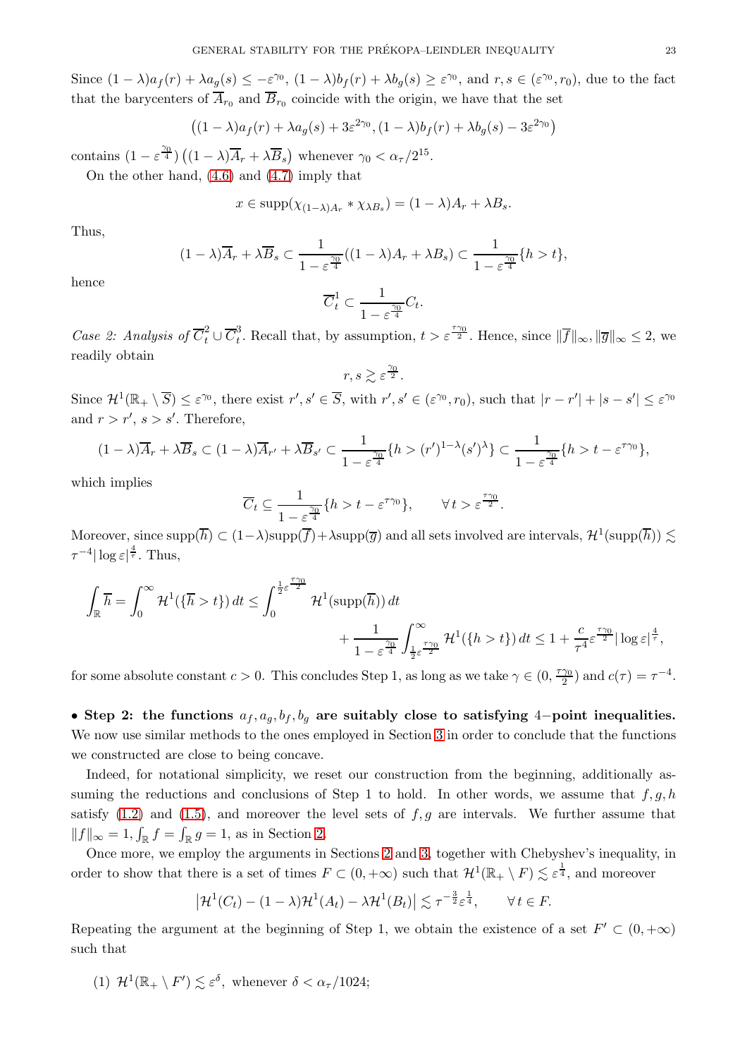Since $(1-\lambda)a_f(r) + \lambda a_g(s) \le -\varepsilon^{\gamma_0}$, $(1-\lambda)b_f(r) + \lambda b_g(s) \ge \varepsilon^{\gamma_0}$, and $r, s \in (\varepsilon^{\gamma_0}, r_0)$, due to the fact that the barycenters of $\overline{A}_{r_0}$ and $\overline{B}_{r_0}$ coincide with the origin, we have that the set

$$\left((1-\lambda)a_f(r) + \lambda a_g(s) + 3\varepsilon^{2\gamma_0}, (1-\lambda)b_f(r) + \lambda b_g(s) - 3\varepsilon^{2\gamma_0}\right)$$

contains $(1-\varepsilon^{\frac{\gamma_0}{4}})\left((1-\lambda)\overline{A}_r + \lambda \overline{B}_s\right)$ whenever $\gamma_0 < \alpha_\tau/2^{15}$.

On the other hand, (4.6) and (4.7) imply that

$$x \in \operatorname{supp}(\chi_{(1-\lambda)A_r} * \chi_{\lambda B_s}) = (1-\lambda)A_r + \lambda B_s.$$

Thus,

$$(1-\lambda)\overline{A}_r + \lambda \overline{B}_s \subset \frac{1}{1-\varepsilon^{\frac{\gamma_0}{4}}}((1-\lambda)A_r + \lambda B_s) \subset \frac{1}{1-\varepsilon^{\frac{\gamma_0}{4}}}\{h > t\},$$

hence

$$\overline{C}_t^1 \subset \frac{1}{1-\varepsilon^{\frac{\gamma_0}{4}}} C_t.$$

*Case 2: Analysis of* $\overline{C}_t^2 \cup \overline{C}_t^3$. Recall that, by assumption, $t > \varepsilon^{\frac{\tau\gamma_0}{2}}$. Hence, since $\|\overline{f}\|_\infty, \|\overline{g}\|_\infty \le 2$, we readily obtain

$$r, s \gtrsim \varepsilon^{\frac{\gamma_0}{2}}.$$

Since $\mathcal{H}^1(\mathbb{R}_+ \setminus \overline{S}) \le \varepsilon^{\gamma_0}$, there exist $r', s' \in \overline{S}$, with $r', s' \in (\varepsilon^{\gamma_0}, r_0)$, such that $|r - r'| + |s - s'| \le \varepsilon^{\gamma_0}$ and $r > r'$, $s > s'$. Therefore,

$$(1-\lambda)\overline{A}_r + \lambda \overline{B}_s \subset (1-\lambda)\overline{A}_{r'} + \lambda \overline{B}_{s'} \subset \frac{1}{1-\varepsilon^{\frac{\gamma_0}{4}}}\{h > (r')^{1-\lambda}(s')^\lambda\} \subset \frac{1}{1-\varepsilon^{\frac{\gamma_0}{4}}}\{h > t - \varepsilon^{\tau\gamma_0}\},$$

which implies

$$\overline{C}_t \subseteq \frac{1}{1-\varepsilon^{\frac{\gamma_0}{4}}}\{h > t - \varepsilon^{\tau\gamma_0}\}, \qquad \forall t > \varepsilon^{\frac{\tau\gamma_0}{2}}.$$

Moreover, since $\operatorname{supp}(\overline{h}) \subset (1-\lambda)\operatorname{supp}(\overline{f}) + \lambda \operatorname{supp}(\overline{g})$ and all sets involved are intervals, $\mathcal{H}^1(\operatorname{supp}(\overline{h})) \lesssim \tau^{-4}|\log \varepsilon|^{\frac{4}{\tau}}$. Thus,

$$\int_{\mathbb{R}} \overline{h} = \int_0^\infty \mathcal{H}^1(\{\overline{h} > t\})\, dt \le \int_0^{\frac{1}{2}\varepsilon^{\frac{\tau\gamma_0}{2}}} \mathcal{H}^1(\operatorname{supp}(\overline{h}))\, dt$$
$$+ \frac{1}{1-\varepsilon^{\frac{\gamma_0}{4}}} \int_{\frac{1}{2}\varepsilon^{\frac{\tau\gamma_0}{2}}}^\infty \mathcal{H}^1(\{h > t\})\, dt \le 1 + \frac{c}{\tau^4}\varepsilon^{\frac{\tau\gamma_0}{2}}|\log \varepsilon|^{\frac{4}{\tau}},$$

for some absolute constant $c > 0$. This concludes Step 1, as long as we take $\gamma \in (0, \frac{\tau\gamma_0}{2})$ and $c(\tau) = \tau^{-4}$.

• **Step 2: the functions $a_f, a_g, b_f, b_g$ are suitably close to satisfying 4−point inequalities.** We now use similar methods to the ones employed in Section 3 in order to conclude that the functions we constructed are close to being concave.

Indeed, for notational simplicity, we reset our construction from the beginning, additionally assuming the reductions and conclusions of Step 1 to hold. In other words, we assume that $f, g, h$ satisfy (1.2) and (1.5), and moreover the level sets of $f, g$ are intervals. We further assume that $\|f\|_\infty = 1, \int_{\mathbb{R}} f = \int_{\mathbb{R}} g = 1$, as in Section 2.

Once more, we employ the arguments in Sections 2 and 3, together with Chebyshev's inequality, in order to show that there is a set of times $F \subset (0, +\infty)$ such that $\mathcal{H}^1(\mathbb{R}_+ \setminus F) \lesssim \varepsilon^{\frac{1}{4}}$, and moreover

$$\left|\mathcal{H}^1(C_t) - (1-\lambda)\mathcal{H}^1(A_t) - \lambda \mathcal{H}^1(B_t)\right| \lesssim \tau^{-\frac{3}{2}}\varepsilon^{\frac{1}{4}}, \qquad \forall t \in F.$$

Repeating the argument at the beginning of Step 1, we obtain the existence of a set $F' \subset (0, +\infty)$ such that

(1) $\mathcal{H}^1(\mathbb{R}_+ \setminus F') \lesssim \varepsilon^\delta$, whenever $\delta < \alpha_\tau/1024$;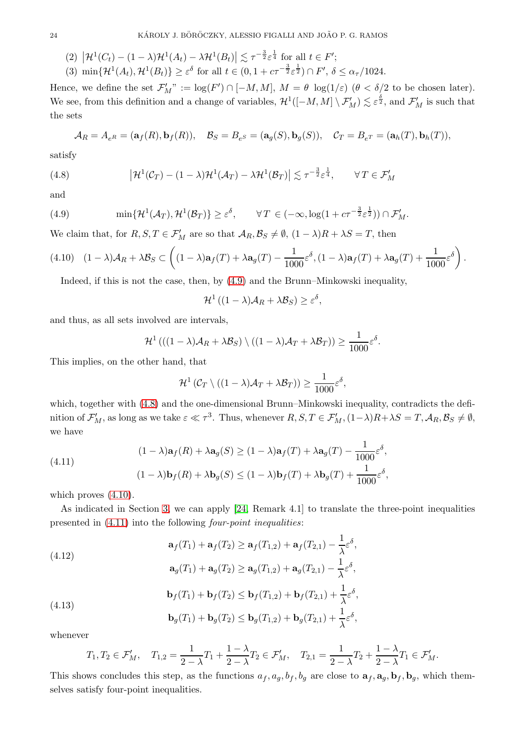(2) $\left|\mathcal{H}^1(C_t) - (1-\lambda)\mathcal{H}^1(A_t) - \lambda\mathcal{H}^1(B_t)\right| \lesssim \tau^{-\frac{3}{2}}\varepsilon^{\frac{1}{4}}$ for all $t \in F'$;

(3) $\min\{\mathcal{H}^1(A_t), \mathcal{H}^1(B_t)\} \geq \varepsilon^{\delta}$ for all $t \in (0, 1 + c\tau^{-\frac{3}{2}}\varepsilon^{\frac{1}{2}}) \cap F'$, $\delta \leq \alpha_\tau/1024$.

Hence, we define the set $\mathcal{F}'_M$" $:= \log(F') \cap [-M, M]$, $M = \theta \, \log(1/\varepsilon)$ ($\theta < \delta/2$ to be chosen later). We see, from this definition and a change of variables, $\mathcal{H}^1([-M,M] \setminus \mathcal{F}'_M) \lesssim \varepsilon^{\frac{\delta}{2}}$, and $\mathcal{F}'_M$ is such that the sets

$$\mathcal{A}_R = A_{e^R} = (\mathbf{a}_f(R), \mathbf{b}_f(R)), \quad \mathcal{B}_S = B_{e^S} = (\mathbf{a}_g(S), \mathbf{b}_g(S)), \quad \mathcal{C}_T = B_{e^T} = (\mathbf{a}_h(T), \mathbf{b}_h(T)),$$

satisfy

$$\left|\mathcal{H}^1(\mathcal{C}_T) - (1-\lambda)\mathcal{H}^1(\mathcal{A}_T) - \lambda\mathcal{H}^1(\mathcal{B}_T)\right| \lesssim \tau^{-\frac{3}{2}}\varepsilon^{\frac{1}{4}}, \qquad \forall\, T \in \mathcal{F}'_M \tag{4.8}$$

and

$$\min\{\mathcal{H}^1(\mathcal{A}_T), \mathcal{H}^1(\mathcal{B}_T)\} \geq \varepsilon^{\delta}, \qquad \forall\, T \in (-\infty, \log(1 + c\tau^{-\frac{3}{2}}\varepsilon^{\frac{1}{2}})) \cap \mathcal{F}'_M. \tag{4.9}$$

We claim that, for $R, S, T \in \mathcal{F}'_M$ are so that $\mathcal{A}_R, \mathcal{B}_S \neq \emptyset$, $(1-\lambda)R + \lambda S = T$, then

$$(1-\lambda)\mathcal{A}_R + \lambda\mathcal{B}_S \subset \left((1-\lambda)\mathbf{a}_f(T) + \lambda\mathbf{a}_g(T) - \frac{1}{1000}\varepsilon^{\delta}, (1-\lambda)\mathbf{a}_f(T) + \lambda\mathbf{a}_g(T) + \frac{1}{1000}\varepsilon^{\delta}\right). \tag{4.10}$$

Indeed, if this is not the case, then, by (4.9) and the Brunn–Minkowski inequality,

$$\mathcal{H}^1\left((1-\lambda)\mathcal{A}_R + \lambda\mathcal{B}_S\right) \geq \varepsilon^{\delta},$$

and thus, as all sets involved are intervals,

$$\mathcal{H}^1\left(((1-\lambda)\mathcal{A}_R + \lambda\mathcal{B}_S) \setminus ((1-\lambda)\mathcal{A}_T + \lambda\mathcal{B}_T)\right) \geq \frac{1}{1000}\varepsilon^{\delta}.$$

This implies, on the other hand, that

$$\mathcal{H}^1\left(\mathcal{C}_T \setminus ((1-\lambda)\mathcal{A}_T + \lambda\mathcal{B}_T)\right) \geq \frac{1}{1000}\varepsilon^{\delta},$$

which, together with (4.8) and the one-dimensional Brunn–Minkowski inequality, contradicts the definition of $\mathcal{F}'_M$, as long as we take $\varepsilon \ll \tau^3$. Thus, whenever $R, S, T \in \mathcal{F}'_M, (1-\lambda)R + \lambda S = T, \mathcal{A}_R, \mathcal{B}_S \neq \emptyset$, we have

$$\begin{aligned} (1-\lambda)\mathbf{a}_f(R) + \lambda\mathbf{a}_g(S) &\geq (1-\lambda)\mathbf{a}_f(T) + \lambda\mathbf{a}_g(T) - \frac{1}{1000}\varepsilon^{\delta}, \\ (1-\lambda)\mathbf{b}_f(R) + \lambda\mathbf{b}_g(S) &\leq (1-\lambda)\mathbf{b}_f(T) + \lambda\mathbf{b}_g(T) + \frac{1}{1000}\varepsilon^{\delta}, \end{aligned} \tag{4.11}$$

which proves (4.10).

As indicated in Section 3, we can apply [24, Remark 4.1] to translate the three-point inequalities presented in (4.11) into the following *four-point inequalities*:

$$\begin{aligned} \mathbf{a}_f(T_1) + \mathbf{a}_f(T_2) &\geq \mathbf{a}_f(T_{1,2}) + \mathbf{a}_f(T_{2,1}) - \frac{1}{\lambda}\varepsilon^{\delta}, \\ \mathbf{a}_g(T_1) + \mathbf{a}_g(T_2) &\geq \mathbf{a}_g(T_{1,2}) + \mathbf{a}_g(T_{2,1}) - \frac{1}{\lambda}\varepsilon^{\delta}, \end{aligned} \tag{4.12}$$

$$\begin{aligned} \mathbf{b}_f(T_1) + \mathbf{b}_f(T_2) &\leq \mathbf{b}_f(T_{1,2}) + \mathbf{b}_f(T_{2,1}) + \frac{1}{\lambda}\varepsilon^{\delta}, \\ \mathbf{b}_g(T_1) + \mathbf{b}_g(T_2) &\leq \mathbf{b}_g(T_{1,2}) + \mathbf{b}_g(T_{2,1}) + \frac{1}{\lambda}\varepsilon^{\delta}, \end{aligned} \tag{4.13}$$

whenever

$$T_1, T_2 \in \mathcal{F}'_M, \quad T_{1,2} = \frac{1}{2-\lambda}T_1 + \frac{1-\lambda}{2-\lambda}T_2 \in \mathcal{F}'_M, \quad T_{2,1} = \frac{1}{2-\lambda}T_2 + \frac{1-\lambda}{2-\lambda}T_1 \in \mathcal{F}'_M.$$

This shows concludes this step, as the functions $a_f, a_g, b_f, b_g$ are close to $\mathbf{a}_f, \mathbf{a}_g, \mathbf{b}_f, \mathbf{b}_g$, which themselves satisfy four-point inequalities.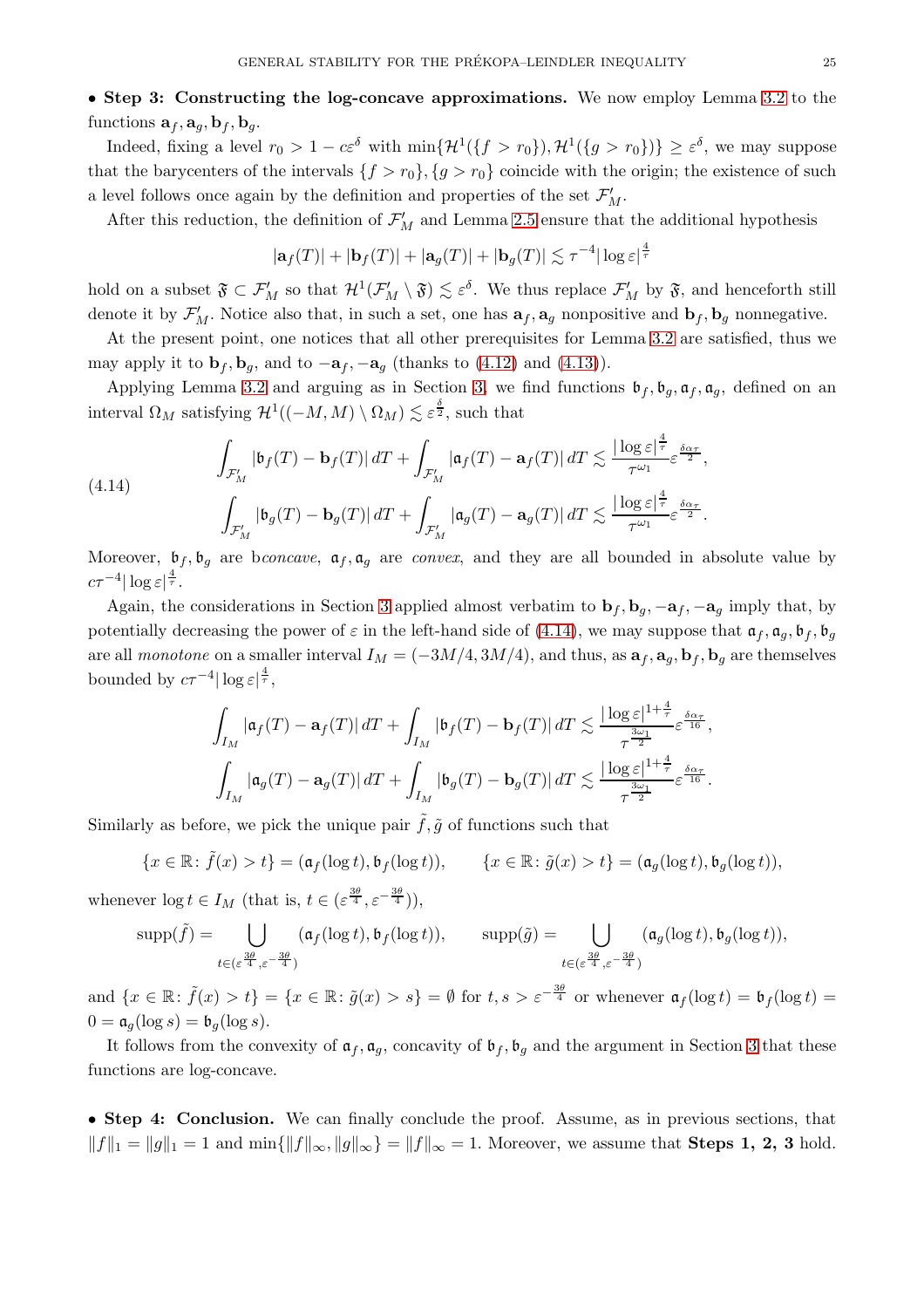• **Step 3: Constructing the log-concave approximations.** We now employ Lemma 3.2 to the functions $\mathbf{a}_f, \mathbf{a}_g, \mathbf{b}_f, \mathbf{b}_g$.

Indeed, fixing a level $r_0 > 1 - c\varepsilon^\delta$ with $\min\{\mathcal{H}^1(\{f > r_0\}), \mathcal{H}^1(\{g > r_0\})\} \geq \varepsilon^\delta$, we may suppose that the barycenters of the intervals $\{f > r_0\}, \{g > r_0\}$ coincide with the origin; the existence of such a level follows once again by the definition and properties of the set $\mathcal{F}_M'$.

After this reduction, the definition of $\mathcal{F}_M'$ and Lemma 2.5 ensure that the additional hypothesis

$$|\mathbf{a}_f(T)| + |\mathbf{b}_f(T)| + |\mathbf{a}_g(T)| + |\mathbf{b}_g(T)| \lesssim \tau^{-4} |\log \varepsilon|^{\frac{4}{\tau}}$$

hold on a subset $\mathfrak{F} \subset \mathcal{F}_M'$ so that $\mathcal{H}^1(\mathcal{F}_M' \setminus \mathfrak{F}) \lesssim \varepsilon^\delta$. We thus replace $\mathcal{F}_M'$ by $\mathfrak{F}$, and henceforth still denote it by $\mathcal{F}_M'$. Notice also that, in such a set, one has $\mathbf{a}_f, \mathbf{a}_g$ nonpositive and $\mathbf{b}_f, \mathbf{b}_g$ nonnegative.

At the present point, one notices that all other prerequisites for Lemma 3.2 are satisfied, thus we may apply it to $\mathbf{b}_f, \mathbf{b}_g$, and to $-\mathbf{a}_f, -\mathbf{a}_g$ (thanks to (4.12) and (4.13)).

Applying Lemma 3.2 and arguing as in Section 3, we find functions $\mathfrak{b}_f, \mathfrak{b}_g, \mathfrak{a}_f, \mathfrak{a}_g$, defined on an interval $\Omega_M$ satisfying $\mathcal{H}^1((-M, M) \setminus \Omega_M) \lesssim \varepsilon^{\frac{\delta}{2}}$, such that

$$
\begin{aligned}
\int_{\mathcal{F}_M'} |\mathfrak{b}_f(T) - \mathbf{b}_f(T)|\, dT + \int_{\mathcal{F}_M'} |\mathfrak{a}_f(T) - \mathbf{a}_f(T)|\, dT &\lesssim \frac{|\log \varepsilon|^{\frac{4}{\tau}}}{\tau^{\omega_1}} \varepsilon^{\frac{\delta \alpha_\tau}{2}}, \\
\int_{\mathcal{F}_M'} |\mathfrak{b}_g(T) - \mathbf{b}_g(T)|\, dT + \int_{\mathcal{F}_M'} |\mathfrak{a}_g(T) - \mathbf{a}_g(T)|\, dT &\lesssim \frac{|\log \varepsilon|^{\frac{4}{\tau}}}{\tau^{\omega_1}} \varepsilon^{\frac{\delta \alpha_\tau}{2}}.
\end{aligned}
\tag{4.14}
$$

Moreover, $\mathfrak{b}_f, \mathfrak{b}_g$ are b*concave*, $\mathfrak{a}_f, \mathfrak{a}_g$ are *convex*, and they are all bounded in absolute value by $c\tau^{-4} |\log \varepsilon|^{\frac{4}{\tau}}$.

Again, the considerations in Section 3 applied almost verbatim to $\mathbf{b}_f, \mathbf{b}_g, -\mathbf{a}_f, -\mathbf{a}_g$ imply that, by potentially decreasing the power of $\varepsilon$ in the left-hand side of (4.14), we may suppose that $\mathfrak{a}_f, \mathfrak{a}_g, \mathfrak{b}_f, \mathfrak{b}_g$ are all *monotone* on a smaller interval $I_M = (-3M/4, 3M/4)$, and thus, as $\mathbf{a}_f, \mathbf{a}_g, \mathbf{b}_f, \mathbf{b}_g$ are themselves bounded by $c\tau^{-4} |\log \varepsilon|^{\frac{4}{\tau}}$,

$$
\begin{aligned}
\int_{I_M} |\mathfrak{a}_f(T) - \mathbf{a}_f(T)|\, dT + \int_{I_M} |\mathfrak{b}_f(T) - \mathbf{b}_f(T)|\, dT &\lesssim \frac{|\log \varepsilon|^{1+\frac{4}{\tau}}}{\tau^{\frac{3\omega_1}{2}}} \varepsilon^{\frac{\delta \alpha_\tau}{16}}, \\
\int_{I_M} |\mathfrak{a}_g(T) - \mathbf{a}_g(T)|\, dT + \int_{I_M} |\mathfrak{b}_g(T) - \mathbf{b}_g(T)|\, dT &\lesssim \frac{|\log \varepsilon|^{1+\frac{4}{\tau}}}{\tau^{\frac{3\omega_1}{2}}} \varepsilon^{\frac{\delta \alpha_\tau}{16}}.
\end{aligned}
$$

Similarly as before, we pick the unique pair $\tilde{f}, \tilde{g}$ of functions such that

$$\{x \in \mathbb{R} \colon \tilde{f}(x) > t\} = (\mathfrak{a}_f(\log t), \mathfrak{b}_f(\log t)), \qquad \{x \in \mathbb{R} \colon \tilde{g}(x) > t\} = (\mathfrak{a}_g(\log t), \mathfrak{b}_g(\log t)),$$

whenever $\log t \in I_M$ (that is, $t \in (\varepsilon^{\frac{3\theta}{4}}, \varepsilon^{-\frac{3\theta}{4}})$),

$$\operatorname{supp}(\tilde{f}) = \bigcup_{t \in (\varepsilon^{\frac{3\theta}{4}}, \varepsilon^{-\frac{3\theta}{4}})} (\mathfrak{a}_f(\log t), \mathfrak{b}_f(\log t)), \qquad \operatorname{supp}(\tilde{g}) = \bigcup_{t \in (\varepsilon^{\frac{3\theta}{4}}, \varepsilon^{-\frac{3\theta}{4}})} (\mathfrak{a}_g(\log t), \mathfrak{b}_g(\log t)),$$

and $\{x \in \mathbb{R} \colon \tilde{f}(x) > t\} = \{x \in \mathbb{R} \colon \tilde{g}(x) > s\} = \emptyset$ for $t, s > \varepsilon^{-\frac{3\theta}{4}}$ or whenever $\mathfrak{a}_f(\log t) = \mathfrak{b}_f(\log t) = 0 = \mathfrak{a}_g(\log s) = \mathfrak{b}_g(\log s)$.

It follows from the convexity of $\mathfrak{a}_f, \mathfrak{a}_g$, concavity of $\mathfrak{b}_f, \mathfrak{b}_g$ and the argument in Section 3 that these functions are log-concave.

• **Step 4: Conclusion.** We can finally conclude the proof. Assume, as in previous sections, that $\|f\|_1 = \|g\|_1 = 1$ and $\min\{\|f\|_\infty, \|g\|_\infty\} = \|f\|_\infty = 1$. Moreover, we assume that **Steps 1, 2, 3** hold.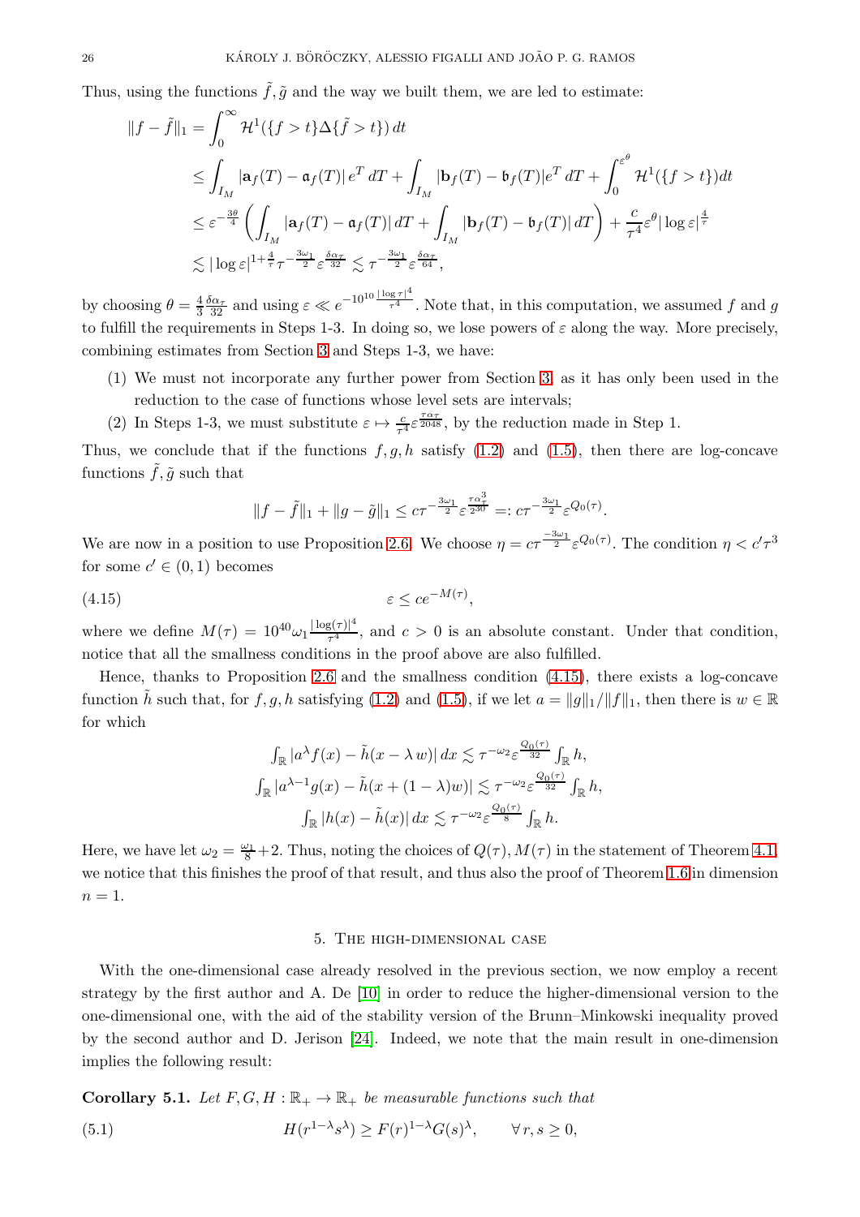Thus, using the functions $\tilde{f}, \tilde{g}$ and the way we built them, we are led to estimate:

$$
\begin{aligned}
\|f - \tilde{f}\|_1 &= \int_0^\infty \mathcal{H}^1(\{f > t\} \Delta \{\tilde{f} > t\})\, dt \\
&\leq \int_{I_M} |\mathbf{a}_f(T) - \mathfrak{a}_f(T)|\, e^T\, dT + \int_{I_M} |\mathbf{b}_f(T) - \mathfrak{b}_f(T)| e^T\, dT + \int_0^{\varepsilon^\theta} \mathcal{H}^1(\{f > t\}) dt \\
&\leq \varepsilon^{-\frac{3\theta}{4}} \left( \int_{I_M} |\mathbf{a}_f(T) - \mathfrak{a}_f(T)|\, dT + \int_{I_M} |\mathbf{b}_f(T) - \mathfrak{b}_f(T)|\, dT \right) + \frac{c}{\tau^4} \varepsilon^\theta |\log \varepsilon|^{\frac{4}{\tau}} \\
&\lesssim |\log \varepsilon|^{1+\frac{4}{\tau}} \tau^{-\frac{3\omega_1}{2}} \varepsilon^{\frac{\delta \alpha_\tau}{32}} \lesssim \tau^{-\frac{3\omega_1}{2}} \varepsilon^{\frac{\delta \alpha_\tau}{64}},
\end{aligned}
$$

by choosing $\theta = \frac{4}{3} \frac{\delta \alpha_\tau}{32}$ and using $\varepsilon \ll e^{-10^{10} \frac{|\log \tau|^4}{\tau^4}}$. Note that, in this computation, we assumed $f$ and $g$ to fulfill the requirements in Steps 1-3. In doing so, we lose powers of $\varepsilon$ along the way. More precisely, combining estimates from Section 3 and Steps 1-3, we have:

1. We must not incorporate any further power from Section 3, as it has only been used in the reduction to the case of functions whose level sets are intervals;
2. In Steps 1-3, we must substitute $\varepsilon \mapsto \frac{c}{\tau^4} \varepsilon^{\frac{\tau \alpha_\tau}{2048}}$, by the reduction made in Step 1.

Thus, we conclude that if the functions $f, g, h$ satisfy (1.2) and (1.5), then there are log-concave functions $\tilde{f}, \tilde{g}$ such that

$$
\|f - \tilde{f}\|_1 + \|g - \tilde{g}\|_1 \leq c \tau^{-\frac{3\omega_1}{2}} \varepsilon^{\frac{\tau \alpha_\tau^3}{2^{30}}} =: c \tau^{-\frac{3\omega_1}{2}} \varepsilon^{Q_0(\tau)}.
$$

We are now in a position to use Proposition 2.6. We choose $\eta = c \tau^{\frac{-3\omega_1}{2}} \varepsilon^{Q_0(\tau)}$. The condition $\eta < c' \tau^3$ for some $c' \in (0, 1)$ becomes

$$
\varepsilon \leq c e^{-M(\tau)}, \tag{4.15}
$$

where we define $M(\tau) = 10^{40} \omega_1 \frac{|\log(\tau)|^4}{\tau^4}$, and $c > 0$ is an absolute constant. Under that condition, notice that all the smallness conditions in the proof above are also fulfilled.

Hence, thanks to Proposition 2.6 and the smallness condition (4.15), there exists a log-concave function $\tilde{h}$ such that, for $f, g, h$ satisfying (1.2) and (1.5), if we let $a = \|g\|_1 / \|f\|_1$, then there is $w \in \mathbb{R}$ for which

$$
\begin{aligned}
\textstyle\int_{\mathbb{R}} |a^\lambda f(x) - \tilde{h}(x - \lambda\, w)|\, dx &\lesssim \tau^{-\omega_2} \varepsilon^{\frac{Q_0(\tau)}{32}} \textstyle\int_{\mathbb{R}} h, \\
\textstyle\int_{\mathbb{R}} |a^{\lambda - 1} g(x) - \tilde{h}(x + (1 - \lambda) w)| &\lesssim \tau^{-\omega_2} \varepsilon^{\frac{Q_0(\tau)}{32}} \textstyle\int_{\mathbb{R}} h, \\
\textstyle\int_{\mathbb{R}} |h(x) - \tilde{h}(x)|\, dx &\lesssim \tau^{-\omega_2} \varepsilon^{\frac{Q_0(\tau)}{8}} \textstyle\int_{\mathbb{R}} h.
\end{aligned}
$$

Here, we have let $\omega_2 = \frac{\omega_1}{8} + 2$. Thus, noting the choices of $Q(\tau), M(\tau)$ in the statement of Theorem 4.1, we notice that this finishes the proof of that result, and thus also the proof of Theorem 1.6 in dimension $n = 1$.

## 5. The high-dimensional case

With the one-dimensional case already resolved in the previous section, we now employ a recent strategy by the first author and A. De [10] in order to reduce the higher-dimensional version to the one-dimensional one, with the aid of the stability version of the Brunn–Minkowski inequality proved by the second author and D. Jerison [24]. Indeed, we note that the main result in one-dimension implies the following result:

**Corollary 5.1.** *Let $F, G, H : \mathbb{R}_+ \to \mathbb{R}_+$ be measurable functions such that*

$$
H(r^{1-\lambda} s^\lambda) \geq F(r)^{1-\lambda} G(s)^\lambda, \qquad \forall\, r, s \geq 0, \tag{5.1}
$$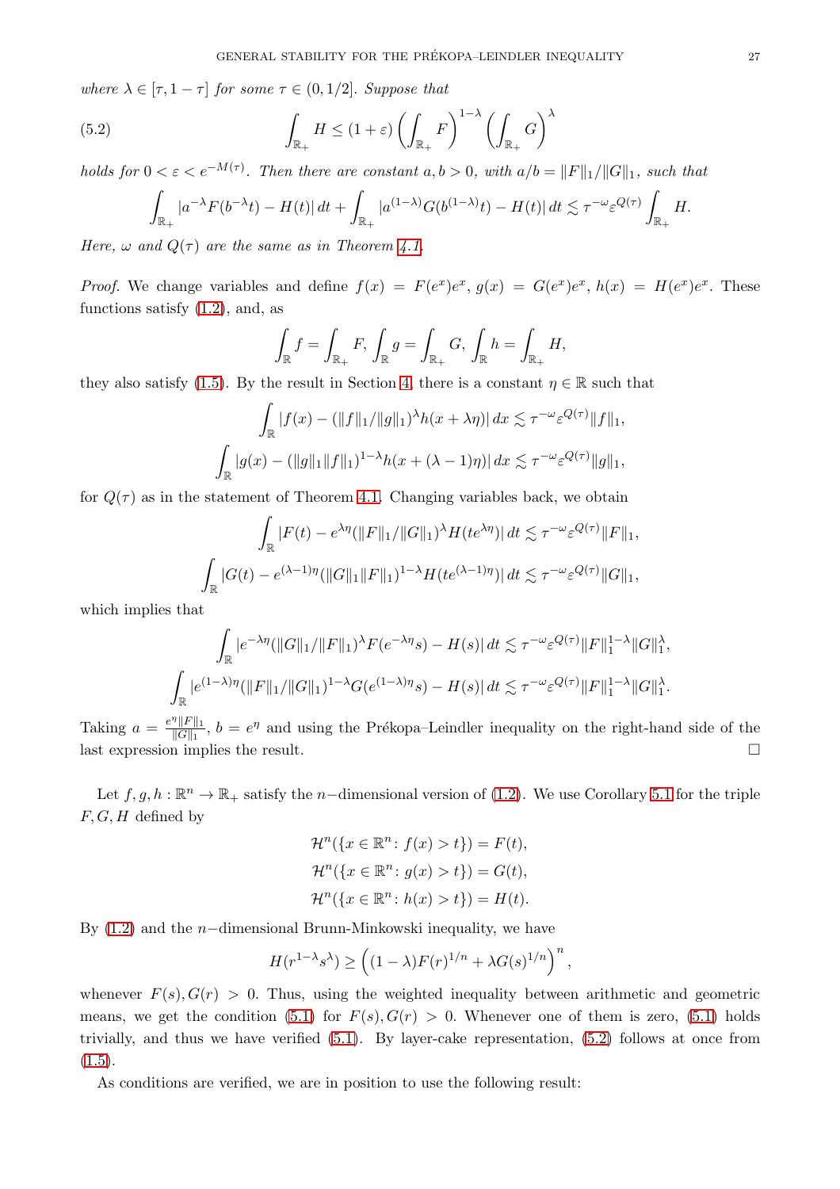*where $\lambda \in [\tau, 1-\tau]$ for some $\tau \in (0, 1/2]$. Suppose that*

$$\int_{\mathbb{R}_+} H \leq (1+\varepsilon) \left( \int_{\mathbb{R}_+} F \right)^{1-\lambda} \left( \int_{\mathbb{R}_+} G \right)^{\lambda} \tag{5.2}$$

*holds for $0 < \varepsilon < e^{-M(\tau)}$. Then there are constant $a, b > 0$, with $a/b = \|F\|_1 / \|G\|_1$, such that*

$$\int_{\mathbb{R}_+} |a^{-\lambda} F(b^{-\lambda} t) - H(t)| \, dt + \int_{\mathbb{R}_+} |a^{(1-\lambda)} G(b^{(1-\lambda)} t) - H(t)| \, dt \lesssim \tau^{-\omega} \varepsilon^{Q(\tau)} \int_{\mathbb{R}_+} H.$$

*Here, $\omega$ and $Q(\tau)$ are the same as in Theorem 4.1.*

*Proof.* We change variables and define $f(x) = F(e^x)e^x$, $g(x) = G(e^x)e^x$, $h(x) = H(e^x)e^x$. These functions satisfy (1.2), and, as

$$\int_{\mathbb{R}} f = \int_{\mathbb{R}_+} F, \int_{\mathbb{R}} g = \int_{\mathbb{R}_+} G, \int_{\mathbb{R}} h = \int_{\mathbb{R}_+} H,$$

they also satisfy (1.5). By the result in Section 4, there is a constant $\eta \in \mathbb{R}$ such that

$$\int_{\mathbb{R}} |f(x) - (\|f\|_1/\|g\|_1)^{\lambda} h(x + \lambda\eta)| \, dx \lesssim \tau^{-\omega} \varepsilon^{Q(\tau)} \|f\|_1,$$

$$\int_{\mathbb{R}} |g(x) - (\|g\|_1 \|f\|_1)^{1-\lambda} h(x + (\lambda - 1)\eta)| \, dx \lesssim \tau^{-\omega} \varepsilon^{Q(\tau)} \|g\|_1,$$

for $Q(\tau)$ as in the statement of Theorem 4.1. Changing variables back, we obtain

$$\int_{\mathbb{R}} |F(t) - e^{\lambda\eta} (\|F\|_1/\|G\|_1)^{\lambda} H(te^{\lambda\eta})| \, dt \lesssim \tau^{-\omega} \varepsilon^{Q(\tau)} \|F\|_1,$$

$$\int_{\mathbb{R}} |G(t) - e^{(\lambda-1)\eta} (\|G\|_1 \|F\|_1)^{1-\lambda} H(te^{(\lambda-1)\eta})| \, dt \lesssim \tau^{-\omega} \varepsilon^{Q(\tau)} \|G\|_1,$$

which implies that

$$\int_{\mathbb{R}} |e^{-\lambda\eta} (\|G\|_1/\|F\|_1)^{\lambda} F(e^{-\lambda\eta} s) - H(s)| \, dt \lesssim \tau^{-\omega} \varepsilon^{Q(\tau)} \|F\|_1^{1-\lambda} \|G\|_1^{\lambda},$$

$$\int_{\mathbb{R}} |e^{(1-\lambda)\eta} (\|F\|_1/\|G\|_1)^{1-\lambda} G(e^{(1-\lambda)\eta} s) - H(s)| \, dt \lesssim \tau^{-\omega} \varepsilon^{Q(\tau)} \|F\|_1^{1-\lambda} \|G\|_1^{\lambda}.$$

Taking $a = \frac{e^{\eta} \|F\|_1}{\|G\|_1}$, $b = e^{\eta}$ and using the Prékopa–Leindler inequality on the right-hand side of the last expression implies the result. $\square$

Let $f, g, h : \mathbb{R}^n \to \mathbb{R}_+$ satisfy the $n-$dimensional version of (1.2). We use Corollary 5.1 for the triple $F, G, H$ defined by

$$\mathcal{H}^n(\{x \in \mathbb{R}^n : f(x) > t\}) = F(t),$$
$$\mathcal{H}^n(\{x \in \mathbb{R}^n : g(x) > t\}) = G(t),$$
$$\mathcal{H}^n(\{x \in \mathbb{R}^n : h(x) > t\}) = H(t).$$

By (1.2) and the $n-$dimensional Brunn-Minkowski inequality, we have

$$H(r^{1-\lambda} s^{\lambda}) \geq \left( (1-\lambda) F(r)^{1/n} + \lambda G(s)^{1/n} \right)^n,$$

whenever $F(s), G(r) > 0$. Thus, using the weighted inequality between arithmetic and geometric means, we get the condition (5.1) for $F(s), G(r) > 0$. Whenever one of them is zero, (5.1) holds trivially, and thus we have verified (5.1). By layer-cake representation, (5.2) follows at once from (1.5).

As conditions are verified, we are in position to use the following result: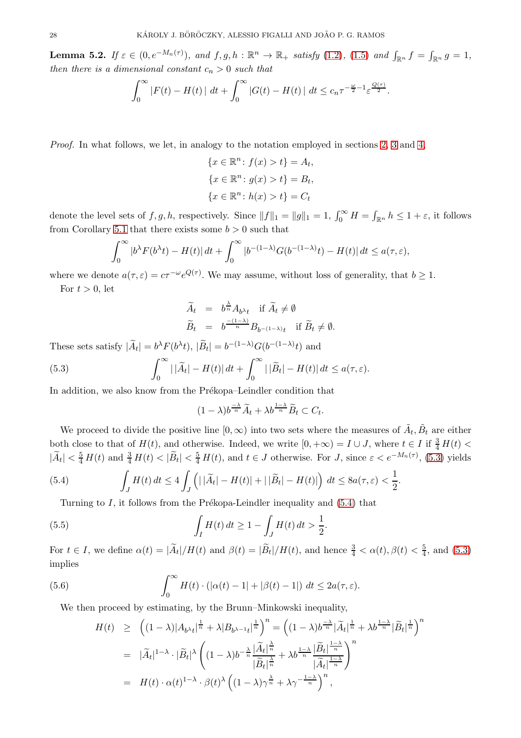**Lemma 5.2.** *If $\varepsilon \in (0, e^{-M_n(\tau)})$, and $f, g, h : \mathbb{R}^n \to \mathbb{R}_+$ satisfy (1.2), (1.5) and $\int_{\mathbb{R}^n} f = \int_{\mathbb{R}^n} g = 1$, then there is a dimensional constant $c_n > 0$ such that*

$$\int_0^\infty |F(t) - H(t)|\, dt + \int_0^\infty |G(t) - H(t)|\, dt \le c_n \tau^{-\frac{\omega}{2}-1} \varepsilon^{\frac{Q(\tau)}{2}}.$$

*Proof.* In what follows, we let, in analogy to the notation employed in sections 2, 3 and 4,

$$\{x \in \mathbb{R}^n : f(x) > t\} = A_t,$$
$$\{x \in \mathbb{R}^n : g(x) > t\} = B_t,$$
$$\{x \in \mathbb{R}^n : h(x) > t\} = C_t$$

denote the level sets of $f, g, h$, respectively. Since $\|f\|_1 = \|g\|_1 = 1$, $\int_0^\infty H = \int_{\mathbb{R}^n} h \le 1 + \varepsilon$, it follows from Corollary 5.1 that there exists some $b > 0$ such that

$$\int_0^\infty |b^\lambda F(b^\lambda t) - H(t)|\, dt + \int_0^\infty |b^{-(1-\lambda)} G(b^{-(1-\lambda)} t) - H(t)|\, dt \le a(\tau, \varepsilon),$$

where we denote $a(\tau, \varepsilon) = c\tau^{-\omega} e^{Q(\tau)}$. We may assume, without loss of generality, that $b \ge 1$.

For $t > 0$, let

$$\widetilde{A}_t = b^{\frac{\lambda}{n}} A_{b^\lambda t} \quad \text{if } \widetilde{A}_t \ne \emptyset$$
$$\widetilde{B}_t = b^{\frac{-(1-\lambda)}{n}} B_{b^{-(1-\lambda)} t} \quad \text{if } \widetilde{B}_t \ne \emptyset.$$

These sets satisfy $|\widetilde{A}_t| = b^\lambda F(b^\lambda t)$, $|\widetilde{B}_t| = b^{-(1-\lambda)} G(b^{-(1-\lambda)} t)$ and

$$\int_0^\infty \big|\,|\widetilde{A}_t| - H(t)\big|\, dt + \int_0^\infty \big|\,|\widetilde{B}_t| - H(t)\big|\, dt \le a(\tau, \varepsilon). \tag{5.3}$$

In addition, we also know from the Prékopa–Leindler condition that

$$(1-\lambda) b^{\frac{-\lambda}{n}} \widetilde{A}_t + \lambda b^{\frac{1-\lambda}{n}} \widetilde{B}_t \subset C_t.$$

We proceed to divide the positive line $[0, \infty)$ into two sets where the measures of $\tilde{A}_t, \tilde{B}_t$ are either both close to that of $H(t)$, and otherwise. Indeed, we write $[0, +\infty) = I \cup J$, where $t \in I$ if $\frac{3}{4} H(t) < |\widetilde{A}_t| < \frac{5}{4} H(t)$ and $\frac{3}{4} H(t) < |\widetilde{B}_t| < \frac{5}{4} H(t)$, and $t \in J$ otherwise. For $J$, since $\varepsilon < e^{-M_n(\tau)}$, (5.3) yields

$$\int_J H(t)\, dt \le 4 \int_J \left( \big|\,|\widetilde{A}_t| - H(t)\big| + \big|\,|\widetilde{B}_t| - H(t)\big| \right) dt \le 8a(\tau, \varepsilon) < \frac{1}{2}. \tag{5.4}$$

Turning to $I$, it follows from the Prékopa-Leindler inequality and (5.4) that

$$\int_I H(t)\, dt \ge 1 - \int_J H(t)\, dt > \frac{1}{2}. \tag{5.5}$$

For $t \in I$, we define $\alpha(t) = |\widetilde{A}_t| / H(t)$ and $\beta(t) = |\widetilde{B}_t| / H(t)$, and hence $\frac{3}{4} < \alpha(t), \beta(t) < \frac{5}{4}$, and (5.3) implies

$$\int_0^\infty H(t) \cdot (|\alpha(t) - 1| + |\beta(t) - 1|)\, dt \le 2a(\tau, \varepsilon). \tag{5.6}$$

We then proceed by estimating, by the Brunn–Minkowski inequality,

$$\begin{aligned}
H(t) &\ge \left( (1-\lambda) |A_{b^\lambda t}|^{\frac{1}{n}} + \lambda |B_{b^{\lambda-1} t}|^{\frac{1}{n}} \right)^n = \left( (1-\lambda) b^{\frac{-\lambda}{n}} |\widetilde{A}_t|^{\frac{1}{n}} + \lambda b^{\frac{1-\lambda}{n}} |\widetilde{B}_t|^{\frac{1}{n}} \right)^n \\
&= |\widetilde{A}_t|^{1-\lambda} \cdot |\widetilde{B}_t|^\lambda \left( (1-\lambda) b^{-\frac{\lambda}{n}} \frac{|\widetilde{A}_t|^{\frac{\lambda}{n}}}{|\widetilde{B}_t|^{\frac{\lambda}{n}}} + \lambda b^{\frac{1-\lambda}{n}} \frac{|\widetilde{B}_t|^{\frac{1-\lambda}{n}}}{|\widetilde{A}_t|^{\frac{1-\lambda}{n}}} \right)^n \\
&= H(t) \cdot \alpha(t)^{1-\lambda} \cdot \beta(t)^\lambda \left( (1-\lambda) \gamma^{\frac{\lambda}{n}} + \lambda \gamma^{-\frac{1-\lambda}{n}} \right)^n,
\end{aligned}$$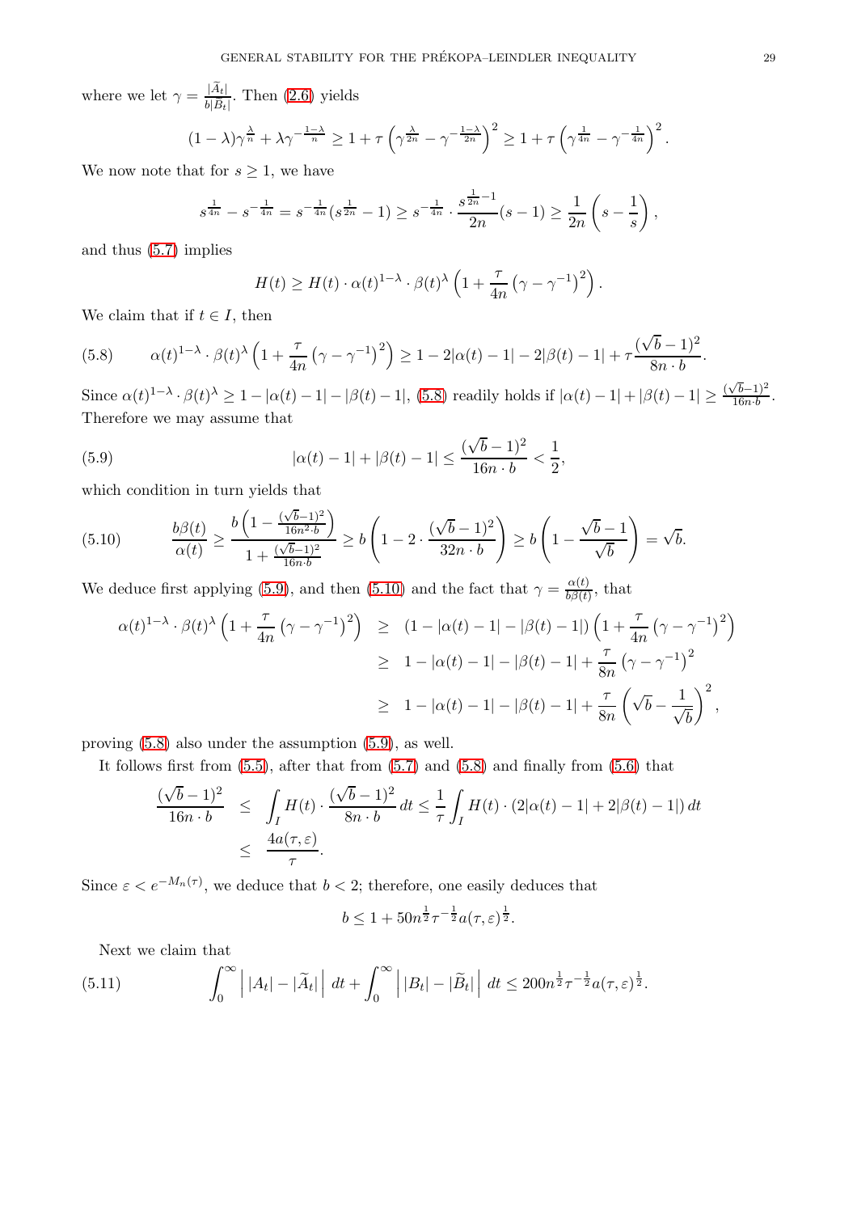where we let $\gamma = \frac{|\widetilde{A}_t|}{b|\widetilde{B}_t|}$. Then (2.6) yields

$$(1-\lambda)\gamma^{\frac{\lambda}{n}} + \lambda\gamma^{-\frac{1-\lambda}{n}} \geq 1 + \tau\left(\gamma^{\frac{\lambda}{2n}} - \gamma^{-\frac{1-\lambda}{2n}}\right)^2 \geq 1 + \tau\left(\gamma^{\frac{1}{4n}} - \gamma^{-\frac{1}{4n}}\right)^2.$$

We now note that for $s \geq 1$, we have

$$s^{\frac{1}{4n}} - s^{-\frac{1}{4n}} = s^{-\frac{1}{4n}}(s^{\frac{1}{2n}} - 1) \geq s^{-\frac{1}{4n}} \cdot \frac{s^{\frac{1}{2n}-1}}{2n}(s-1) \geq \frac{1}{2n}\left(s - \frac{1}{s}\right),$$

and thus (5.7) implies

$$H(t) \geq H(t) \cdot \alpha(t)^{1-\lambda} \cdot \beta(t)^{\lambda}\left(1 + \frac{\tau}{4n}\left(\gamma - \gamma^{-1}\right)^2\right).$$

We claim that if $t \in I$, then

$$\alpha(t)^{1-\lambda} \cdot \beta(t)^{\lambda}\left(1 + \frac{\tau}{4n}\left(\gamma - \gamma^{-1}\right)^2\right) \geq 1 - 2|\alpha(t) - 1| - 2|\beta(t) - 1| + \tau\frac{(\sqrt{b}-1)^2}{8n \cdot b}. \tag{5.8}$$

Since $\alpha(t)^{1-\lambda} \cdot \beta(t)^{\lambda} \geq 1 - |\alpha(t) - 1| - |\beta(t) - 1|$, (5.8) readily holds if $|\alpha(t) - 1| + |\beta(t) - 1| \geq \frac{(\sqrt{b}-1)^2}{16n \cdot b}$. Therefore we may assume that

$$|\alpha(t) - 1| + |\beta(t) - 1| \leq \frac{(\sqrt{b}-1)^2}{16n \cdot b} < \frac{1}{2}, \tag{5.9}$$

which condition in turn yields that

$$\frac{b\beta(t)}{\alpha(t)} \geq \frac{b\left(1 - \frac{(\sqrt{b}-1)^2}{16n^2 \cdot b}\right)}{1 + \frac{(\sqrt{b}-1)^2}{16n \cdot b}} \geq b\left(1 - 2 \cdot \frac{(\sqrt{b}-1)^2}{32n \cdot b}\right) \geq b\left(1 - \frac{\sqrt{b}-1}{\sqrt{b}}\right) = \sqrt{b}. \tag{5.10}$$

We deduce first applying (5.9), and then (5.10) and the fact that $\gamma = \frac{\alpha(t)}{b\beta(t)}$, that

$$\begin{aligned}
\alpha(t)^{1-\lambda} \cdot \beta(t)^{\lambda}\left(1 + \frac{\tau}{4n}\left(\gamma - \gamma^{-1}\right)^2\right) &\geq (1 - |\alpha(t) - 1| - |\beta(t) - 1|)\left(1 + \frac{\tau}{4n}\left(\gamma - \gamma^{-1}\right)^2\right) \\
&\geq 1 - |\alpha(t) - 1| - |\beta(t) - 1| + \frac{\tau}{8n}\left(\gamma - \gamma^{-1}\right)^2 \\
&\geq 1 - |\alpha(t) - 1| - |\beta(t) - 1| + \frac{\tau}{8n}\left(\sqrt{b} - \frac{1}{\sqrt{b}}\right)^2,
\end{aligned}$$

proving (5.8) also under the assumption (5.9), as well.

It follows first from (5.5), after that from (5.7) and (5.8) and finally from (5.6) that

$$\begin{aligned}
\frac{(\sqrt{b}-1)^2}{16n \cdot b} &\leq \int_I H(t) \cdot \frac{(\sqrt{b}-1)^2}{8n \cdot b}\,dt \leq \frac{1}{\tau}\int_I H(t) \cdot (2|\alpha(t) - 1| + 2|\beta(t) - 1|)\,dt \\
&\leq \frac{4a(\tau, \varepsilon)}{\tau}.
\end{aligned}$$

Since $\varepsilon < e^{-M_n(\tau)}$, we deduce that $b < 2$; therefore, one easily deduces that

$$b \leq 1 + 50n^{\frac{1}{2}}\tau^{-\frac{1}{2}}a(\tau, \varepsilon)^{\frac{1}{2}}.$$

Next we claim that

$$\int_0^\infty \left|\,|A_t| - |\widetilde{A}_t|\,\right|\,dt + \int_0^\infty \left|\,|B_t| - |\widetilde{B}_t|\,\right|\,dt \leq 200n^{\frac{1}{2}}\tau^{-\frac{1}{2}}a(\tau, \varepsilon)^{\frac{1}{2}}. \tag{5.11}$$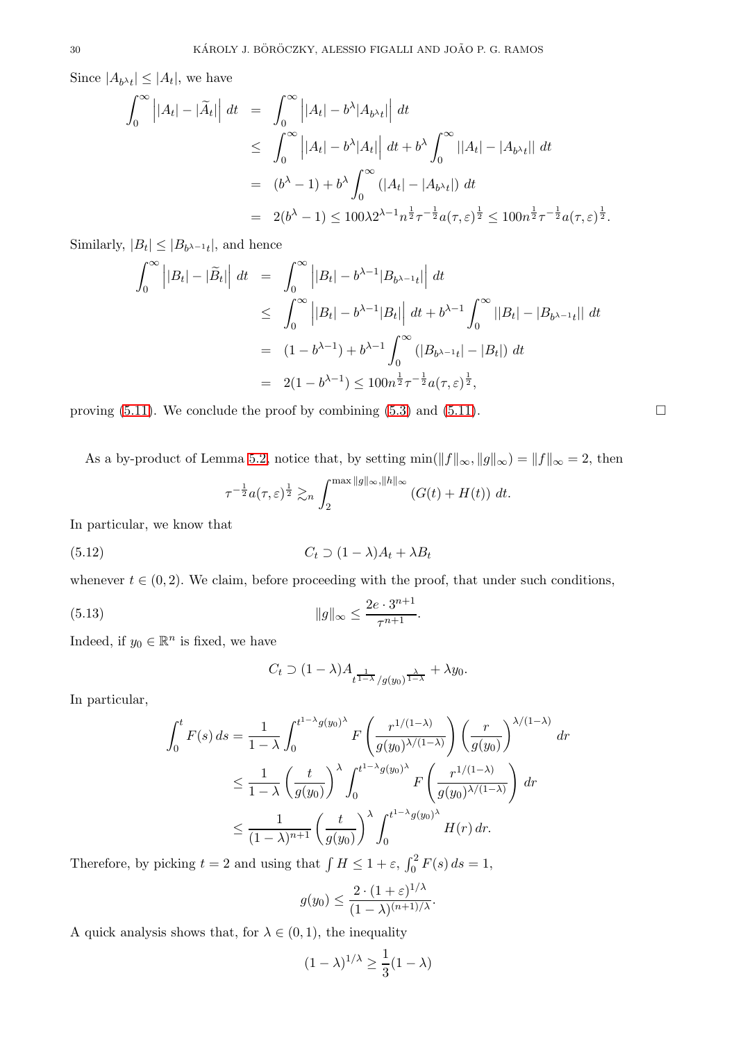Since $|A_{b^\lambda t}| \le |A_t|$, we have

$$
\begin{aligned}
\int_0^\infty \left| |A_t| - |\widetilde{A}_t| \right| \, dt &= \int_0^\infty \left| |A_t| - b^\lambda |A_{b^\lambda t}| \right| \, dt \\
&\le \int_0^\infty \left| |A_t| - b^\lambda |A_t| \right| \, dt + b^\lambda \int_0^\infty ||A_t| - |A_{b^\lambda t}|| \, dt \\
&= (b^\lambda - 1) + b^\lambda \int_0^\infty (|A_t| - |A_{b^\lambda t}|) \, dt \\
&= 2(b^\lambda - 1) \le 100\lambda 2^{\lambda - 1} n^{\frac{1}{2}} \tau^{-\frac{1}{2}} a(\tau, \varepsilon)^{\frac{1}{2}} \le 100 n^{\frac{1}{2}} \tau^{-\frac{1}{2}} a(\tau, \varepsilon)^{\frac{1}{2}}.
\end{aligned}
$$

Similarly, $|B_t| \le |B_{b^{\lambda-1} t}|$, and hence

$$
\begin{aligned}
\int_0^\infty \left| |B_t| - |\widetilde{B}_t| \right| \, dt &= \int_0^\infty \left| |B_t| - b^{\lambda-1} |B_{b^{\lambda-1} t}| \right| \, dt \\
&\le \int_0^\infty \left| |B_t| - b^{\lambda-1} |B_t| \right| \, dt + b^{\lambda-1} \int_0^\infty ||B_t| - |B_{b^{\lambda-1} t}|| \, dt \\
&= (1 - b^{\lambda-1}) + b^{\lambda-1} \int_0^\infty (|B_{b^{\lambda-1} t}| - |B_t|) \, dt \\
&= 2(1 - b^{\lambda-1}) \le 100 n^{\frac{1}{2}} \tau^{-\frac{1}{2}} a(\tau, \varepsilon)^{\frac{1}{2}},
\end{aligned}
$$

proving (5.11). We conclude the proof by combining (5.3) and (5.11). $\square$

As a by-product of Lemma 5.2, notice that, by setting $\min(\|f\|_\infty, \|g\|_\infty) = \|f\|_\infty = 2$, then

$$
\tau^{-\frac{1}{2}} a(\tau, \varepsilon)^{\frac{1}{2}} \gtrsim_n \int_2^{\max \|g\|_\infty, \|h\|_\infty} (G(t) + H(t)) \, dt.
$$

In particular, we know that

$$
C_t \supset (1-\lambda) A_t + \lambda B_t \tag{5.12}
$$

whenever $t \in (0, 2)$. We claim, before proceeding with the proof, that under such conditions,

$$
\|g\|_\infty \le \frac{2e \cdot 3^{n+1}}{\tau^{n+1}}. \tag{5.13}
$$

Indeed, if $y_0 \in \mathbb{R}^n$ is fixed, we have

$$
C_t \supset (1-\lambda) A_{t^{\frac{1}{1-\lambda}} / g(y_0)^{\frac{\lambda}{1-\lambda}}} + \lambda y_0.
$$

In particular,

$$
\begin{aligned}
\int_0^t F(s) \, ds &= \frac{1}{1-\lambda} \int_0^{t^{1-\lambda} g(y_0)^\lambda} F\left( \frac{r^{1/(1-\lambda)}}{g(y_0)^{\lambda/(1-\lambda)}} \right) \left( \frac{r}{g(y_0)} \right)^{\lambda/(1-\lambda)} dr \\
&\le \frac{1}{1-\lambda} \left( \frac{t}{g(y_0)} \right)^\lambda \int_0^{t^{1-\lambda} g(y_0)^\lambda} F\left( \frac{r^{1/(1-\lambda)}}{g(y_0)^{\lambda/(1-\lambda)}} \right) dr \\
&\le \frac{1}{(1-\lambda)^{n+1}} \left( \frac{t}{g(y_0)} \right)^\lambda \int_0^{t^{1-\lambda} g(y_0)^\lambda} H(r) \, dr.
\end{aligned}
$$

Therefore, by picking $t = 2$ and using that $\int H \le 1 + \varepsilon$, $\int_0^2 F(s) \, ds = 1$,

$$
g(y_0) \le \frac{2 \cdot (1+\varepsilon)^{1/\lambda}}{(1-\lambda)^{(n+1)/\lambda}}.
$$

A quick analysis shows that, for $\lambda \in (0, 1)$, the inequality

$$
(1-\lambda)^{1/\lambda} \ge \frac{1}{3}(1-\lambda)
$$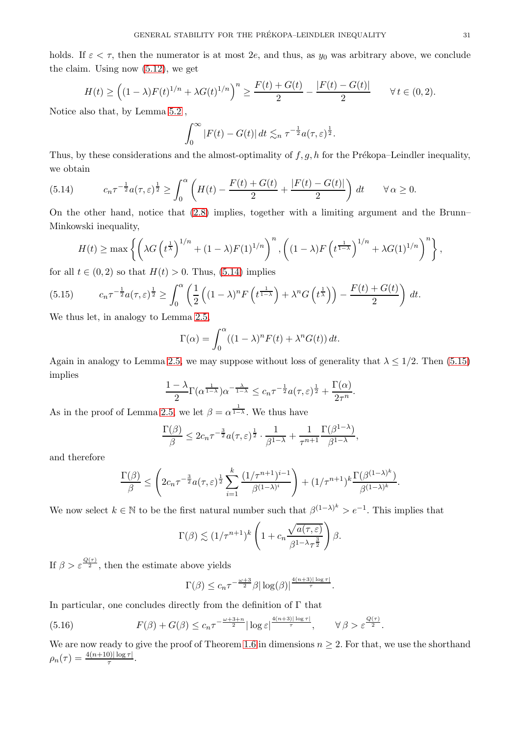holds. If $\varepsilon < \tau$, then the numerator is at most $2e$, and thus, as $y_0$ was arbitrary above, we conclude the claim. Using now (5.12), we get

$$H(t) \geq \left((1-\lambda)F(t)^{1/n} + \lambda G(t)^{1/n}\right)^n \geq \frac{F(t)+G(t)}{2} - \frac{|F(t)-G(t)|}{2} \qquad \forall\, t \in (0,2).$$

Notice also that, by Lemma 5.2 ,

$$\int_0^\infty |F(t)-G(t)|\,dt \lesssim_n \tau^{-\frac{1}{2}} a(\tau,\varepsilon)^{\frac{1}{2}}.$$

Thus, by these considerations and the almost-optimality of $f, g, h$ for the Prékopa–Leindler inequality, we obtain

$$c_n \tau^{-\frac{1}{2}} a(\tau,\varepsilon)^{\frac{1}{2}} \geq \int_0^\alpha \left(H(t) - \frac{F(t)+G(t)}{2} + \frac{|F(t)-G(t)|}{2}\right) dt \qquad \forall\, \alpha \geq 0. \tag{5.14}$$

On the other hand, notice that (2.8) implies, together with a limiting argument and the Brunn–Minkowski inequality,

$$H(t) \geq \max\left\{\left(\lambda G\left(t^{\frac{1}{\lambda}}\right)^{1/n} + (1-\lambda)F(1)^{1/n}\right)^n, \left((1-\lambda)F\left(t^{\frac{1}{1-\lambda}}\right)^{1/n} + \lambda G(1)^{1/n}\right)^n\right\},$$

for all $t \in (0,2)$ so that $H(t) > 0$. Thus, (5.14) implies

$$c_n \tau^{-\frac{1}{2}} a(\tau,\varepsilon)^{\frac{1}{2}} \geq \int_0^\alpha \left(\frac{1}{2}\left((1-\lambda)^n F\left(t^{\frac{1}{1-\lambda}}\right) + \lambda^n G\left(t^{\frac{1}{\lambda}}\right)\right) - \frac{F(t)+G(t)}{2}\right) dt. \tag{5.15}$$

We thus let, in analogy to Lemma 2.5,

$$\Gamma(\alpha) = \int_0^\alpha ((1-\lambda)^n F(t) + \lambda^n G(t))\,dt.$$

Again in analogy to Lemma 2.5, we may suppose without loss of generality that $\lambda \leq 1/2$. Then (5.15) implies

$$\frac{1-\lambda}{2}\Gamma(\alpha^{\frac{1}{1-\lambda}})\alpha^{-\frac{\lambda}{1-\lambda}} \leq c_n \tau^{-\frac{1}{2}} a(\tau,\varepsilon)^{\frac{1}{2}} + \frac{\Gamma(\alpha)}{2\tau^n}.$$

As in the proof of Lemma 2.5, we let $\beta = \alpha^{\frac{1}{1-\lambda}}$. We thus have

$$\frac{\Gamma(\beta)}{\beta} \leq 2c_n \tau^{-\frac{3}{2}} a(\tau,\varepsilon)^{\frac{1}{2}} \cdot \frac{1}{\beta^{1-\lambda}} + \frac{1}{\tau^{n+1}} \frac{\Gamma(\beta^{1-\lambda})}{\beta^{1-\lambda}},$$

and therefore

$$\frac{\Gamma(\beta)}{\beta} \leq \left(2c_n \tau^{-\frac{3}{2}} a(\tau,\varepsilon)^{\frac{1}{2}} \sum_{i=1}^k \frac{(1/\tau^{n+1})^{i-1}}{\beta^{(1-\lambda)^i}}\right) + (1/\tau^{n+1})^k \frac{\Gamma(\beta^{(1-\lambda)^k})}{\beta^{(1-\lambda)^k}}.$$

We now select $k \in \mathbb{N}$ to be the first natural number such that $\beta^{(1-\lambda)^k} > e^{-1}$. This implies that

$$\Gamma(\beta) \lesssim (1/\tau^{n+1})^k \left(1 + c_n \frac{\sqrt{a(\tau,\varepsilon)}}{\beta^{1-\lambda}\tau^{\frac{3}{2}}}\right)\beta.$$

If $\beta > \varepsilon^{\frac{Q(\tau)}{2}}$, then the estimate above yields

$$\Gamma(\beta) \leq c_n \tau^{-\frac{\omega+3}{2}} \beta |\log(\beta)|^{\frac{4(n+3)|\log\tau|}{\tau}}.$$

In particular, one concludes directly from the definition of $\Gamma$ that

$$F(\beta) + G(\beta) \leq c_n \tau^{-\frac{\omega+3+n}{2}} |\log\varepsilon|^{\frac{4(n+3)|\log\tau|}{\tau}}, \qquad \forall\, \beta > \varepsilon^{\frac{Q(\tau)}{2}}. \tag{5.16}$$

We are now ready to give the proof of Theorem 1.6 in dimensions $n \geq 2$. For that, we use the shorthand $\rho_n(\tau) = \frac{4(n+10)|\log\tau|}{\tau}$.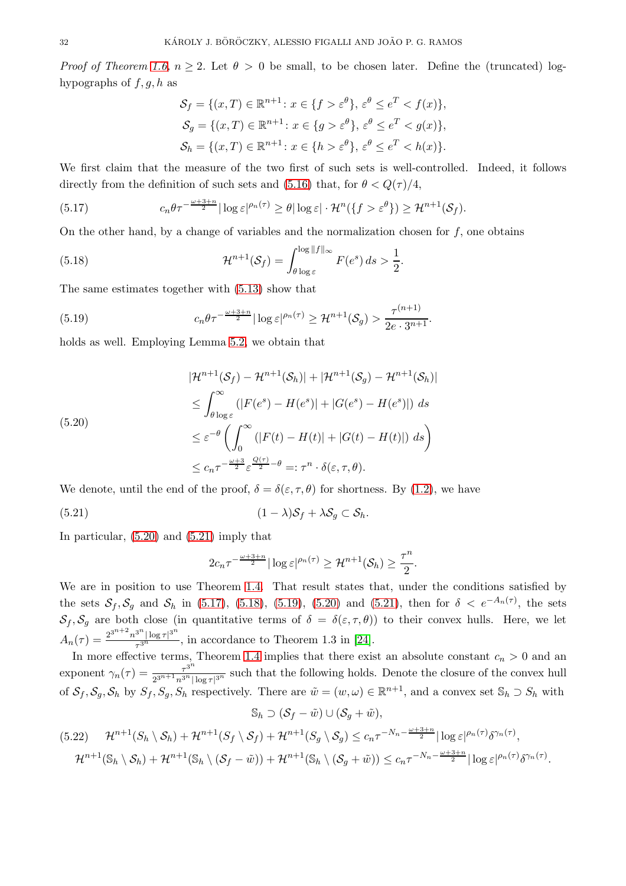*Proof of Theorem 1.6, $n \geq 2$.* Let $\theta > 0$ be small, to be chosen later. Define the (truncated) log-hypographs of $f, g, h$ as

$$\mathcal{S}_f = \{(x,T) \in \mathbb{R}^{n+1} \colon x \in \{f > \varepsilon^\theta\},\ \varepsilon^\theta \leq e^T < f(x)\},$$
$$\mathcal{S}_g = \{(x,T) \in \mathbb{R}^{n+1} \colon x \in \{g > \varepsilon^\theta\},\ \varepsilon^\theta \leq e^T < g(x)\},$$
$$\mathcal{S}_h = \{(x,T) \in \mathbb{R}^{n+1} \colon x \in \{h > \varepsilon^\theta\},\ \varepsilon^\theta \leq e^T < h(x)\}.$$

We first claim that the measure of the two first of such sets is well-controlled. Indeed, it follows directly from the definition of such sets and (5.16) that, for $\theta < Q(\tau)/4$,

$$c_n \theta \tau^{-\frac{\omega+3+n}{2}} |\log \varepsilon|^{\rho_n(\tau)} \geq \theta |\log \varepsilon| \cdot \mathcal{H}^n(\{f > \varepsilon^\theta\}) \geq \mathcal{H}^{n+1}(\mathcal{S}_f). \tag{5.17}$$

On the other hand, by a change of variables and the normalization chosen for $f$, one obtains

$$\mathcal{H}^{n+1}(\mathcal{S}_f) = \int_{\theta \log \varepsilon}^{\log \|f\|_\infty} F(e^s)\, ds > \frac{1}{2}. \tag{5.18}$$

The same estimates together with (5.13) show that

$$c_n \theta \tau^{-\frac{\omega+3+n}{2}} |\log \varepsilon|^{\rho_n(\tau)} \geq \mathcal{H}^{n+1}(\mathcal{S}_g) > \frac{\tau^{(n+1)}}{2e \cdot 3^{n+1}}. \tag{5.19}$$

holds as well. Employing Lemma 5.2, we obtain that

$$\begin{aligned}
&|\mathcal{H}^{n+1}(\mathcal{S}_f) - \mathcal{H}^{n+1}(\mathcal{S}_h)| + |\mathcal{H}^{n+1}(\mathcal{S}_g) - \mathcal{H}^{n+1}(\mathcal{S}_h)| \\
&\leq \int_{\theta \log \varepsilon}^{\infty} \left(|F(e^s) - H(e^s)| + |G(e^s) - H(e^s)|\right)\, ds \\
&\leq \varepsilon^{-\theta} \left( \int_0^\infty \left(|F(t) - H(t)| + |G(t) - H(t)|\right)\, ds \right) \\
&\leq c_n \tau^{-\frac{\omega+3}{2}} \varepsilon^{\frac{Q(\tau)}{2} - \theta} =: \tau^n \cdot \delta(\varepsilon, \tau, \theta).
\end{aligned} \tag{5.20}$$

We denote, until the end of the proof, $\delta = \delta(\varepsilon, \tau, \theta)$ for shortness. By (1.2), we have

$$(1-\lambda)\mathcal{S}_f + \lambda \mathcal{S}_g \subset \mathcal{S}_h. \tag{5.21}$$

In particular, (5.20) and (5.21) imply that

$$2c_n \tau^{-\frac{\omega+3+n}{2}} |\log \varepsilon|^{\rho_n(\tau)} \geq \mathcal{H}^{n+1}(\mathcal{S}_h) \geq \frac{\tau^n}{2}.$$

We are in position to use Theorem 1.4. That result states that, under the conditions satisfied by the sets $\mathcal{S}_f, \mathcal{S}_g$ and $\mathcal{S}_h$ in (5.17), (5.18), (5.19), (5.20) and (5.21), then for $\delta < e^{-A_n(\tau)}$, the sets $\mathcal{S}_f, \mathcal{S}_g$ are both close (in quantitative terms of $\delta = \delta(\varepsilon, \tau, \theta)$) to their convex hulls. Here, we let $A_n(\tau) = \frac{2^{3^{n+2}} n^{3^n} |\log \tau|^{3^n}}{\tau^{3^n}}$, in accordance to Theorem 1.3 in [24].

In more effective terms, Theorem 1.4 implies that there exist an absolute constant $c_n > 0$ and an exponent $\gamma_n(\tau) = \frac{\tau^{3^n}}{2^{3^{n+1}} n^{3^n} |\log \tau|^{3^n}}$ such that the following holds. Denote the closure of the convex hull of $\mathcal{S}_f, \mathcal{S}_g, \mathcal{S}_h$ by $S_f, S_g, S_h$ respectively. There are $\tilde{w} = (w, \omega) \in \mathbb{R}^{n+1}$, and a convex set $\mathbb{S}_h \supset S_h$ with

$$\mathbb{S}_h \supset (\mathcal{S}_f - \tilde{w}) \cup (\mathcal{S}_g + \tilde{w}),$$

$$\begin{aligned}
&\mathcal{H}^{n+1}(S_h \setminus \mathcal{S}_h) + \mathcal{H}^{n+1}(S_f \setminus \mathcal{S}_f) + \mathcal{H}^{n+1}(S_g \setminus \mathcal{S}_g) \leq c_n \tau^{-N_n - \frac{\omega+3+n}{2}} |\log \varepsilon|^{\rho_n(\tau)} \delta^{\gamma_n(\tau)}, \\
&\mathcal{H}^{n+1}(\mathbb{S}_h \setminus \mathcal{S}_h) + \mathcal{H}^{n+1}(\mathbb{S}_h \setminus (\mathcal{S}_f - \tilde{w})) + \mathcal{H}^{n+1}(\mathbb{S}_h \setminus (\mathcal{S}_g + \tilde{w})) \leq c_n \tau^{-N_n - \frac{\omega+3+n}{2}} |\log \varepsilon|^{\rho_n(\tau)} \delta^{\gamma_n(\tau)}.
\end{aligned} \tag{5.22}$$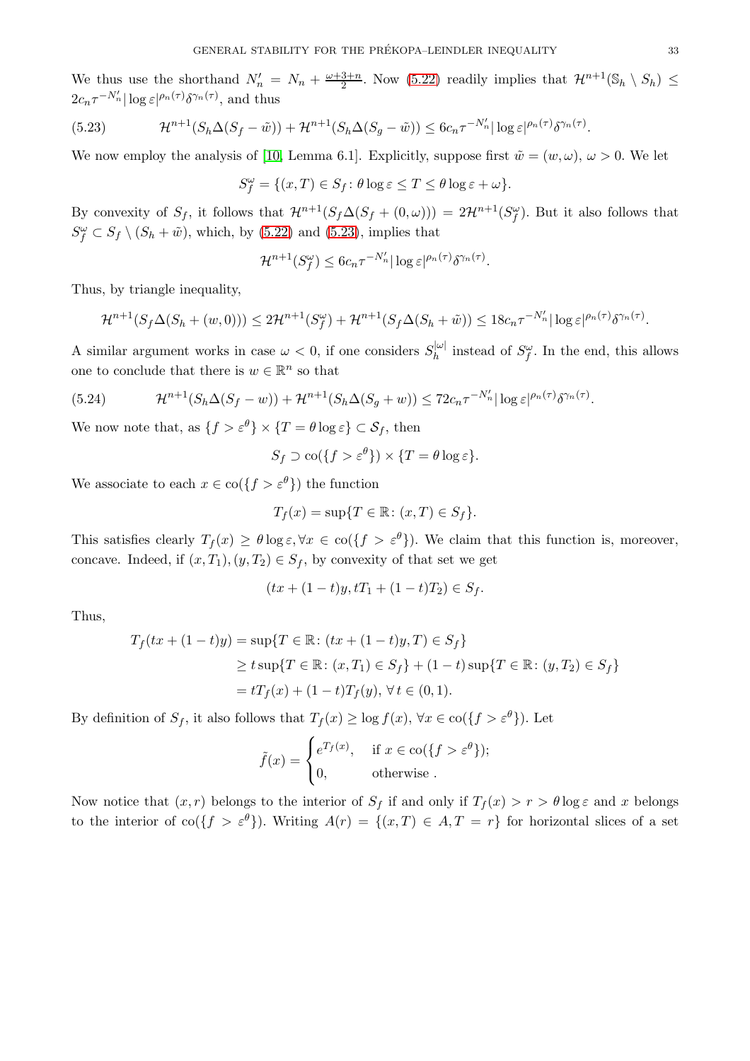We thus use the shorthand $N_n' = N_n + \frac{\omega+3+n}{2}$. Now (5.22) readily implies that $\mathcal{H}^{n+1}(\mathbb{S}_h \setminus S_h) \le 2c_n \tau^{-N_n'} |\log \varepsilon|^{\rho_n(\tau)} \delta^{\gamma_n(\tau)}$, and thus

$$\mathcal{H}^{n+1}(S_h \Delta (S_f - \tilde{w})) + \mathcal{H}^{n+1}(S_h \Delta (S_g - \tilde{w})) \le 6c_n \tau^{-N_n'} |\log \varepsilon|^{\rho_n(\tau)} \delta^{\gamma_n(\tau)}. \tag{5.23}$$

We now employ the analysis of [10, Lemma 6.1]. Explicitly, suppose first $\tilde{w} = (w, \omega)$, $\omega > 0$. We let

$$S_f^\omega = \{(x,T) \in S_f \colon \theta \log \varepsilon \le T \le \theta \log \varepsilon + \omega\}.$$

By convexity of $S_f$, it follows that $\mathcal{H}^{n+1}(S_f \Delta (S_f + (0,\omega))) = 2\mathcal{H}^{n+1}(S_f^\omega)$. But it also follows that $S_f^\omega \subset S_f \setminus (S_h + \tilde{w})$, which, by (5.22) and (5.23), implies that

$$\mathcal{H}^{n+1}(S_f^\omega) \le 6c_n \tau^{-N_n'} |\log \varepsilon|^{\rho_n(\tau)} \delta^{\gamma_n(\tau)}.$$

Thus, by triangle inequality,

$$\mathcal{H}^{n+1}(S_f \Delta (S_h + (w,0))) \le 2\mathcal{H}^{n+1}(S_f^\omega) + \mathcal{H}^{n+1}(S_f \Delta (S_h + \tilde{w})) \le 18c_n \tau^{-N_n'} |\log \varepsilon|^{\rho_n(\tau)} \delta^{\gamma_n(\tau)}.$$

A similar argument works in case $\omega < 0$, if one considers $S_h^{|\omega|}$ instead of $S_f^\omega$. In the end, this allows one to conclude that there is $w \in \mathbb{R}^n$ so that

$$\mathcal{H}^{n+1}(S_h \Delta (S_f - w)) + \mathcal{H}^{n+1}(S_h \Delta (S_g + w)) \le 72c_n \tau^{-N_n'} |\log \varepsilon|^{\rho_n(\tau)} \delta^{\gamma_n(\tau)}. \tag{5.24}$$

We now note that, as $\{f > \varepsilon^\theta\} \times \{T = \theta \log \varepsilon\} \subset \mathcal{S}_f$, then

$$S_f \supset \mathrm{co}(\{f > \varepsilon^\theta\}) \times \{T = \theta \log \varepsilon\}.$$

We associate to each $x \in \mathrm{co}(\{f > \varepsilon^\theta\})$ the function

$$T_f(x) = \sup\{T \in \mathbb{R} \colon (x,T) \in S_f\}.$$

This satisfies clearly $T_f(x) \ge \theta \log \varepsilon, \forall x \in \mathrm{co}(\{f > \varepsilon^\theta\})$. We claim that this function is, moreover, concave. Indeed, if $(x,T_1),(y,T_2) \in S_f$, by convexity of that set we get

$$(tx + (1-t)y, tT_1 + (1-t)T_2) \in S_f.$$

Thus,

$$\begin{aligned}
T_f(tx + (1-t)y) &= \sup\{T \in \mathbb{R} \colon (tx + (1-t)y, T) \in S_f\} \\
&\ge t \sup\{T \in \mathbb{R} \colon (x,T_1) \in S_f\} + (1-t) \sup\{T \in \mathbb{R} \colon (y,T_2) \in S_f\} \\
&= tT_f(x) + (1-t)T_f(y), \ \forall\, t \in (0,1).
\end{aligned}$$

By definition of $S_f$, it also follows that $T_f(x) \ge \log f(x)$, $\forall x \in \mathrm{co}(\{f > \varepsilon^\theta\})$. Let

$$\tilde{f}(x) = \begin{cases} e^{T_f(x)}, & \text{if } x \in \mathrm{co}(\{f > \varepsilon^\theta\}); \\ 0, & \text{otherwise }. \end{cases}$$

Now notice that $(x,r)$ belongs to the interior of $S_f$ if and only if $T_f(x) > r > \theta \log \varepsilon$ and $x$ belongs to the interior of $\mathrm{co}(\{f > \varepsilon^\theta\})$. Writing $A(r) = \{(x,T) \in A, T = r\}$ for horizontal slices of a set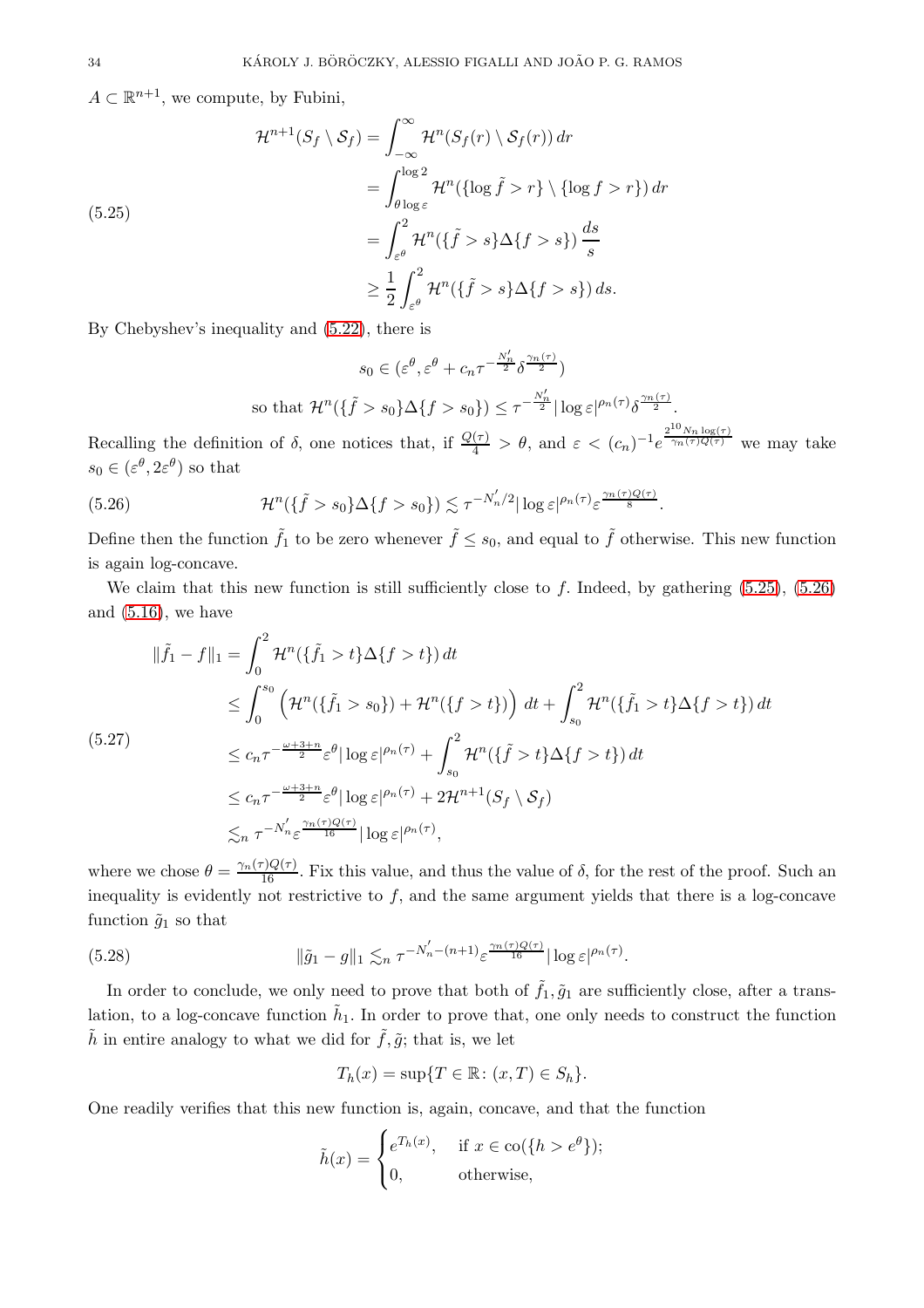$A \subset \mathbb{R}^{n+1}$, we compute, by Fubini,

$$
\begin{aligned}
\mathcal{H}^{n+1}(S_f \setminus \mathcal{S}_f) &= \int_{-\infty}^{\infty} \mathcal{H}^n(S_f(r) \setminus \mathcal{S}_f(r))\,dr \\
&= \int_{\theta \log \varepsilon}^{\log 2} \mathcal{H}^n(\{\log \tilde{f} > r\} \setminus \{\log f > r\})\,dr \\
&= \int_{\varepsilon^\theta}^{2} \mathcal{H}^n(\{\tilde{f} > s\}\Delta\{f > s\})\,\frac{ds}{s} \\
&\geq \frac{1}{2}\int_{\varepsilon^\theta}^{2} \mathcal{H}^n(\{\tilde{f} > s\}\Delta\{f > s\})\,ds.
\end{aligned}
\tag{5.25}
$$

By Chebyshev's inequality and (5.22), there is

$$
s_0 \in (\varepsilon^\theta, \varepsilon^\theta + c_n \tau^{-\frac{N_n'}{2}} \delta^{\frac{\gamma_n(\tau)}{2}})
$$

$$
\text{so that } \mathcal{H}^n(\{\tilde{f} > s_0\}\Delta\{f > s_0\}) \leq \tau^{-\frac{N_n'}{2}} |\log \varepsilon|^{\rho_n(\tau)} \delta^{\frac{\gamma_n(\tau)}{2}}.
$$

Recalling the definition of $\delta$, one notices that, if $\frac{Q(\tau)}{4} > \theta$, and $\varepsilon < (c_n)^{-1} e^{\frac{2^{10} N_n \log(\tau)}{\gamma_n(\tau) Q(\tau)}}$ we may take $s_0 \in (\varepsilon^\theta, 2\varepsilon^\theta)$ so that

$$
\mathcal{H}^n(\{\tilde{f} > s_0\}\Delta\{f > s_0\}) \lesssim \tau^{-N_n'/2} |\log \varepsilon|^{\rho_n(\tau)} \varepsilon^{\frac{\gamma_n(\tau) Q(\tau)}{8}}.
\tag{5.26}
$$

Define then the function $\tilde{f}_1$ to be zero whenever $\tilde{f} \leq s_0$, and equal to $\tilde{f}$ otherwise. This new function is again log-concave.

We claim that this new function is still sufficiently close to $f$. Indeed, by gathering (5.25), (5.26) and (5.16), we have

$$
\begin{aligned}
\|\tilde{f}_1 - f\|_1 &= \int_0^2 \mathcal{H}^n(\{\tilde{f}_1 > t\}\Delta\{f > t\})\,dt \\
&\leq \int_0^{s_0} \Big(\mathcal{H}^n(\{\tilde{f}_1 > s_0\}) + \mathcal{H}^n(\{f > t\})\Big)\,dt + \int_{s_0}^2 \mathcal{H}^n(\{\tilde{f}_1 > t\}\Delta\{f > t\})\,dt \\
&\leq c_n \tau^{-\frac{\omega+3+n}{2}} \varepsilon^\theta |\log \varepsilon|^{\rho_n(\tau)} + \int_{s_0}^2 \mathcal{H}^n(\{\tilde{f} > t\}\Delta\{f > t\})\,dt \\
&\leq c_n \tau^{-\frac{\omega+3+n}{2}} \varepsilon^\theta |\log \varepsilon|^{\rho_n(\tau)} + 2\mathcal{H}^{n+1}(S_f \setminus \mathcal{S}_f) \\
&\lesssim_n \tau^{-N_n'} \varepsilon^{\frac{\gamma_n(\tau) Q(\tau)}{16}} |\log \varepsilon|^{\rho_n(\tau)},
\end{aligned}
\tag{5.27}
$$

where we chose $\theta = \frac{\gamma_n(\tau) Q(\tau)}{16}$. Fix this value, and thus the value of $\delta$, for the rest of the proof. Such an inequality is evidently not restrictive to $f$, and the same argument yields that there is a log-concave function $\tilde{g}_1$ so that

$$
\|\tilde{g}_1 - g\|_1 \lesssim_n \tau^{-N_n' - (n+1)} \varepsilon^{\frac{\gamma_n(\tau) Q(\tau)}{16}} |\log \varepsilon|^{\rho_n(\tau)}.
\tag{5.28}
$$

In order to conclude, we only need to prove that both of $\tilde{f}_1, \tilde{g}_1$ are sufficiently close, after a translation, to a log-concave function $\tilde{h}_1$. In order to prove that, one only needs to construct the function $\tilde{h}$ in entire analogy to what we did for $\tilde{f}, \tilde{g}$; that is, we let

$$
T_h(x) = \sup\{T \in \mathbb{R} \colon (x, T) \in S_h\}.
$$

One readily verifies that this new function is, again, concave, and that the function

$$
\tilde{h}(x) = \begin{cases} e^{T_h(x)}, & \text{if } x \in \operatorname{co}(\{h > e^\theta\}); \\ 0, & \text{otherwise,} \end{cases}
$$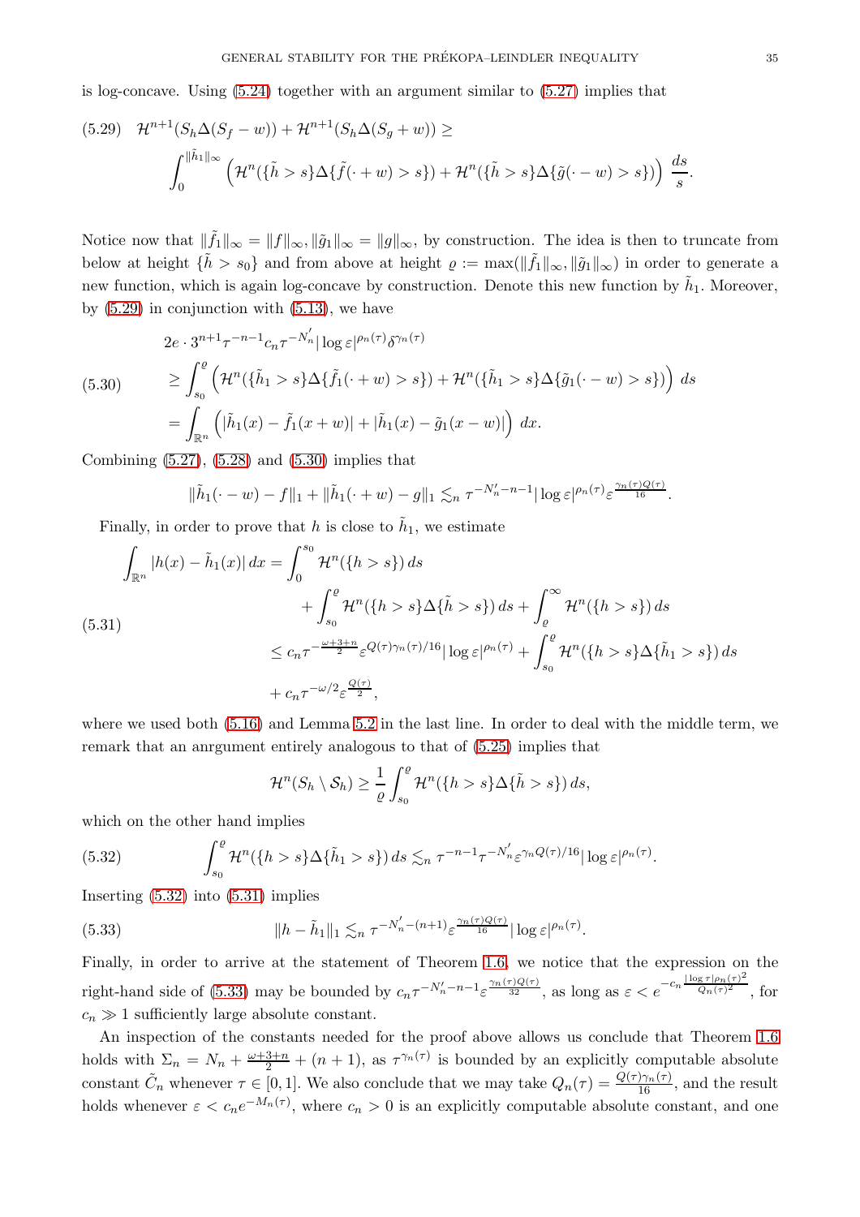is log-concave. Using (5.24) together with an argument similar to (5.27) implies that

$$
\text{(5.29)}\quad \mathcal{H}^{n+1}(S_h\Delta(S_f-w))+\mathcal{H}^{n+1}(S_h\Delta(S_g+w))\geq \int_0^{\|\tilde{h}_1\|_\infty}\Big(\mathcal{H}^n(\{\tilde{h}>s\}\Delta\{\tilde{f}(\cdot+w)>s\})+\mathcal{H}^n(\{\tilde{h}>s\}\Delta\{\tilde{g}(\cdot-w)>s\})\Big)\,\frac{ds}{s}.
$$

Notice now that $\|\tilde{f}_1\|_\infty=\|f\|_\infty, \|\tilde{g}_1\|_\infty=\|g\|_\infty$, by construction. The idea is then to truncate from below at height $\{\tilde{h}>s_0\}$ and from above at height $\varrho:=\max(\|\tilde{f}_1\|_\infty,\|\tilde{g}_1\|_\infty)$ in order to generate a new function, which is again log-concave by construction. Denote this new function by $\tilde{h}_1$. Moreover, by (5.29) in conjunction with (5.13), we have

$$
\text{(5.30)}\quad
\begin{aligned}
&2e\cdot 3^{n+1}\tau^{-n-1}c_n\tau^{-N_n'}|\log\varepsilon|^{\rho_n(\tau)}\delta^{\gamma_n(\tau)}\\
&\geq \int_{s_0}^{\varrho}\Big(\mathcal{H}^n(\{\tilde{h}_1>s\}\Delta\{\tilde{f}_1(\cdot+w)>s\})+\mathcal{H}^n(\{\tilde{h}_1>s\}\Delta\{\tilde{g}_1(\cdot-w)>s\})\Big)\,ds\\
&=\int_{\mathbb{R}^n}\Big(|\tilde{h}_1(x)-\tilde{f}_1(x+w)|+|\tilde{h}_1(x)-\tilde{g}_1(x-w)|\Big)\,dx.
\end{aligned}
$$

Combining (5.27), (5.28) and (5.30) implies that

$$
\|\tilde{h}_1(\cdot-w)-f\|_1+\|\tilde{h}_1(\cdot+w)-g\|_1\lesssim_n \tau^{-N_n'-n-1}|\log\varepsilon|^{\rho_n(\tau)}\varepsilon^{\frac{\gamma_n(\tau)Q(\tau)}{16}}.
$$

Finally, in order to prove that $h$ is close to $\tilde{h}_1$, we estimate

$$
\text{(5.31)}\quad
\begin{aligned}
\int_{\mathbb{R}^n}|h(x)-\tilde{h}_1(x)|\,dx&=\int_0^{s_0}\mathcal{H}^n(\{h>s\})\,ds\\
&\quad+\int_{s_0}^{\varrho}\mathcal{H}^n(\{h>s\}\Delta\{\tilde{h}>s\})\,ds+\int_{\varrho}^{\infty}\mathcal{H}^n(\{h>s\})\,ds\\
&\leq c_n\tau^{-\frac{\omega+3+n}{2}}\varepsilon^{Q(\tau)\gamma_n(\tau)/16}|\log\varepsilon|^{\rho_n(\tau)}+\int_{s_0}^{\varrho}\mathcal{H}^n(\{h>s\}\Delta\{\tilde{h}_1>s\})\,ds\\
&\quad+c_n\tau^{-\omega/2}\varepsilon^{\frac{Q(\tau)}{2}},
\end{aligned}
$$

where we used both (5.16) and Lemma 5.2 in the last line. In order to deal with the middle term, we remark that an anrgument entirely analogous to that of (5.25) implies that

$$
\mathcal{H}^n(S_h\setminus\mathcal{S}_h)\geq\frac{1}{\varrho}\int_{s_0}^{\varrho}\mathcal{H}^n(\{h>s\}\Delta\{\tilde{h}>s\})\,ds,
$$

which on the other hand implies

$$
\text{(5.32)}\quad \int_{s_0}^{\varrho}\mathcal{H}^n(\{h>s\}\Delta\{\tilde{h}_1>s\})\,ds\lesssim_n \tau^{-n-1}\tau^{-N_n'}\varepsilon^{\gamma_nQ(\tau)/16}|\log\varepsilon|^{\rho_n(\tau)}.
$$

Inserting (5.32) into (5.31) implies

$$
\text{(5.33)}\quad \|h-\tilde{h}_1\|_1\lesssim_n \tau^{-N_n'-(n+1)}\varepsilon^{\frac{\gamma_n(\tau)Q(\tau)}{16}}|\log\varepsilon|^{\rho_n(\tau)}.
$$

Finally, in order to arrive at the statement of Theorem 1.6, we notice that the expression on the right-hand side of (5.33) may be bounded by $c_n\tau^{-N_n'-n-1}\varepsilon^{\frac{\gamma_n(\tau)Q(\tau)}{32}}$, as long as $\varepsilon<e^{-c_n\frac{|\log\tau|\rho_n(\tau)^2}{Q_n(\tau)^2}}$, for $c_n\gg 1$ sufficiently large absolute constant.

An inspection of the constants needed for the proof above allows us conclude that Theorem 1.6 holds with $\Sigma_n=N_n+\frac{\omega+3+n}{2}+(n+1)$, as $\tau^{\gamma_n(\tau)}$ is bounded by an explicitly computable absolute constant $\tilde{C}_n$ whenever $\tau\in[0,1]$. We also conclude that we may take $Q_n(\tau)=\frac{Q(\tau)\gamma_n(\tau)}{16}$, and the result holds whenever $\varepsilon<c_ne^{-M_n(\tau)}$, where $c_n>0$ is an explicitly computable absolute constant, and one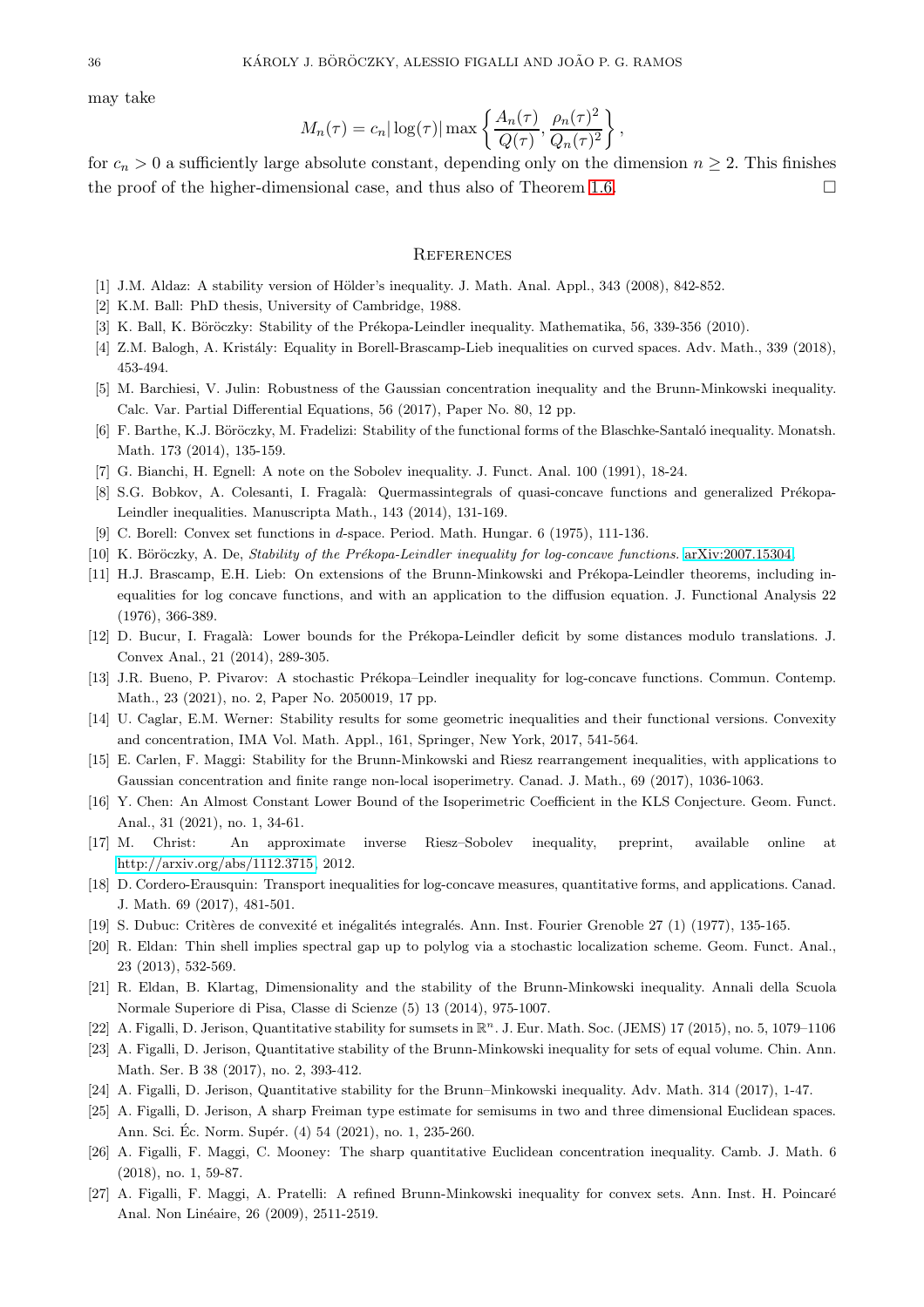may take

$$M_n(\tau) = c_n |\log(\tau)| \max\left\{ \frac{A_n(\tau)}{Q(\tau)}, \frac{\rho_n(\tau)^2}{Q_n(\tau)^2} \right\},$$

for $c_n > 0$ a sufficiently large absolute constant, depending only on the dimension $n \geq 2$. This finishes the proof of the higher-dimensional case, and thus also of Theorem 1.6. □

## References

[1] J.M. Aldaz: A stability version of Hölder's inequality. J. Math. Anal. Appl., 343 (2008), 842-852.

[2] K.M. Ball: PhD thesis, University of Cambridge, 1988.

[3] K. Ball, K. Böröczky: Stability of the Prékopa-Leindler inequality. Mathematika, 56, 339-356 (2010).

[4] Z.M. Balogh, A. Kristály: Equality in Borell-Brascamp-Lieb inequalities on curved spaces. Adv. Math., 339 (2018), 453-494.

[5] M. Barchiesi, V. Julin: Robustness of the Gaussian concentration inequality and the Brunn-Minkowski inequality. Calc. Var. Partial Differential Equations, 56 (2017), Paper No. 80, 12 pp.

[6] F. Barthe, K.J. Böröczky, M. Fradelizi: Stability of the functional forms of the Blaschke-Santaló inequality. Monatsh. Math. 173 (2014), 135-159.

[7] G. Bianchi, H. Egnell: A note on the Sobolev inequality. J. Funct. Anal. 100 (1991), 18-24.

[8] S.G. Bobkov, A. Colesanti, I. Fragalà: Quermassintegrals of quasi-concave functions and generalized Prékopa-Leindler inequalities. Manuscripta Math., 143 (2014), 131-169.

[9] C. Borell: Convex set functions in $d$-space. Period. Math. Hungar. 6 (1975), 111-136.

[10] K. Böröczky, A. De, *Stability of the Prékopa-Leindler inequality for log-concave functions.* arXiv:2007.15304.

[11] H.J. Brascamp, E.H. Lieb: On extensions of the Brunn-Minkowski and Prékopa-Leindler theorems, including inequalities for log concave functions, and with an application to the diffusion equation. J. Functional Analysis 22 (1976), 366-389.

[12] D. Bucur, I. Fragalà: Lower bounds for the Prékopa-Leindler deficit by some distances modulo translations. J. Convex Anal., 21 (2014), 289-305.

[13] J.R. Bueno, P. Pivarov: A stochastic Prékopa–Leindler inequality for log-concave functions. Commun. Contemp. Math., 23 (2021), no. 2, Paper No. 2050019, 17 pp.

[14] U. Caglar, E.M. Werner: Stability results for some geometric inequalities and their functional versions. Convexity and concentration, IMA Vol. Math. Appl., 161, Springer, New York, 2017, 541-564.

[15] E. Carlen, F. Maggi: Stability for the Brunn-Minkowski and Riesz rearrangement inequalities, with applications to Gaussian concentration and finite range non-local isoperimetry. Canad. J. Math., 69 (2017), 1036-1063.

[16] Y. Chen: An Almost Constant Lower Bound of the Isoperimetric Coefficient in the KLS Conjecture. Geom. Funct. Anal., 31 (2021), no. 1, 34-61.

[17] M. Christ: An approximate inverse Riesz–Sobolev inequality, preprint, available online at http://arxiv.org/abs/1112.3715, 2012.

[18] D. Cordero-Erausquin: Transport inequalities for log-concave measures, quantitative forms, and applications. Canad. J. Math. 69 (2017), 481-501.

[19] S. Dubuc: Critères de convexité et inégalités integralés. Ann. Inst. Fourier Grenoble 27 (1) (1977), 135-165.

[20] R. Eldan: Thin shell implies spectral gap up to polylog via a stochastic localization scheme. Geom. Funct. Anal., 23 (2013), 532-569.

[21] R. Eldan, B. Klartag, Dimensionality and the stability of the Brunn-Minkowski inequality. Annali della Scuola Normale Superiore di Pisa, Classe di Scienze (5) 13 (2014), 975-1007.

[22] A. Figalli, D. Jerison, Quantitative stability for sumsets in $\mathbb{R}^n$. J. Eur. Math. Soc. (JEMS) 17 (2015), no. 5, 1079–1106

[23] A. Figalli, D. Jerison, Quantitative stability of the Brunn-Minkowski inequality for sets of equal volume. Chin. Ann. Math. Ser. B 38 (2017), no. 2, 393-412.

[24] A. Figalli, D. Jerison, Quantitative stability for the Brunn–Minkowski inequality. Adv. Math. 314 (2017), 1-47.

[25] A. Figalli, D. Jerison, A sharp Freiman type estimate for semisums in two and three dimensional Euclidean spaces. Ann. Sci. Éc. Norm. Supér. (4) 54 (2021), no. 1, 235-260.

[26] A. Figalli, F. Maggi, C. Mooney: The sharp quantitative Euclidean concentration inequality. Camb. J. Math. 6 (2018), no. 1, 59-87.

[27] A. Figalli, F. Maggi, A. Pratelli: A refined Brunn-Minkowski inequality for convex sets. Ann. Inst. H. Poincaré Anal. Non Linéaire, 26 (2009), 2511-2519.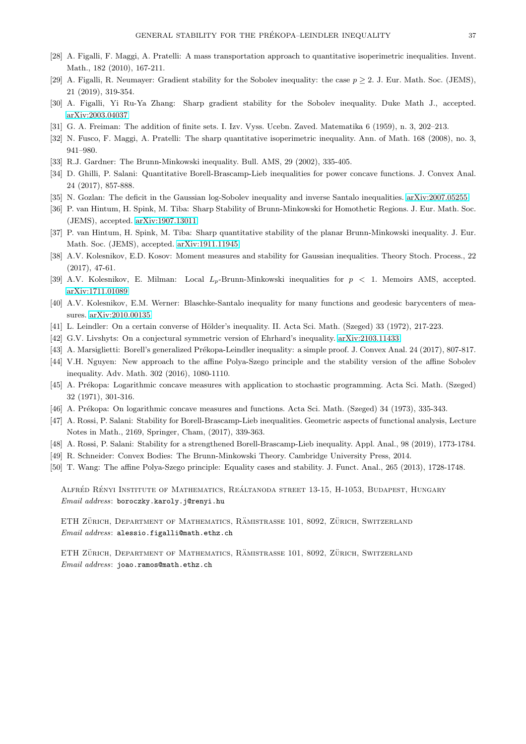[28] A. Figalli, F. Maggi, A. Pratelli: A mass transportation approach to quantitative isoperimetric inequalities. Invent. Math., 182 (2010), 167-211.

[29] A. Figalli, R. Neumayer: Gradient stability for the Sobolev inequality: the case $p \geq 2$. J. Eur. Math. Soc. (JEMS), 21 (2019), 319-354.

[30] A. Figalli, Yi Ru-Ya Zhang: Sharp gradient stability for the Sobolev inequality. Duke Math J., accepted. arXiv:2003.04037

[31] G. A. Freiman: The addition of finite sets. I. Izv. Vyss. Ucebn. Zaved. Matematika 6 (1959), n. 3, 202–213.

[32] N. Fusco, F. Maggi, A. Pratelli: The sharp quantitative isoperimetric inequality. Ann. of Math. 168 (2008), no. 3, 941–980.

[33] R.J. Gardner: The Brunn-Minkowski inequality. Bull. AMS, 29 (2002), 335-405.

[34] D. Ghilli, P. Salani: Quantitative Borell-Brascamp-Lieb inequalities for power concave functions. J. Convex Anal. 24 (2017), 857-888.

[35] N. Gozlan: The deficit in the Gaussian log-Sobolev inequality and inverse Santalo inequalities. arXiv:2007.05255

[36] P. van Hintum, H. Spink, M. Tiba: Sharp Stability of Brunn-Minkowski for Homothetic Regions. J. Eur. Math. Soc. (JEMS), accepted. arXiv:1907.13011

[37] P. van Hintum, H. Spink, M. Tiba: Sharp quantitative stability of the planar Brunn-Minkowski inequality. J. Eur. Math. Soc. (JEMS), accepted. arXiv:1911.11945

[38] A.V. Kolesnikov, E.D. Kosov: Moment measures and stability for Gaussian inequalities. Theory Stoch. Process., 22 (2017), 47-61.

[39] A.V. Kolesnikov, E. Milman: Local $L_p$-Brunn-Minkowski inequalities for $p < 1$. Memoirs AMS, accepted. arXiv:1711.01089

[40] A.V. Kolesnikov, E.M. Werner: Blaschke-Santalo inequality for many functions and geodesic barycenters of measures. arXiv:2010.00135

[41] L. Leindler: On a certain converse of Hölder's inequality. II. Acta Sci. Math. (Szeged) 33 (1972), 217-223.

[42] G.V. Livshyts: On a conjectural symmetric version of Ehrhard's inequality. arXiv:2103.11433

[43] A. Marsiglietti: Borell's generalized Prékopa-Leindler inequality: a simple proof. J. Convex Anal. 24 (2017), 807-817.

[44] V.H. Nguyen: New approach to the affine Polya-Szego principle and the stability version of the affine Sobolev inequality. Adv. Math. 302 (2016), 1080-1110.

[45] A. Prékopa: Logarithmic concave measures with application to stochastic programming. Acta Sci. Math. (Szeged) 32 (1971), 301-316.

[46] A. Prékopa: On logarithmic concave measures and functions. Acta Sci. Math. (Szeged) 34 (1973), 335-343.

[47] A. Rossi, P. Salani: Stability for Borell-Brascamp-Lieb inequalities. Geometric aspects of functional analysis, Lecture Notes in Math., 2169, Springer, Cham, (2017), 339-363.

[48] A. Rossi, P. Salani: Stability for a strengthened Borell-Brascamp-Lieb inequality. Appl. Anal., 98 (2019), 1773-1784.

[49] R. Schneider: Convex Bodies: The Brunn-Minkowski Theory. Cambridge University Press, 2014.

[50] T. Wang: The affine Polya-Szego principle: Equality cases and stability. J. Funct. Anal., 265 (2013), 1728-1748.

Alfréd Rényi Institute of Mathematics, Reáltanoda street 13-15, H-1053, Budapest, Hungary
*Email address*: boroczky.karoly.j@renyi.hu

ETH Zürich, Department of Mathematics, Rämistrasse 101, 8092, Zürich, Switzerland
*Email address*: alessio.figalli@math.ethz.ch

ETH Zürich, Department of Mathematics, Rämistrasse 101, 8092, Zürich, Switzerland
*Email address*: joao.ramos@math.ethz.ch